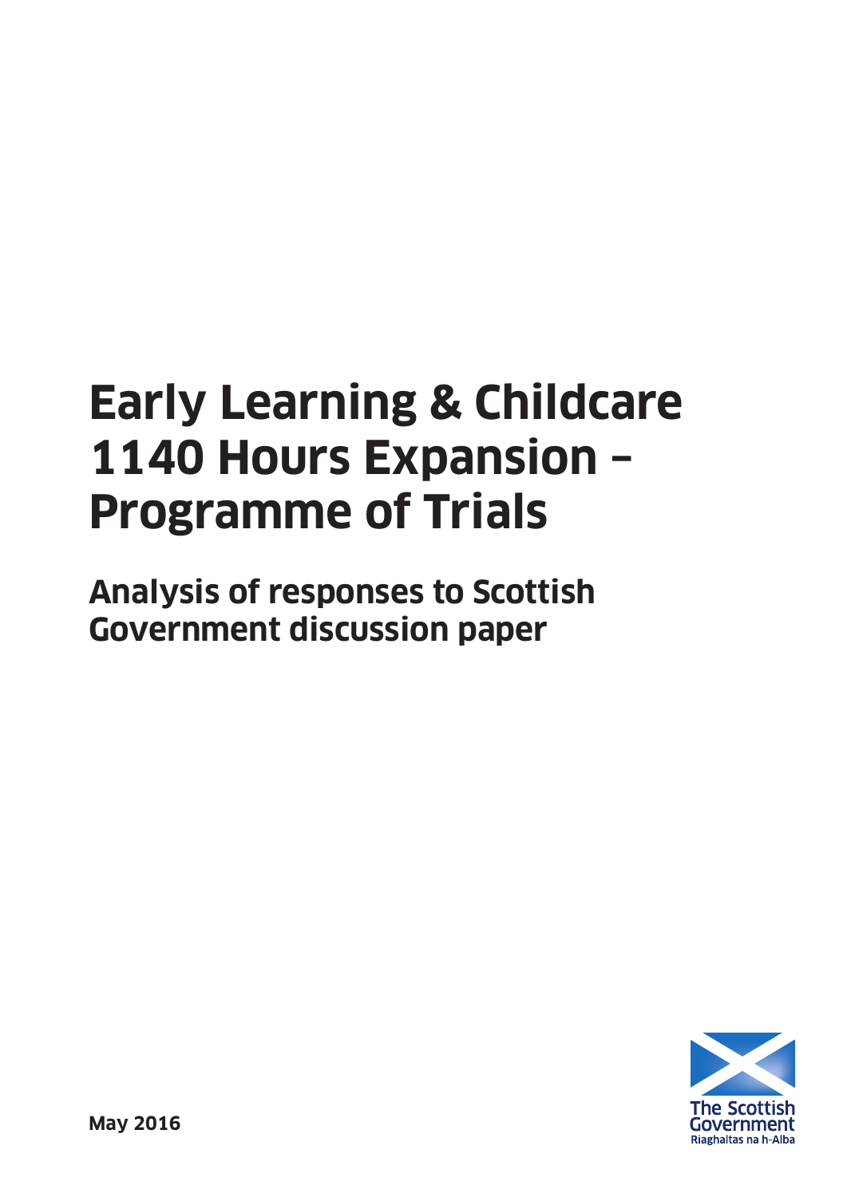# Early Learning & Childcare 1140 Hours Expansion – Programme of Trials

## Analysis of responses to Scottish Government discussion paper

**May 2016**

The Scottish Government
Riaghaltas na h-Alba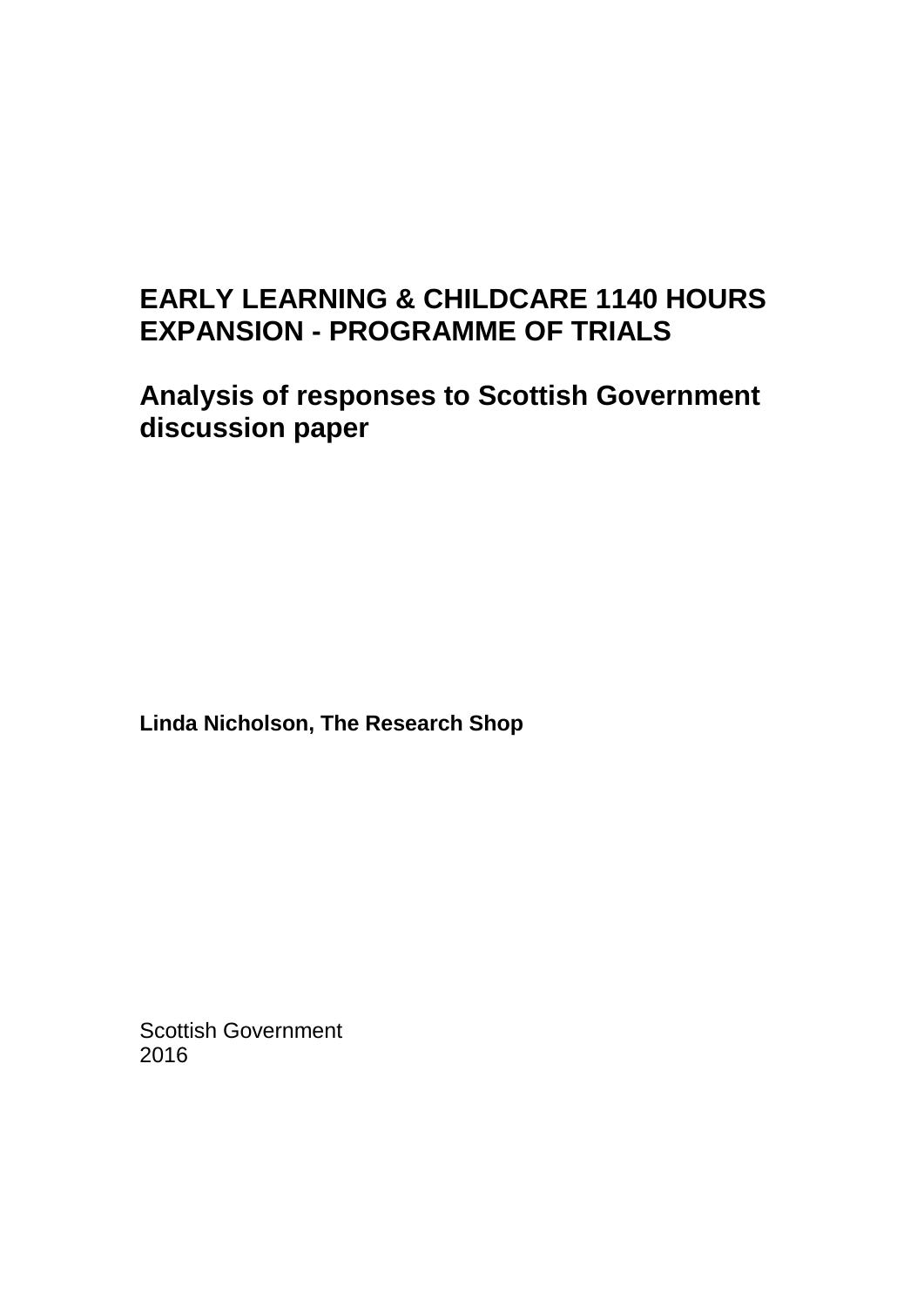# EARLY LEARNING & CHILDCARE 1140 HOURS EXPANSION - PROGRAMME OF TRIALS

## Analysis of responses to Scottish Government discussion paper

**Linda Nicholson, The Research Shop**

Scottish Government
2016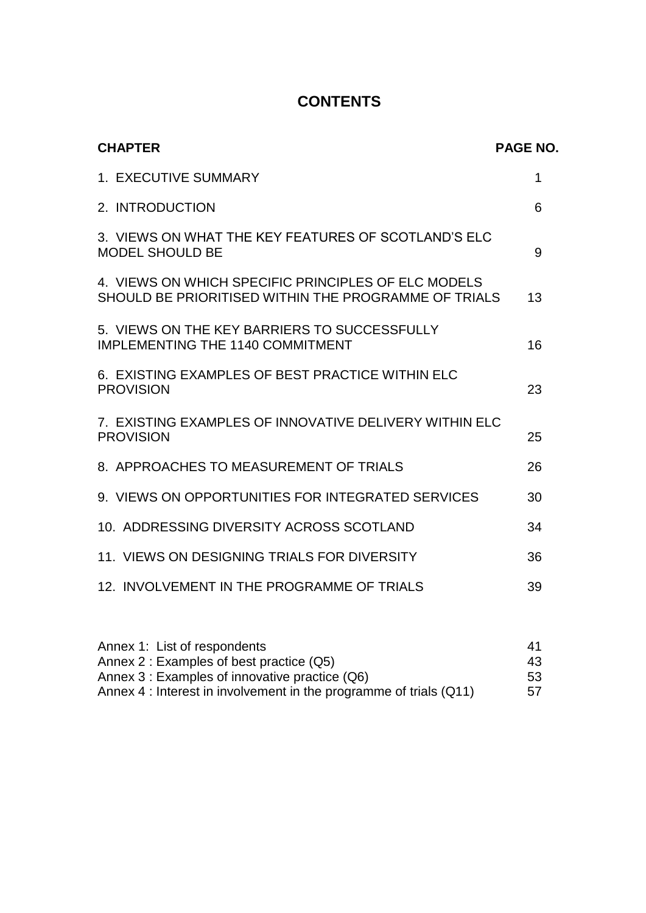# CONTENTS

| CHAPTER | PAGE NO. |
|---|---|
| 1. EXECUTIVE SUMMARY | 1 |
| 2. INTRODUCTION | 6 |
| 3. VIEWS ON WHAT THE KEY FEATURES OF SCOTLAND'S ELC MODEL SHOULD BE | 9 |
| 4. VIEWS ON WHICH SPECIFIC PRINCIPLES OF ELC MODELS SHOULD BE PRIORITISED WITHIN THE PROGRAMME OF TRIALS | 13 |
| 5. VIEWS ON THE KEY BARRIERS TO SUCCESSFULLY IMPLEMENTING THE 1140 COMMITMENT | 16 |
| 6. EXISTING EXAMPLES OF BEST PRACTICE WITHIN ELC PROVISION | 23 |
| 7. EXISTING EXAMPLES OF INNOVATIVE DELIVERY WITHIN ELC PROVISION | 25 |
| 8. APPROACHES TO MEASUREMENT OF TRIALS | 26 |
| 9. VIEWS ON OPPORTUNITIES FOR INTEGRATED SERVICES | 30 |
| 10. ADDRESSING DIVERSITY ACROSS SCOTLAND | 34 |
| 11. VIEWS ON DESIGNING TRIALS FOR DIVERSITY | 36 |
| 12. INVOLVEMENT IN THE PROGRAMME OF TRIALS | 39 |
| | |
| Annex 1: List of respondents | 41 |
| Annex 2 : Examples of best practice (Q5) | 43 |
| Annex 3 : Examples of innovative practice (Q6) | 53 |
| Annex 4 : Interest in involvement in the programme of trials (Q11) | 57 |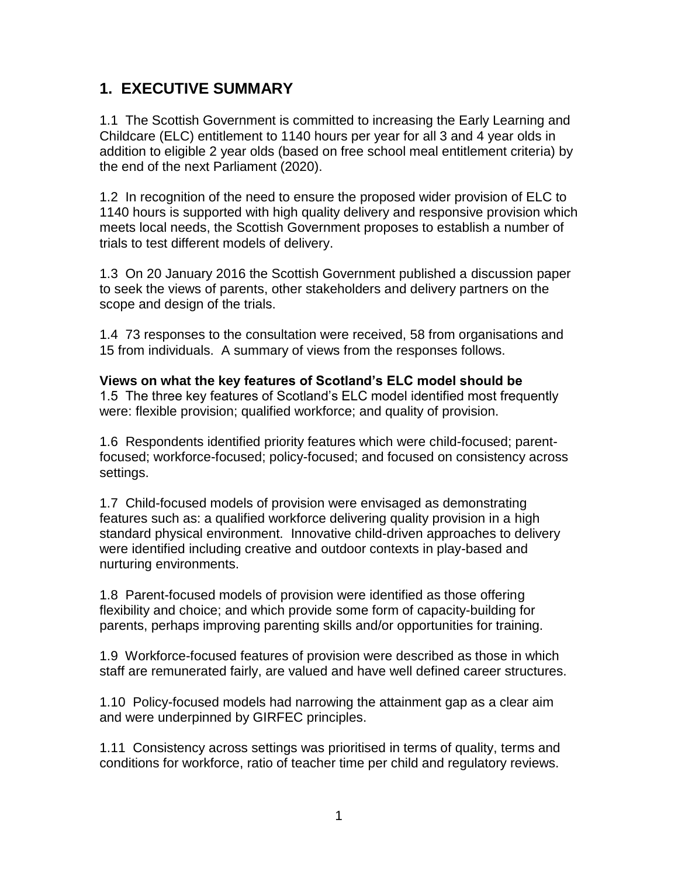# 1. EXECUTIVE SUMMARY

1.1 The Scottish Government is committed to increasing the Early Learning and Childcare (ELC) entitlement to 1140 hours per year for all 3 and 4 year olds in addition to eligible 2 year olds (based on free school meal entitlement criteria) by the end of the next Parliament (2020).

1.2 In recognition of the need to ensure the proposed wider provision of ELC to 1140 hours is supported with high quality delivery and responsive provision which meets local needs, the Scottish Government proposes to establish a number of trials to test different models of delivery.

1.3 On 20 January 2016 the Scottish Government published a discussion paper to seek the views of parents, other stakeholders and delivery partners on the scope and design of the trials.

1.4 73 responses to the consultation were received, 58 from organisations and 15 from individuals. A summary of views from the responses follows.

**Views on what the key features of Scotland's ELC model should be**

1.5 The three key features of Scotland's ELC model identified most frequently were: flexible provision; qualified workforce; and quality of provision.

1.6 Respondents identified priority features which were child-focused; parent-focused; workforce-focused; policy-focused; and focused on consistency across settings.

1.7 Child-focused models of provision were envisaged as demonstrating features such as: a qualified workforce delivering quality provision in a high standard physical environment. Innovative child-driven approaches to delivery were identified including creative and outdoor contexts in play-based and nurturing environments.

1.8 Parent-focused models of provision were identified as those offering flexibility and choice; and which provide some form of capacity-building for parents, perhaps improving parenting skills and/or opportunities for training.

1.9 Workforce-focused features of provision were described as those in which staff are remunerated fairly, are valued and have well defined career structures.

1.10 Policy-focused models had narrowing the attainment gap as a clear aim and were underpinned by GIRFEC principles.

1.11 Consistency across settings was prioritised in terms of quality, terms and conditions for workforce, ratio of teacher time per child and regulatory reviews.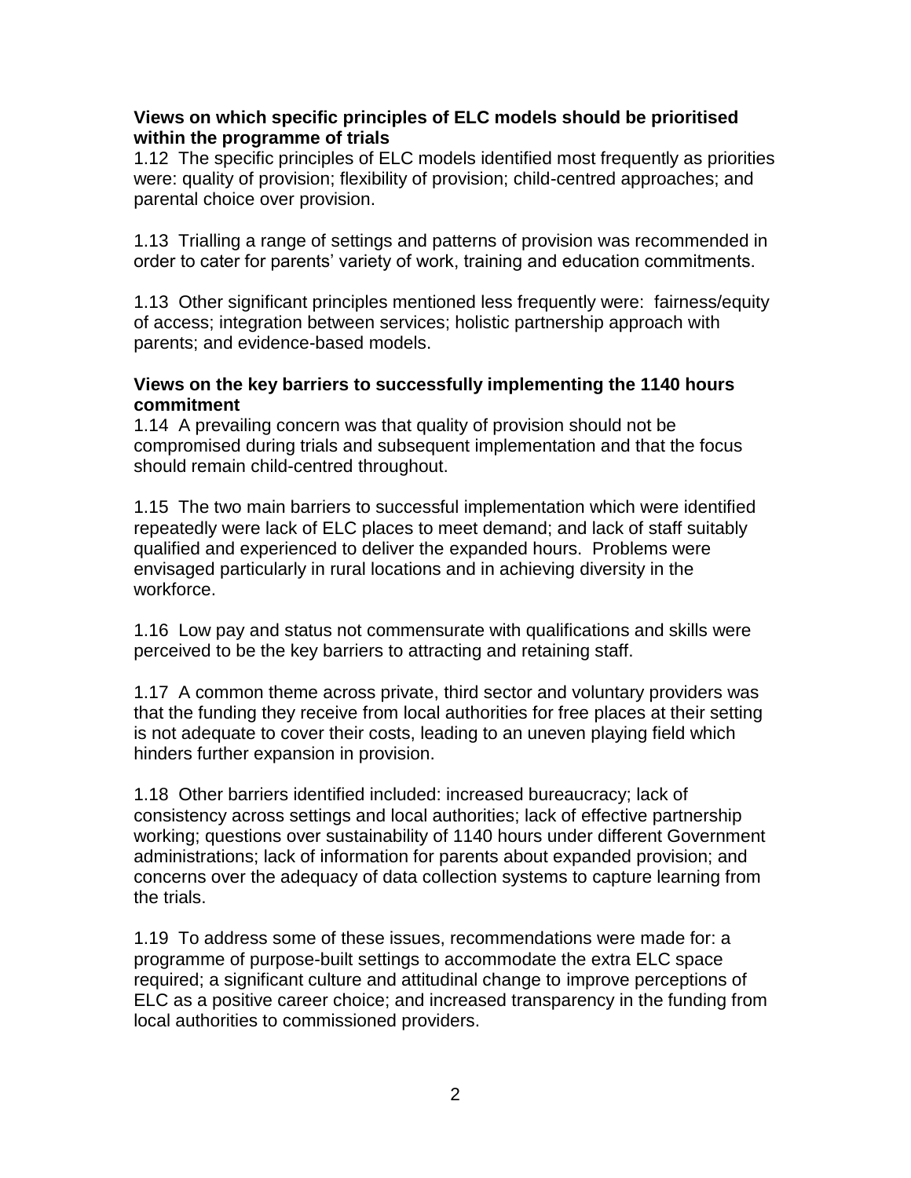**Views on which specific principles of ELC models should be prioritised within the programme of trials**

1.12 The specific principles of ELC models identified most frequently as priorities were: quality of provision; flexibility of provision; child-centred approaches; and parental choice over provision.

1.13 Trialling a range of settings and patterns of provision was recommended in order to cater for parents' variety of work, training and education commitments.

1.13 Other significant principles mentioned less frequently were: fairness/equity of access; integration between services; holistic partnership approach with parents; and evidence-based models.

**Views on the key barriers to successfully implementing the 1140 hours commitment**

1.14 A prevailing concern was that quality of provision should not be compromised during trials and subsequent implementation and that the focus should remain child-centred throughout.

1.15 The two main barriers to successful implementation which were identified repeatedly were lack of ELC places to meet demand; and lack of staff suitably qualified and experienced to deliver the expanded hours. Problems were envisaged particularly in rural locations and in achieving diversity in the workforce.

1.16 Low pay and status not commensurate with qualifications and skills were perceived to be the key barriers to attracting and retaining staff.

1.17 A common theme across private, third sector and voluntary providers was that the funding they receive from local authorities for free places at their setting is not adequate to cover their costs, leading to an uneven playing field which hinders further expansion in provision.

1.18 Other barriers identified included: increased bureaucracy; lack of consistency across settings and local authorities; lack of effective partnership working; questions over sustainability of 1140 hours under different Government administrations; lack of information for parents about expanded provision; and concerns over the adequacy of data collection systems to capture learning from the trials.

1.19 To address some of these issues, recommendations were made for: a programme of purpose-built settings to accommodate the extra ELC space required; a significant culture and attitudinal change to improve perceptions of ELC as a positive career choice; and increased transparency in the funding from local authorities to commissioned providers.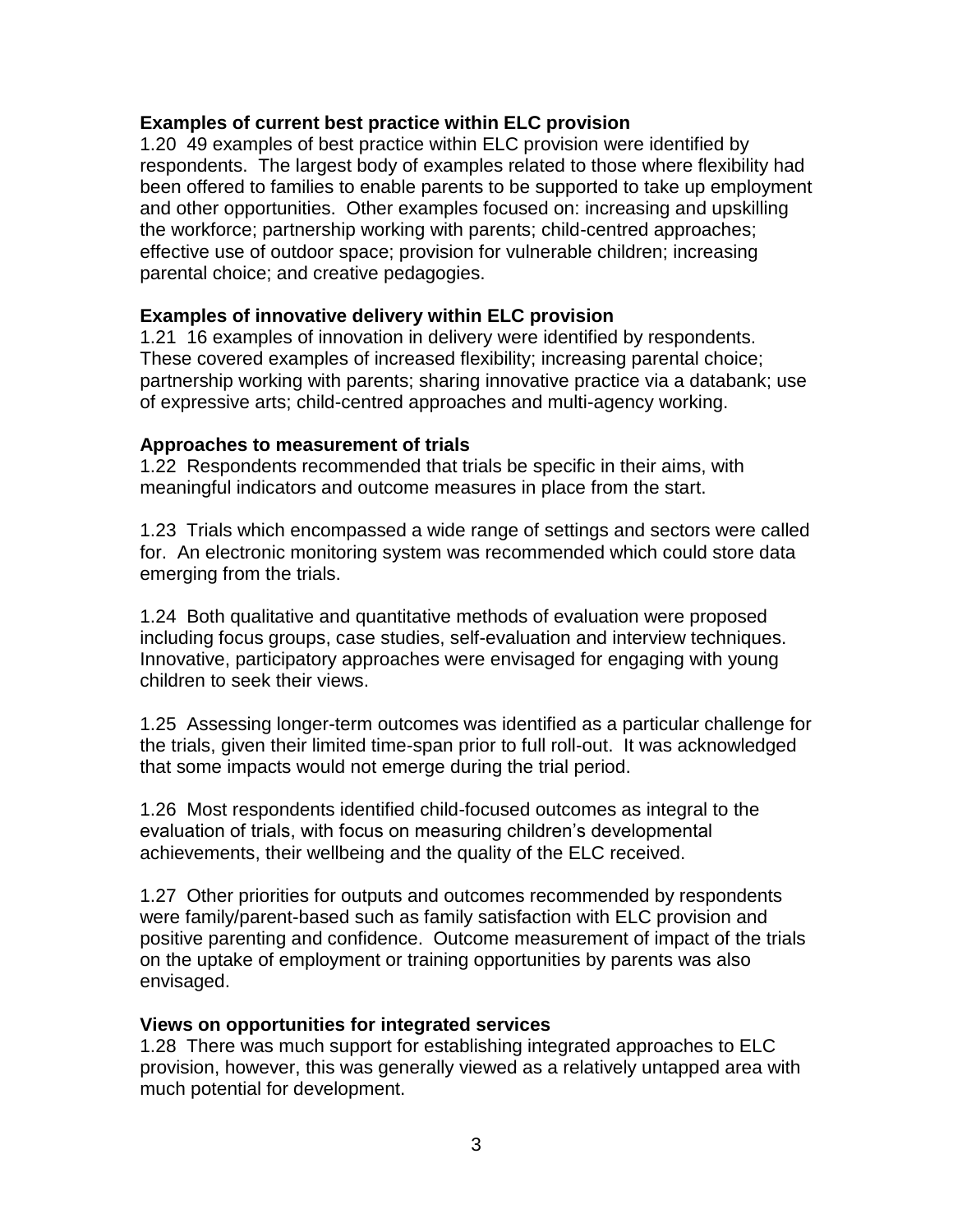**Examples of current best practice within ELC provision**

1.20 49 examples of best practice within ELC provision were identified by respondents. The largest body of examples related to those where flexibility had been offered to families to enable parents to be supported to take up employment and other opportunities. Other examples focused on: increasing and upskilling the workforce; partnership working with parents; child-centred approaches; effective use of outdoor space; provision for vulnerable children; increasing parental choice; and creative pedagogies.

**Examples of innovative delivery within ELC provision**

1.21 16 examples of innovation in delivery were identified by respondents. These covered examples of increased flexibility; increasing parental choice; partnership working with parents; sharing innovative practice via a databank; use of expressive arts; child-centred approaches and multi-agency working.

**Approaches to measurement of trials**

1.22 Respondents recommended that trials be specific in their aims, with meaningful indicators and outcome measures in place from the start.

1.23 Trials which encompassed a wide range of settings and sectors were called for. An electronic monitoring system was recommended which could store data emerging from the trials.

1.24 Both qualitative and quantitative methods of evaluation were proposed including focus groups, case studies, self-evaluation and interview techniques. Innovative, participatory approaches were envisaged for engaging with young children to seek their views.

1.25 Assessing longer-term outcomes was identified as a particular challenge for the trials, given their limited time-span prior to full roll-out. It was acknowledged that some impacts would not emerge during the trial period.

1.26 Most respondents identified child-focused outcomes as integral to the evaluation of trials, with focus on measuring children's developmental achievements, their wellbeing and the quality of the ELC received.

1.27 Other priorities for outputs and outcomes recommended by respondents were family/parent-based such as family satisfaction with ELC provision and positive parenting and confidence. Outcome measurement of impact of the trials on the uptake of employment or training opportunities by parents was also envisaged.

**Views on opportunities for integrated services**

1.28 There was much support for establishing integrated approaches to ELC provision, however, this was generally viewed as a relatively untapped area with much potential for development.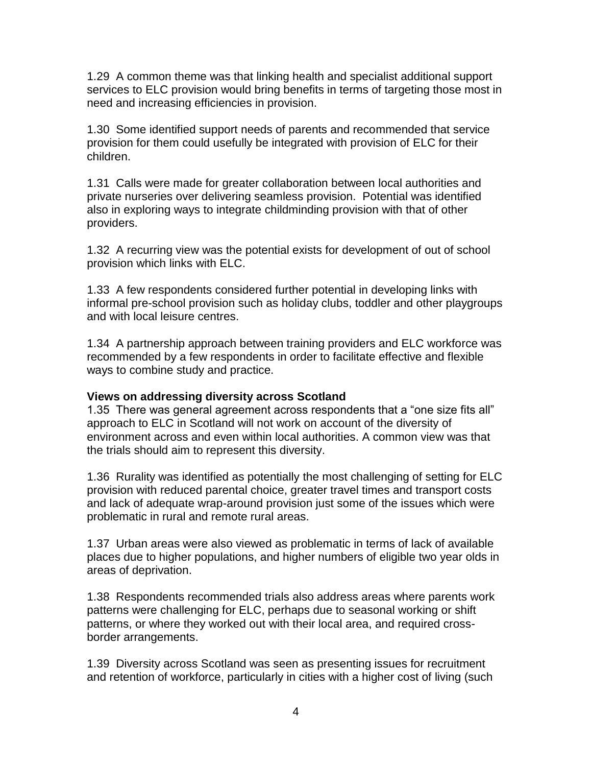1.29 A common theme was that linking health and specialist additional support services to ELC provision would bring benefits in terms of targeting those most in need and increasing efficiencies in provision.

1.30 Some identified support needs of parents and recommended that service provision for them could usefully be integrated with provision of ELC for their children.

1.31 Calls were made for greater collaboration between local authorities and private nurseries over delivering seamless provision. Potential was identified also in exploring ways to integrate childminding provision with that of other providers.

1.32 A recurring view was the potential exists for development of out of school provision which links with ELC.

1.33 A few respondents considered further potential in developing links with informal pre-school provision such as holiday clubs, toddler and other playgroups and with local leisure centres.

1.34 A partnership approach between training providers and ELC workforce was recommended by a few respondents in order to facilitate effective and flexible ways to combine study and practice.

**Views on addressing diversity across Scotland**

1.35 There was general agreement across respondents that a "one size fits all" approach to ELC in Scotland will not work on account of the diversity of environment across and even within local authorities. A common view was that the trials should aim to represent this diversity.

1.36 Rurality was identified as potentially the most challenging of setting for ELC provision with reduced parental choice, greater travel times and transport costs and lack of adequate wrap-around provision just some of the issues which were problematic in rural and remote rural areas.

1.37 Urban areas were also viewed as problematic in terms of lack of available places due to higher populations, and higher numbers of eligible two year olds in areas of deprivation.

1.38 Respondents recommended trials also address areas where parents work patterns were challenging for ELC, perhaps due to seasonal working or shift patterns, or where they worked out with their local area, and required cross-border arrangements.

1.39 Diversity across Scotland was seen as presenting issues for recruitment and retention of workforce, particularly in cities with a higher cost of living (such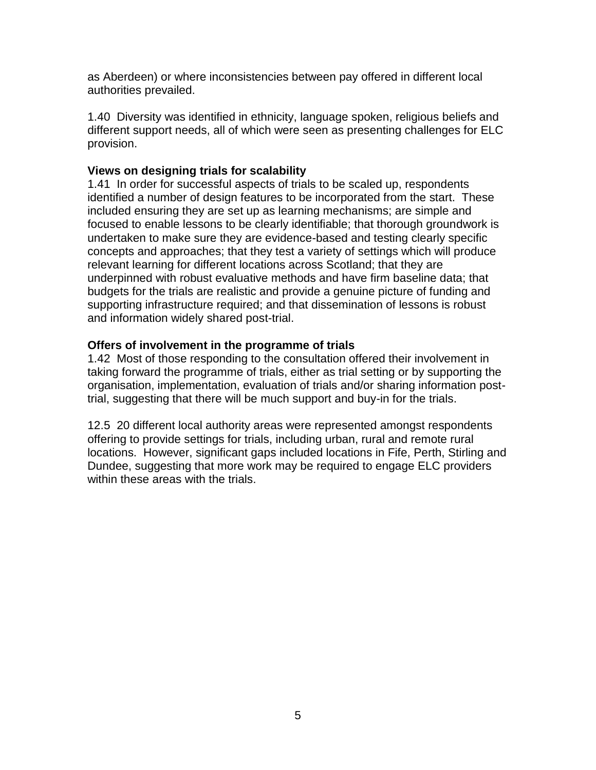as Aberdeen) or where inconsistencies between pay offered in different local authorities prevailed.

1.40 Diversity was identified in ethnicity, language spoken, religious beliefs and different support needs, all of which were seen as presenting challenges for ELC provision.

**Views on designing trials for scalability**

1.41 In order for successful aspects of trials to be scaled up, respondents identified a number of design features to be incorporated from the start. These included ensuring they are set up as learning mechanisms; are simple and focused to enable lessons to be clearly identifiable; that thorough groundwork is undertaken to make sure they are evidence-based and testing clearly specific concepts and approaches; that they test a variety of settings which will produce relevant learning for different locations across Scotland; that they are underpinned with robust evaluative methods and have firm baseline data; that budgets for the trials are realistic and provide a genuine picture of funding and supporting infrastructure required; and that dissemination of lessons is robust and information widely shared post-trial.

**Offers of involvement in the programme of trials**

1.42 Most of those responding to the consultation offered their involvement in taking forward the programme of trials, either as trial setting or by supporting the organisation, implementation, evaluation of trials and/or sharing information post-trial, suggesting that there will be much support and buy-in for the trials.

12.5 20 different local authority areas were represented amongst respondents offering to provide settings for trials, including urban, rural and remote rural locations. However, significant gaps included locations in Fife, Perth, Stirling and Dundee, suggesting that more work may be required to engage ELC providers within these areas with the trials.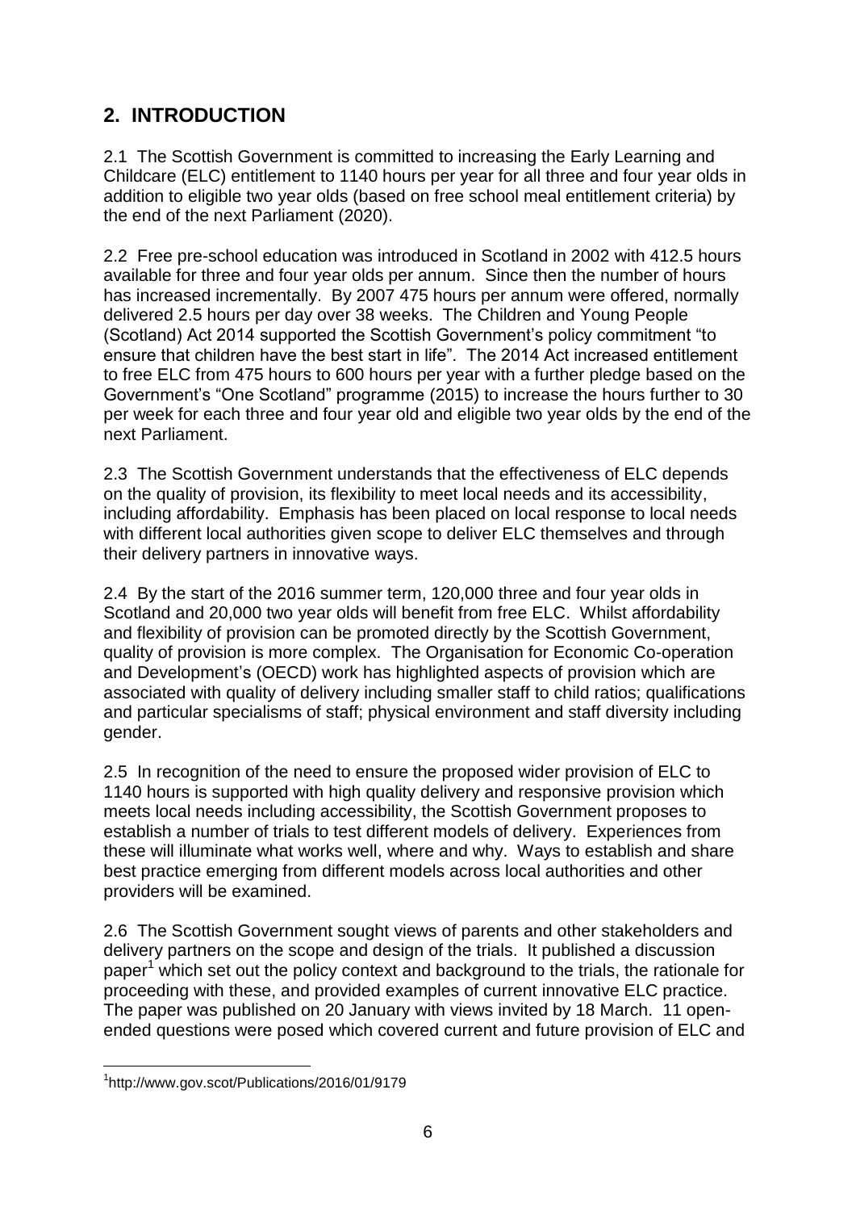## 2. INTRODUCTION

2.1 The Scottish Government is committed to increasing the Early Learning and Childcare (ELC) entitlement to 1140 hours per year for all three and four year olds in addition to eligible two year olds (based on free school meal entitlement criteria) by the end of the next Parliament (2020).

2.2 Free pre-school education was introduced in Scotland in 2002 with 412.5 hours available for three and four year olds per annum. Since then the number of hours has increased incrementally. By 2007 475 hours per annum were offered, normally delivered 2.5 hours per day over 38 weeks. The Children and Young People (Scotland) Act 2014 supported the Scottish Government's policy commitment "to ensure that children have the best start in life". The 2014 Act increased entitlement to free ELC from 475 hours to 600 hours per year with a further pledge based on the Government's "One Scotland" programme (2015) to increase the hours further to 30 per week for each three and four year old and eligible two year olds by the end of the next Parliament.

2.3 The Scottish Government understands that the effectiveness of ELC depends on the quality of provision, its flexibility to meet local needs and its accessibility, including affordability. Emphasis has been placed on local response to local needs with different local authorities given scope to deliver ELC themselves and through their delivery partners in innovative ways.

2.4 By the start of the 2016 summer term, 120,000 three and four year olds in Scotland and 20,000 two year olds will benefit from free ELC. Whilst affordability and flexibility of provision can be promoted directly by the Scottish Government, quality of provision is more complex. The Organisation for Economic Co-operation and Development's (OECD) work has highlighted aspects of provision which are associated with quality of delivery including smaller staff to child ratios; qualifications and particular specialisms of staff; physical environment and staff diversity including gender.

2.5 In recognition of the need to ensure the proposed wider provision of ELC to 1140 hours is supported with high quality delivery and responsive provision which meets local needs including accessibility, the Scottish Government proposes to establish a number of trials to test different models of delivery. Experiences from these will illuminate what works well, where and why. Ways to establish and share best practice emerging from different models across local authorities and other providers will be examined.

2.6 The Scottish Government sought views of parents and other stakeholders and delivery partners on the scope and design of the trials. It published a discussion paper[1] which set out the policy context and background to the trials, the rationale for proceeding with these, and provided examples of current innovative ELC practice. The paper was published on 20 January with views invited by 18 March. 11 open-ended questions were posed which covered current and future provision of ELC and

[1] http://www.gov.scot/Publications/2016/01/9179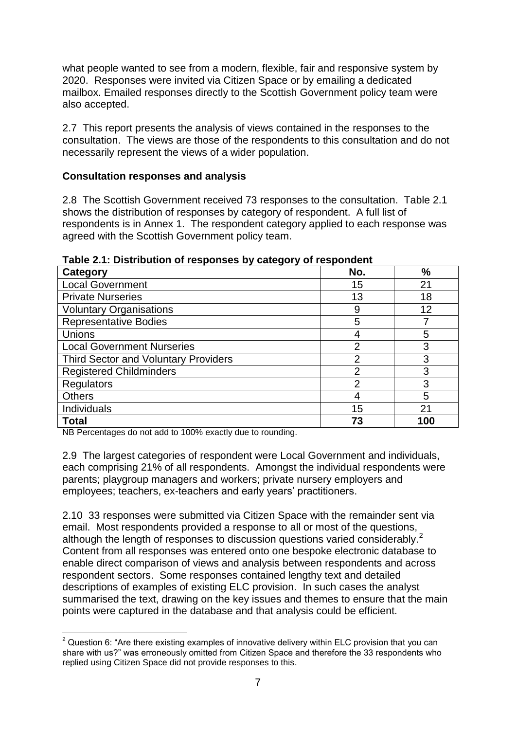what people wanted to see from a modern, flexible, fair and responsive system by 2020. Responses were invited via Citizen Space or by emailing a dedicated mailbox. Emailed responses directly to the Scottish Government policy team were also accepted.

2.7 This report presents the analysis of views contained in the responses to the consultation. The views are those of the respondents to this consultation and do not necessarily represent the views of a wider population.

**Consultation responses and analysis**

2.8 The Scottish Government received 73 responses to the consultation. Table 2.1 shows the distribution of responses by category of respondent. A full list of respondents is in Annex 1. The respondent category applied to each response was agreed with the Scottish Government policy team.

**Table 2.1: Distribution of responses by category of respondent**

| Category | No. | % |
|---|---|---|
| Local Government | 15 | 21 |
| Private Nurseries | 13 | 18 |
| Voluntary Organisations | 9 | 12 |
| Representative Bodies | 5 | 7 |
| Unions | 4 | 5 |
| Local Government Nurseries | 2 | 3 |
| Third Sector and Voluntary Providers | 2 | 3 |
| Registered Childminders | 2 | 3 |
| Regulators | 2 | 3 |
| Others | 4 | 5 |
| Individuals | 15 | 21 |
| **Total** | **73** | **100** |

NB Percentages do not add to 100% exactly due to rounding.

2.9 The largest categories of respondent were Local Government and individuals, each comprising 21% of all respondents. Amongst the individual respondents were parents; playgroup managers and workers; private nursery employers and employees; teachers, ex-teachers and early years' practitioners.

2.10 33 responses were submitted via Citizen Space with the remainder sent via email. Most respondents provided a response to all or most of the questions, although the length of responses to discussion questions varied considerably.[2] Content from all responses was entered onto one bespoke electronic database to enable direct comparison of views and analysis between respondents and across respondent sectors. Some responses contained lengthy text and detailed descriptions of examples of existing ELC provision. In such cases the analyst summarised the text, drawing on the key issues and themes to ensure that the main points were captured in the database and that analysis could be efficient.

[2] Question 6: "Are there existing examples of innovative delivery within ELC provision that you can share with us?" was erroneously omitted from Citizen Space and therefore the 33 respondents who replied using Citizen Space did not provide responses to this.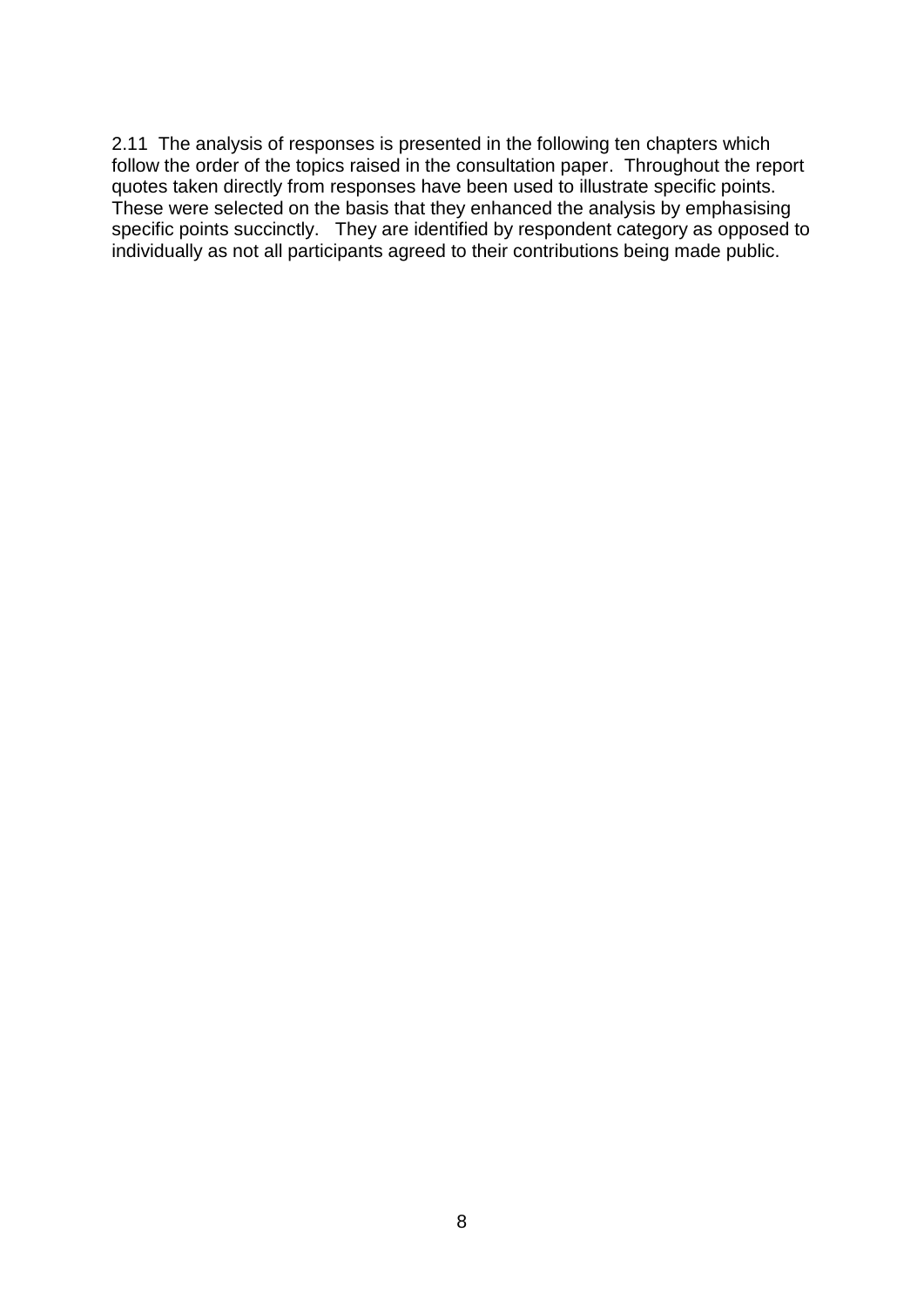2.11 The analysis of responses is presented in the following ten chapters which follow the order of the topics raised in the consultation paper. Throughout the report quotes taken directly from responses have been used to illustrate specific points. These were selected on the basis that they enhanced the analysis by emphasising specific points succinctly. They are identified by respondent category as opposed to individually as not all participants agreed to their contributions being made public.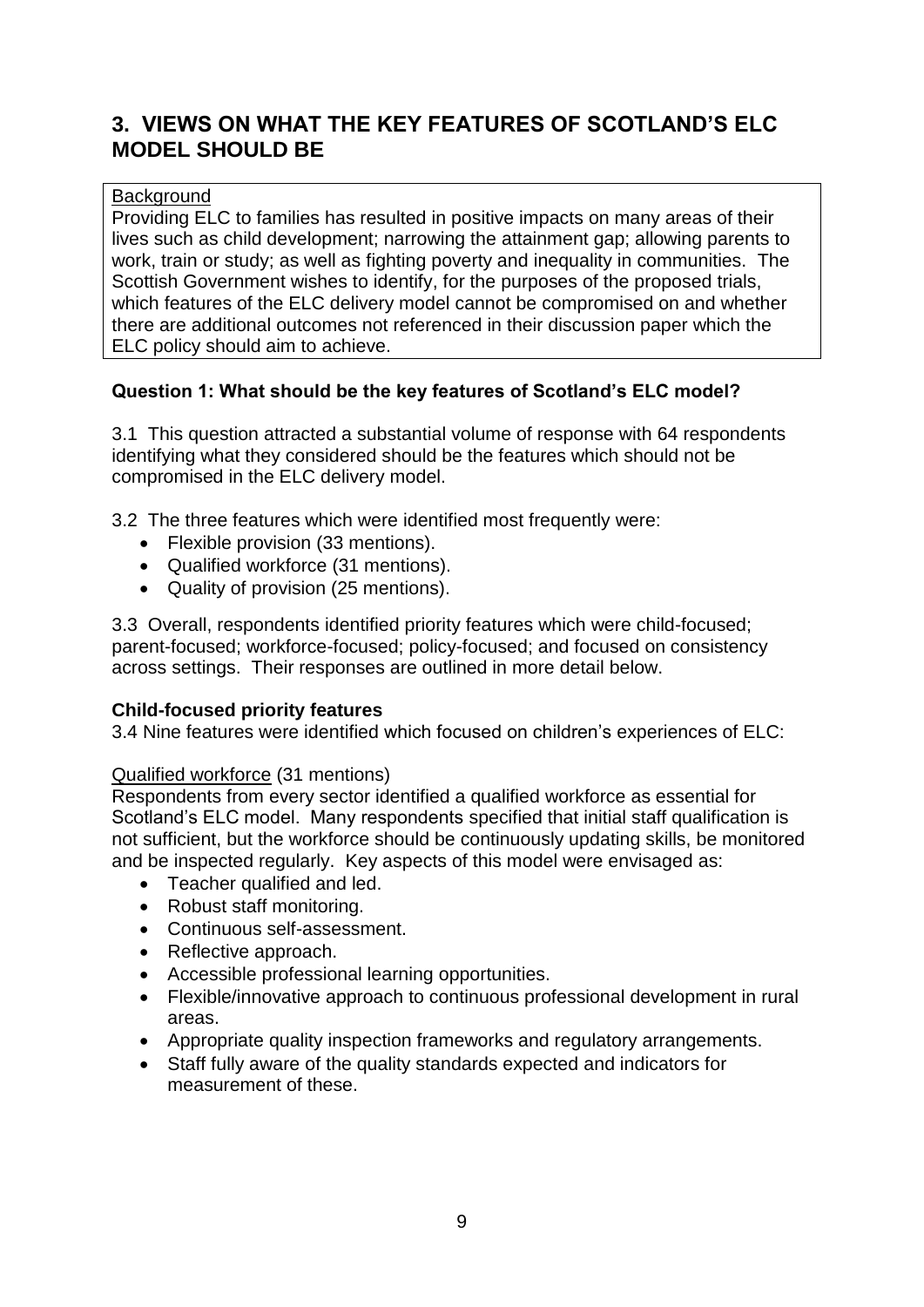## 3. VIEWS ON WHAT THE KEY FEATURES OF SCOTLAND'S ELC MODEL SHOULD BE

Background

Providing ELC to families has resulted in positive impacts on many areas of their lives such as child development; narrowing the attainment gap; allowing parents to work, train or study; as well as fighting poverty and inequality in communities. The Scottish Government wishes to identify, for the purposes of the proposed trials, which features of the ELC delivery model cannot be compromised on and whether there are additional outcomes not referenced in their discussion paper which the ELC policy should aim to achieve.

**Question 1: What should be the key features of Scotland's ELC model?**

3.1 This question attracted a substantial volume of response with 64 respondents identifying what they considered should be the features which should not be compromised in the ELC delivery model.

3.2 The three features which were identified most frequently were:

- Flexible provision (33 mentions).
- Qualified workforce (31 mentions).
- Quality of provision (25 mentions).

3.3 Overall, respondents identified priority features which were child-focused; parent-focused; workforce-focused; policy-focused; and focused on consistency across settings. Their responses are outlined in more detail below.

**Child-focused priority features**

3.4 Nine features were identified which focused on children's experiences of ELC:

Qualified workforce (31 mentions)

Respondents from every sector identified a qualified workforce as essential for Scotland's ELC model. Many respondents specified that initial staff qualification is not sufficient, but the workforce should be continuously updating skills, be monitored and be inspected regularly. Key aspects of this model were envisaged as:

- Teacher qualified and led.
- Robust staff monitoring.
- Continuous self-assessment.
- Reflective approach.
- Accessible professional learning opportunities.
- Flexible/innovative approach to continuous professional development in rural areas.
- Appropriate quality inspection frameworks and regulatory arrangements.
- Staff fully aware of the quality standards expected and indicators for measurement of these.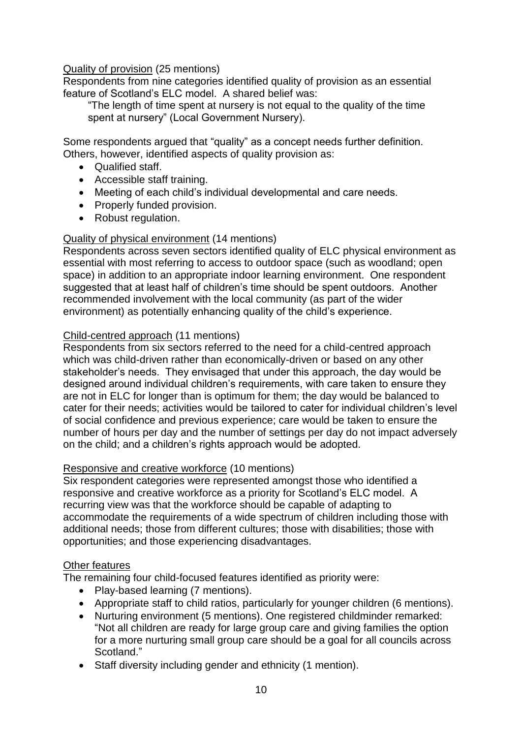Quality of provision (25 mentions)

Respondents from nine categories identified quality of provision as an essential feature of Scotland's ELC model. A shared belief was:

> "The length of time spent at nursery is not equal to the quality of the time spent at nursery" (Local Government Nursery).

Some respondents argued that "quality" as a concept needs further definition. Others, however, identified aspects of quality provision as:

- Qualified staff.
- Accessible staff training.
- Meeting of each child's individual developmental and care needs.
- Properly funded provision.
- Robust regulation.

Quality of physical environment (14 mentions)

Respondents across seven sectors identified quality of ELC physical environment as essential with most referring to access to outdoor space (such as woodland; open space) in addition to an appropriate indoor learning environment. One respondent suggested that at least half of children's time should be spent outdoors. Another recommended involvement with the local community (as part of the wider environment) as potentially enhancing quality of the child's experience.

Child-centred approach (11 mentions)

Respondents from six sectors referred to the need for a child-centred approach which was child-driven rather than economically-driven or based on any other stakeholder's needs. They envisaged that under this approach, the day would be designed around individual children's requirements, with care taken to ensure they are not in ELC for longer than is optimum for them; the day would be balanced to cater for their needs; activities would be tailored to cater for individual children's level of social confidence and previous experience; care would be taken to ensure the number of hours per day and the number of settings per day do not impact adversely on the child; and a children's rights approach would be adopted.

Responsive and creative workforce (10 mentions)

Six respondent categories were represented amongst those who identified a responsive and creative workforce as a priority for Scotland's ELC model. A recurring view was that the workforce should be capable of adapting to accommodate the requirements of a wide spectrum of children including those with additional needs; those from different cultures; those with disabilities; those with opportunities; and those experiencing disadvantages.

Other features

The remaining four child-focused features identified as priority were:

- Play-based learning (7 mentions).
- Appropriate staff to child ratios, particularly for younger children (6 mentions).
- Nurturing environment (5 mentions). One registered childminder remarked: "Not all children are ready for large group care and giving families the option for a more nurturing small group care should be a goal for all councils across Scotland."
- Staff diversity including gender and ethnicity (1 mention).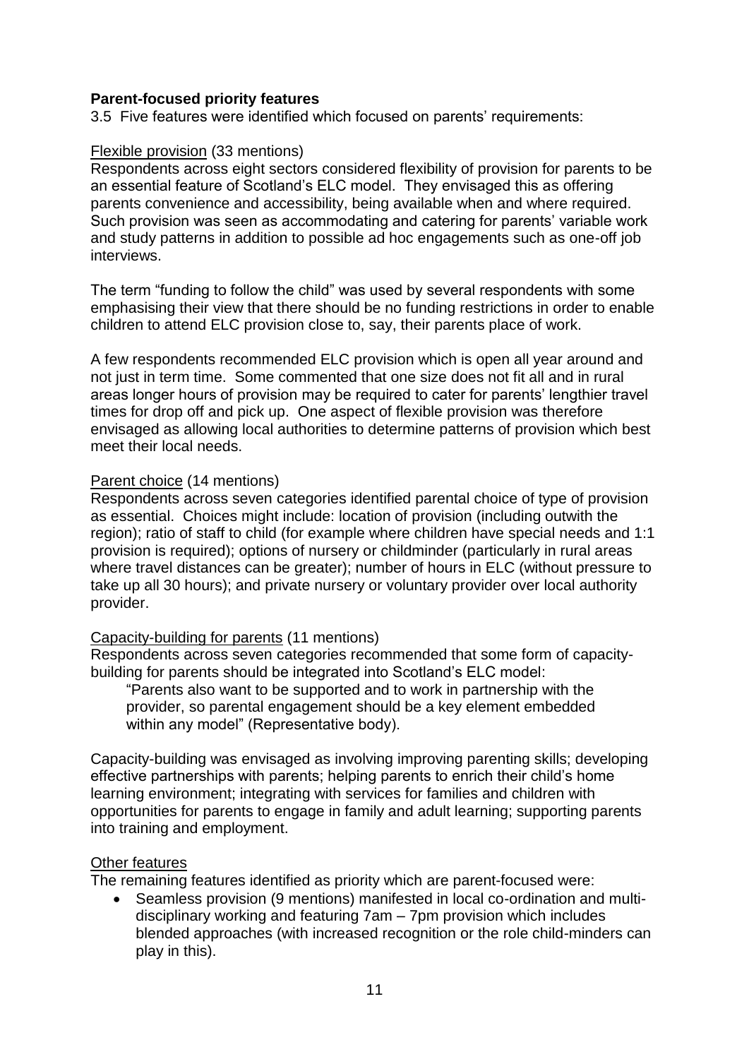**Parent-focused priority features**

3.5 Five features were identified which focused on parents' requirements:

Flexible provision (33 mentions)

Respondents across eight sectors considered flexibility of provision for parents to be an essential feature of Scotland's ELC model. They envisaged this as offering parents convenience and accessibility, being available when and where required. Such provision was seen as accommodating and catering for parents' variable work and study patterns in addition to possible ad hoc engagements such as one-off job interviews.

The term "funding to follow the child" was used by several respondents with some emphasising their view that there should be no funding restrictions in order to enable children to attend ELC provision close to, say, their parents place of work.

A few respondents recommended ELC provision which is open all year around and not just in term time. Some commented that one size does not fit all and in rural areas longer hours of provision may be required to cater for parents' lengthier travel times for drop off and pick up. One aspect of flexible provision was therefore envisaged as allowing local authorities to determine patterns of provision which best meet their local needs.

Parent choice (14 mentions)

Respondents across seven categories identified parental choice of type of provision as essential. Choices might include: location of provision (including outwith the region); ratio of staff to child (for example where children have special needs and 1:1 provision is required); options of nursery or childminder (particularly in rural areas where travel distances can be greater); number of hours in ELC (without pressure to take up all 30 hours); and private nursery or voluntary provider over local authority provider.

Capacity-building for parents (11 mentions)

Respondents across seven categories recommended that some form of capacity-building for parents should be integrated into Scotland's ELC model:

> "Parents also want to be supported and to work in partnership with the provider, so parental engagement should be a key element embedded within any model" (Representative body).

Capacity-building was envisaged as involving improving parenting skills; developing effective partnerships with parents; helping parents to enrich their child's home learning environment; integrating with services for families and children with opportunities for parents to engage in family and adult learning; supporting parents into training and employment.

Other features

The remaining features identified as priority which are parent-focused were:

- Seamless provision (9 mentions) manifested in local co-ordination and multi-disciplinary working and featuring 7am – 7pm provision which includes blended approaches (with increased recognition or the role child-minders can play in this).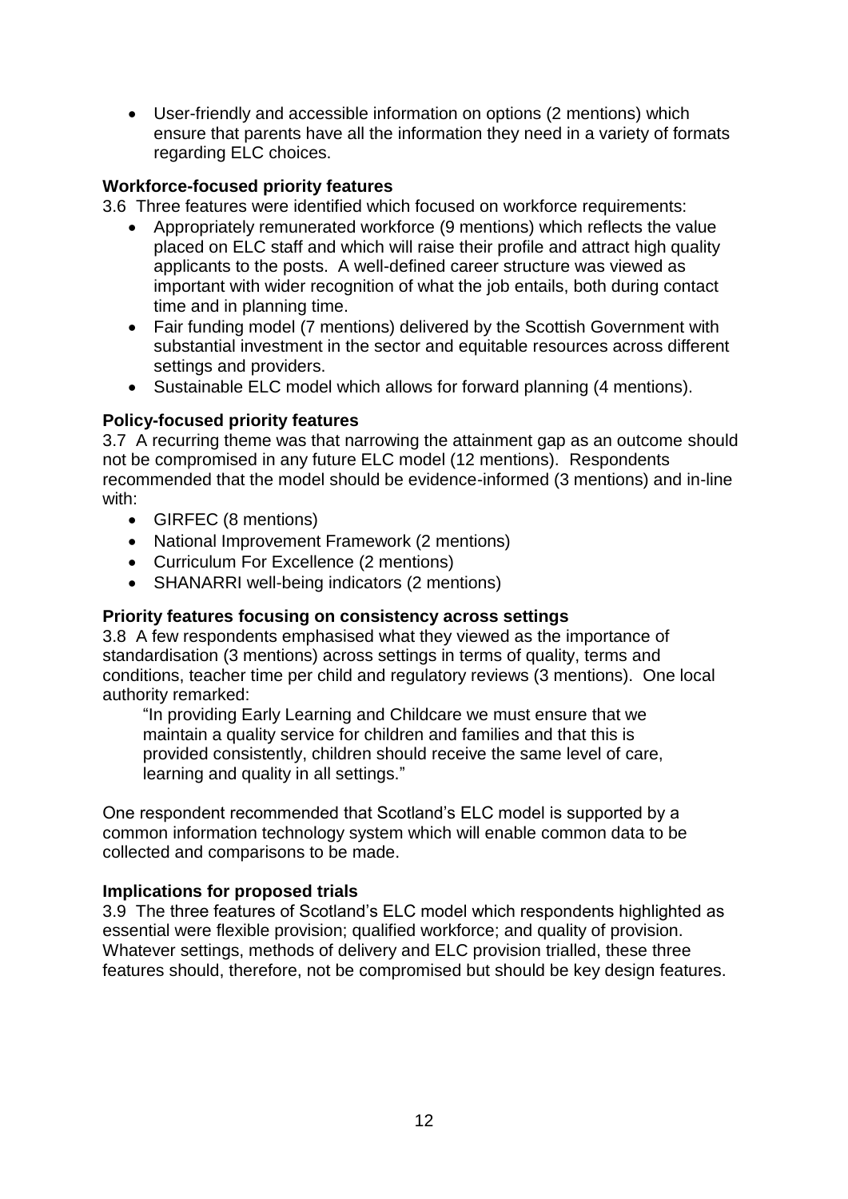- User-friendly and accessible information on options (2 mentions) which ensure that parents have all the information they need in a variety of formats regarding ELC choices.

**Workforce-focused priority features**

3.6 Three features were identified which focused on workforce requirements:

- Appropriately remunerated workforce (9 mentions) which reflects the value placed on ELC staff and which will raise their profile and attract high quality applicants to the posts. A well-defined career structure was viewed as important with wider recognition of what the job entails, both during contact time and in planning time.
- Fair funding model (7 mentions) delivered by the Scottish Government with substantial investment in the sector and equitable resources across different settings and providers.
- Sustainable ELC model which allows for forward planning (4 mentions).

**Policy-focused priority features**

3.7 A recurring theme was that narrowing the attainment gap as an outcome should not be compromised in any future ELC model (12 mentions). Respondents recommended that the model should be evidence-informed (3 mentions) and in-line with:

- GIRFEC (8 mentions)
- National Improvement Framework (2 mentions)
- Curriculum For Excellence (2 mentions)
- SHANARRI well-being indicators (2 mentions)

**Priority features focusing on consistency across settings**

3.8 A few respondents emphasised what they viewed as the importance of standardisation (3 mentions) across settings in terms of quality, terms and conditions, teacher time per child and regulatory reviews (3 mentions). One local authority remarked:

> "In providing Early Learning and Childcare we must ensure that we maintain a quality service for children and families and that this is provided consistently, children should receive the same level of care, learning and quality in all settings."

One respondent recommended that Scotland's ELC model is supported by a common information technology system which will enable common data to be collected and comparisons to be made.

**Implications for proposed trials**

3.9 The three features of Scotland's ELC model which respondents highlighted as essential were flexible provision; qualified workforce; and quality of provision. Whatever settings, methods of delivery and ELC provision trialled, these three features should, therefore, not be compromised but should be key design features.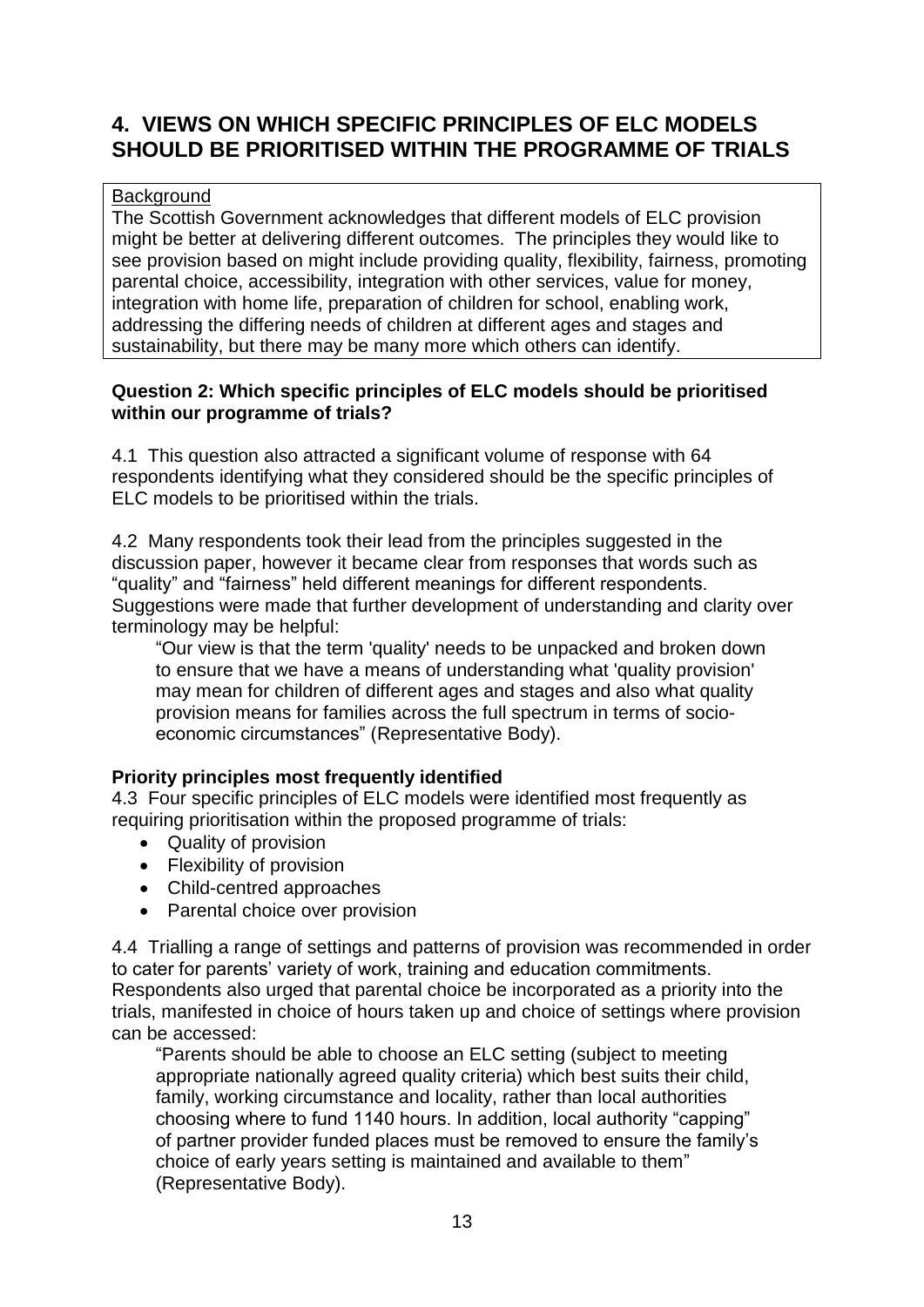## 4. VIEWS ON WHICH SPECIFIC PRINCIPLES OF ELC MODELS SHOULD BE PRIORITISED WITHIN THE PROGRAMME OF TRIALS

Background

The Scottish Government acknowledges that different models of ELC provision might be better at delivering different outcomes. The principles they would like to see provision based on might include providing quality, flexibility, fairness, promoting parental choice, accessibility, integration with other services, value for money, integration with home life, preparation of children for school, enabling work, addressing the differing needs of children at different ages and stages and sustainability, but there may be many more which others can identify.

**Question 2: Which specific principles of ELC models should be prioritised within our programme of trials?**

4.1 This question also attracted a significant volume of response with 64 respondents identifying what they considered should be the specific principles of ELC models to be prioritised within the trials.

4.2 Many respondents took their lead from the principles suggested in the discussion paper, however it became clear from responses that words such as "quality" and "fairness" held different meanings for different respondents. Suggestions were made that further development of understanding and clarity over terminology may be helpful:

> "Our view is that the term 'quality' needs to be unpacked and broken down to ensure that we have a means of understanding what 'quality provision' may mean for children of different ages and stages and also what quality provision means for families across the full spectrum in terms of socio-economic circumstances" (Representative Body).

**Priority principles most frequently identified**

4.3 Four specific principles of ELC models were identified most frequently as requiring prioritisation within the proposed programme of trials:

- Quality of provision
- Flexibility of provision
- Child-centred approaches
- Parental choice over provision

4.4 Trialling a range of settings and patterns of provision was recommended in order to cater for parents' variety of work, training and education commitments. Respondents also urged that parental choice be incorporated as a priority into the trials, manifested in choice of hours taken up and choice of settings where provision can be accessed:

> "Parents should be able to choose an ELC setting (subject to meeting appropriate nationally agreed quality criteria) which best suits their child, family, working circumstance and locality, rather than local authorities choosing where to fund 1140 hours. In addition, local authority "capping" of partner provider funded places must be removed to ensure the family's choice of early years setting is maintained and available to them" (Representative Body).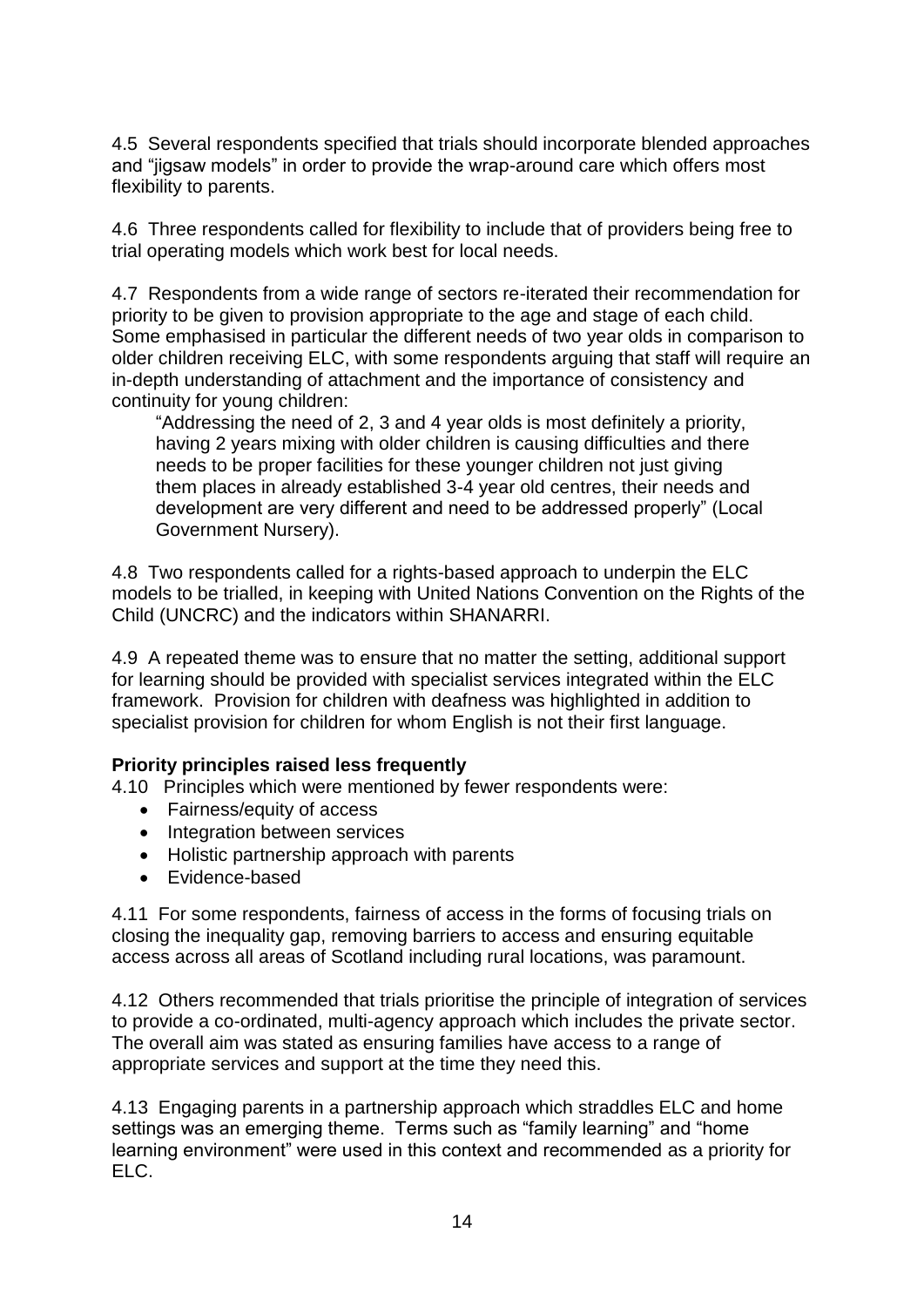4.5 Several respondents specified that trials should incorporate blended approaches and "jigsaw models" in order to provide the wrap-around care which offers most flexibility to parents.

4.6 Three respondents called for flexibility to include that of providers being free to trial operating models which work best for local needs.

4.7 Respondents from a wide range of sectors re-iterated their recommendation for priority to be given to provision appropriate to the age and stage of each child. Some emphasised in particular the different needs of two year olds in comparison to older children receiving ELC, with some respondents arguing that staff will require an in-depth understanding of attachment and the importance of consistency and continuity for young children:

> "Addressing the need of 2, 3 and 4 year olds is most definitely a priority, having 2 years mixing with older children is causing difficulties and there needs to be proper facilities for these younger children not just giving them places in already established 3-4 year old centres, their needs and development are very different and need to be addressed properly" (Local Government Nursery).

4.8 Two respondents called for a rights-based approach to underpin the ELC models to be trialled, in keeping with United Nations Convention on the Rights of the Child (UNCRC) and the indicators within SHANARRI.

4.9 A repeated theme was to ensure that no matter the setting, additional support for learning should be provided with specialist services integrated within the ELC framework. Provision for children with deafness was highlighted in addition to specialist provision for children for whom English is not their first language.

**Priority principles raised less frequently**

4.10 Principles which were mentioned by fewer respondents were:

- Fairness/equity of access
- Integration between services
- Holistic partnership approach with parents
- Evidence-based

4.11 For some respondents, fairness of access in the forms of focusing trials on closing the inequality gap, removing barriers to access and ensuring equitable access across all areas of Scotland including rural locations, was paramount.

4.12 Others recommended that trials prioritise the principle of integration of services to provide a co-ordinated, multi-agency approach which includes the private sector. The overall aim was stated as ensuring families have access to a range of appropriate services and support at the time they need this.

4.13 Engaging parents in a partnership approach which straddles ELC and home settings was an emerging theme. Terms such as "family learning" and "home learning environment" were used in this context and recommended as a priority for ELC.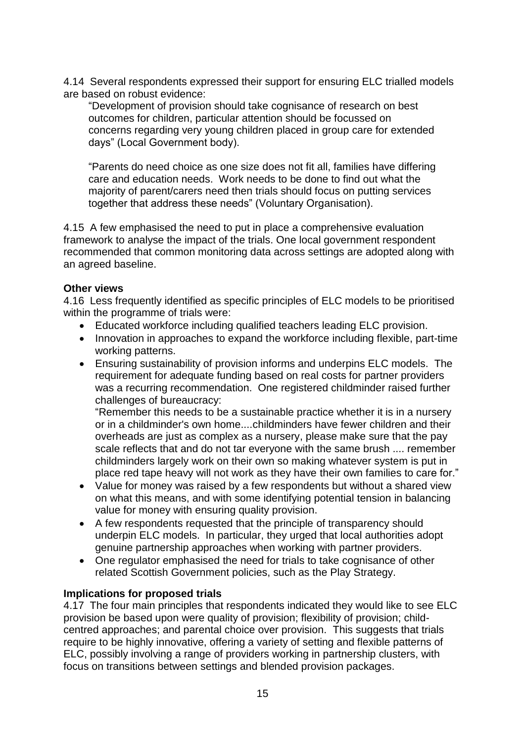4.14 Several respondents expressed their support for ensuring ELC trialled models are based on robust evidence:

> "Development of provision should take cognisance of research on best outcomes for children, particular attention should be focussed on concerns regarding very young children placed in group care for extended days" (Local Government body).
>
> "Parents do need choice as one size does not fit all, families have differing care and education needs. Work needs to be done to find out what the majority of parent/carers need then trials should focus on putting services together that address these needs" (Voluntary Organisation).

4.15 A few emphasised the need to put in place a comprehensive evaluation framework to analyse the impact of the trials. One local government respondent recommended that common monitoring data across settings are adopted along with an agreed baseline.

**Other views**

4.16 Less frequently identified as specific principles of ELC models to be prioritised within the programme of trials were:

- Educated workforce including qualified teachers leading ELC provision.
- Innovation in approaches to expand the workforce including flexible, part-time working patterns.
- Ensuring sustainability of provision informs and underpins ELC models. The requirement for adequate funding based on real costs for partner providers was a recurring recommendation. One registered childminder raised further challenges of bureaucracy:

  "Remember this needs to be a sustainable practice whether it is in a nursery or in a childminder's own home....childminders have fewer children and their overheads are just as complex as a nursery, please make sure that the pay scale reflects that and do not tar everyone with the same brush .... remember childminders largely work on their own so making whatever system is put in place red tape heavy will not work as they have their own families to care for."
- Value for money was raised by a few respondents but without a shared view on what this means, and with some identifying potential tension in balancing value for money with ensuring quality provision.
- A few respondents requested that the principle of transparency should underpin ELC models. In particular, they urged that local authorities adopt genuine partnership approaches when working with partner providers.
- One regulator emphasised the need for trials to take cognisance of other related Scottish Government policies, such as the Play Strategy.

**Implications for proposed trials**

4.17 The four main principles that respondents indicated they would like to see ELC provision be based upon were quality of provision; flexibility of provision; child-centred approaches; and parental choice over provision. This suggests that trials require to be highly innovative, offering a variety of setting and flexible patterns of ELC, possibly involving a range of providers working in partnership clusters, with focus on transitions between settings and blended provision packages.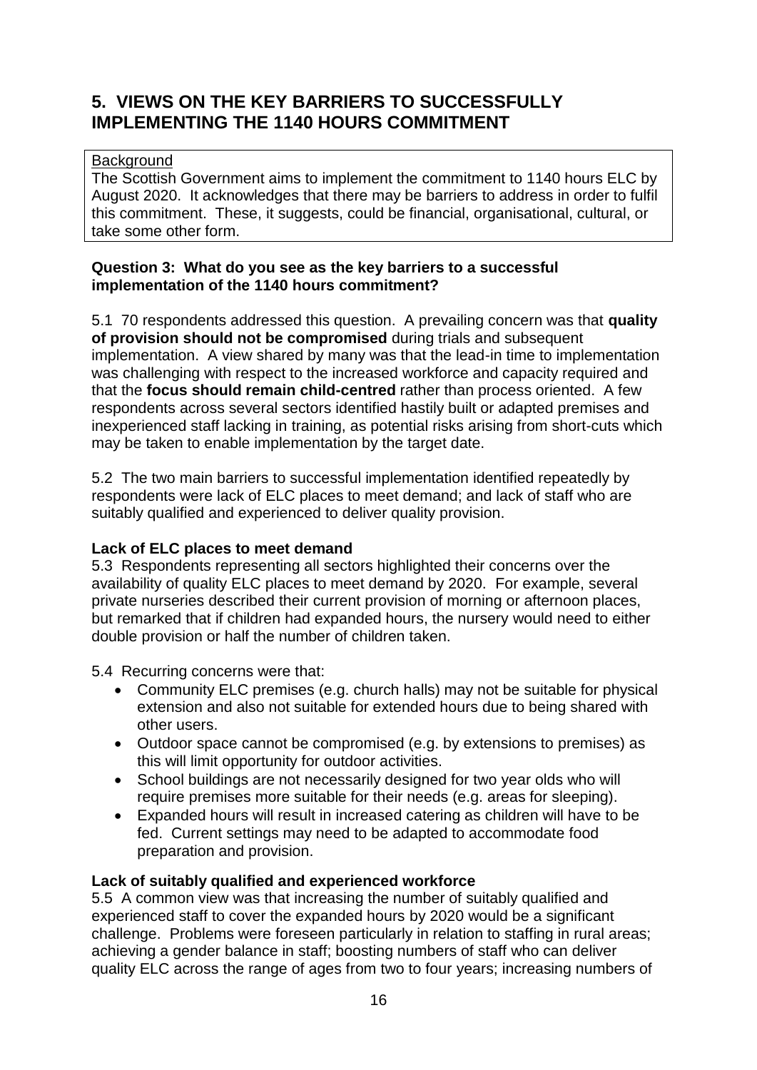## 5. VIEWS ON THE KEY BARRIERS TO SUCCESSFULLY IMPLEMENTING THE 1140 HOURS COMMITMENT

Background

The Scottish Government aims to implement the commitment to 1140 hours ELC by August 2020. It acknowledges that there may be barriers to address in order to fulfil this commitment. These, it suggests, could be financial, organisational, cultural, or take some other form.

**Question 3: What do you see as the key barriers to a successful implementation of the 1140 hours commitment?**

5.1 70 respondents addressed this question. A prevailing concern was that **quality of provision should not be compromised** during trials and subsequent implementation. A view shared by many was that the lead-in time to implementation was challenging with respect to the increased workforce and capacity required and that the **focus should remain child-centred** rather than process oriented. A few respondents across several sectors identified hastily built or adapted premises and inexperienced staff lacking in training, as potential risks arising from short-cuts which may be taken to enable implementation by the target date.

5.2 The two main barriers to successful implementation identified repeatedly by respondents were lack of ELC places to meet demand; and lack of staff who are suitably qualified and experienced to deliver quality provision.

**Lack of ELC places to meet demand**

5.3 Respondents representing all sectors highlighted their concerns over the availability of quality ELC places to meet demand by 2020. For example, several private nurseries described their current provision of morning or afternoon places, but remarked that if children had expanded hours, the nursery would need to either double provision or half the number of children taken.

5.4 Recurring concerns were that:

- Community ELC premises (e.g. church halls) may not be suitable for physical extension and also not suitable for extended hours due to being shared with other users.
- Outdoor space cannot be compromised (e.g. by extensions to premises) as this will limit opportunity for outdoor activities.
- School buildings are not necessarily designed for two year olds who will require premises more suitable for their needs (e.g. areas for sleeping).
- Expanded hours will result in increased catering as children will have to be fed. Current settings may need to be adapted to accommodate food preparation and provision.

**Lack of suitably qualified and experienced workforce**

5.5 A common view was that increasing the number of suitably qualified and experienced staff to cover the expanded hours by 2020 would be a significant challenge. Problems were foreseen particularly in relation to staffing in rural areas; achieving a gender balance in staff; boosting numbers of staff who can deliver quality ELC across the range of ages from two to four years; increasing numbers of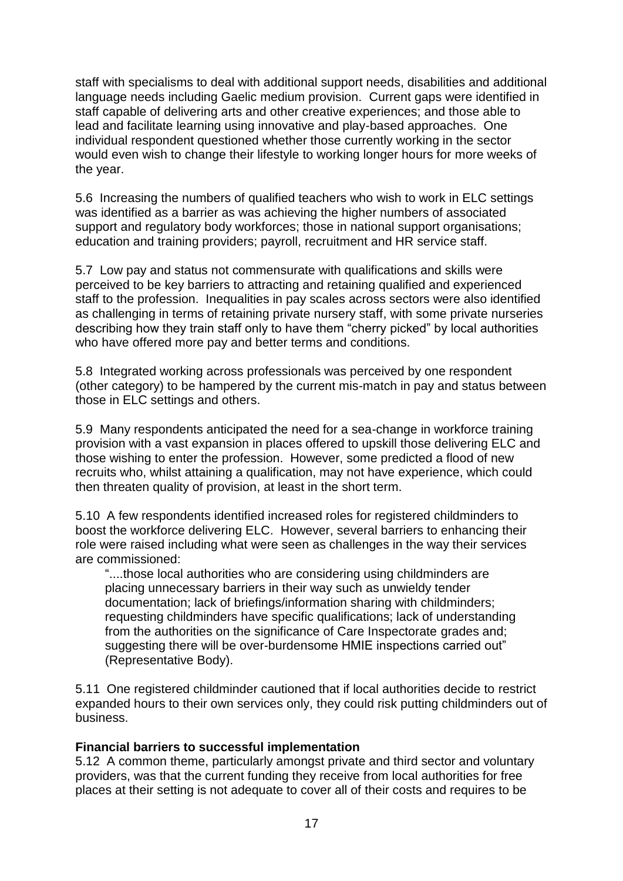staff with specialisms to deal with additional support needs, disabilities and additional language needs including Gaelic medium provision. Current gaps were identified in staff capable of delivering arts and other creative experiences; and those able to lead and facilitate learning using innovative and play-based approaches. One individual respondent questioned whether those currently working in the sector would even wish to change their lifestyle to working longer hours for more weeks of the year.

5.6 Increasing the numbers of qualified teachers who wish to work in ELC settings was identified as a barrier as was achieving the higher numbers of associated support and regulatory body workforces; those in national support organisations; education and training providers; payroll, recruitment and HR service staff.

5.7 Low pay and status not commensurate with qualifications and skills were perceived to be key barriers to attracting and retaining qualified and experienced staff to the profession. Inequalities in pay scales across sectors were also identified as challenging in terms of retaining private nursery staff, with some private nurseries describing how they train staff only to have them "cherry picked" by local authorities who have offered more pay and better terms and conditions.

5.8 Integrated working across professionals was perceived by one respondent (other category) to be hampered by the current mis-match in pay and status between those in ELC settings and others.

5.9 Many respondents anticipated the need for a sea-change in workforce training provision with a vast expansion in places offered to upskill those delivering ELC and those wishing to enter the profession. However, some predicted a flood of new recruits who, whilst attaining a qualification, may not have experience, which could then threaten quality of provision, at least in the short term.

5.10 A few respondents identified increased roles for registered childminders to boost the workforce delivering ELC. However, several barriers to enhancing their role were raised including what were seen as challenges in the way their services are commissioned:

> "....those local authorities who are considering using childminders are placing unnecessary barriers in their way such as unwieldy tender documentation; lack of briefings/information sharing with childminders; requesting childminders have specific qualifications; lack of understanding from the authorities on the significance of Care Inspectorate grades and; suggesting there will be over-burdensome HMIE inspections carried out" (Representative Body).

5.11 One registered childminder cautioned that if local authorities decide to restrict expanded hours to their own services only, they could risk putting childminders out of business.

**Financial barriers to successful implementation**

5.12 A common theme, particularly amongst private and third sector and voluntary providers, was that the current funding they receive from local authorities for free places at their setting is not adequate to cover all of their costs and requires to be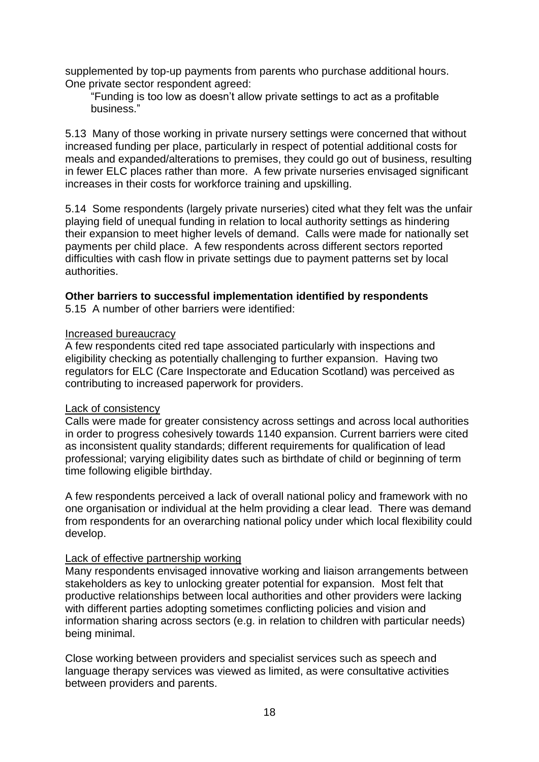supplemented by top-up payments from parents who purchase additional hours. One private sector respondent agreed:

> "Funding is too low as doesn't allow private settings to act as a profitable business."

5.13 Many of those working in private nursery settings were concerned that without increased funding per place, particularly in respect of potential additional costs for meals and expanded/alterations to premises, they could go out of business, resulting in fewer ELC places rather than more. A few private nurseries envisaged significant increases in their costs for workforce training and upskilling.

5.14 Some respondents (largely private nurseries) cited what they felt was the unfair playing field of unequal funding in relation to local authority settings as hindering their expansion to meet higher levels of demand. Calls were made for nationally set payments per child place. A few respondents across different sectors reported difficulties with cash flow in private settings due to payment patterns set by local authorities.

**Other barriers to successful implementation identified by respondents**

5.15 A number of other barriers were identified:

<u>Increased bureaucracy</u>

A few respondents cited red tape associated particularly with inspections and eligibility checking as potentially challenging to further expansion. Having two regulators for ELC (Care Inspectorate and Education Scotland) was perceived as contributing to increased paperwork for providers.

<u>Lack of consistency</u>

Calls were made for greater consistency across settings and across local authorities in order to progress cohesively towards 1140 expansion. Current barriers were cited as inconsistent quality standards; different requirements for qualification of lead professional; varying eligibility dates such as birthdate of child or beginning of term time following eligible birthday.

A few respondents perceived a lack of overall national policy and framework with no one organisation or individual at the helm providing a clear lead. There was demand from respondents for an overarching national policy under which local flexibility could develop.

<u>Lack of effective partnership working</u>

Many respondents envisaged innovative working and liaison arrangements between stakeholders as key to unlocking greater potential for expansion. Most felt that productive relationships between local authorities and other providers were lacking with different parties adopting sometimes conflicting policies and vision and information sharing across sectors (e.g. in relation to children with particular needs) being minimal.

Close working between providers and specialist services such as speech and language therapy services was viewed as limited, as were consultative activities between providers and parents.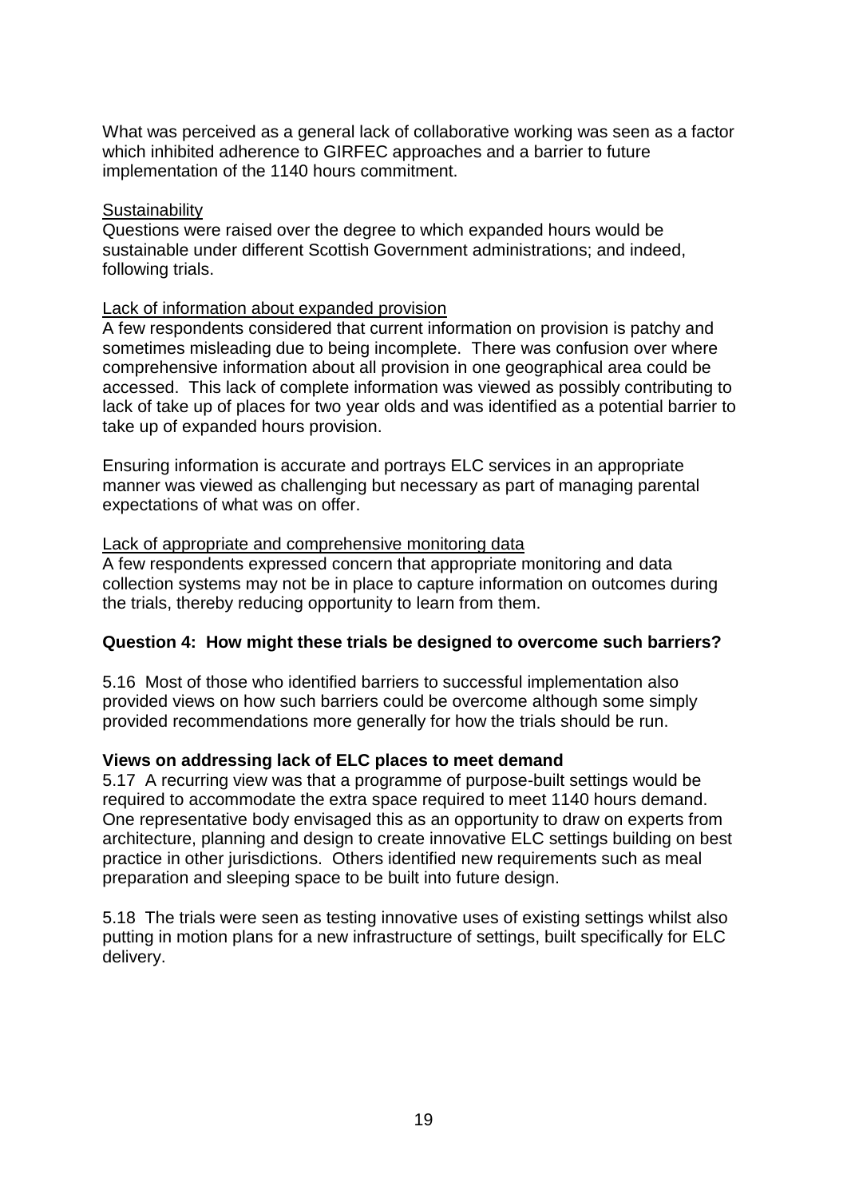What was perceived as a general lack of collaborative working was seen as a factor which inhibited adherence to GIRFEC approaches and a barrier to future implementation of the 1140 hours commitment.

<u>Sustainability</u>

Questions were raised over the degree to which expanded hours would be sustainable under different Scottish Government administrations; and indeed, following trials.

<u>Lack of information about expanded provision</u>

A few respondents considered that current information on provision is patchy and sometimes misleading due to being incomplete. There was confusion over where comprehensive information about all provision in one geographical area could be accessed. This lack of complete information was viewed as possibly contributing to lack of take up of places for two year olds and was identified as a potential barrier to take up of expanded hours provision.

Ensuring information is accurate and portrays ELC services in an appropriate manner was viewed as challenging but necessary as part of managing parental expectations of what was on offer.

<u>Lack of appropriate and comprehensive monitoring data</u>

A few respondents expressed concern that appropriate monitoring and data collection systems may not be in place to capture information on outcomes during the trials, thereby reducing opportunity to learn from them.

**Question 4: How might these trials be designed to overcome such barriers?**

5.16 Most of those who identified barriers to successful implementation also provided views on how such barriers could be overcome although some simply provided recommendations more generally for how the trials should be run.

**Views on addressing lack of ELC places to meet demand**

5.17 A recurring view was that a programme of purpose-built settings would be required to accommodate the extra space required to meet 1140 hours demand. One representative body envisaged this as an opportunity to draw on experts from architecture, planning and design to create innovative ELC settings building on best practice in other jurisdictions. Others identified new requirements such as meal preparation and sleeping space to be built into future design.

5.18 The trials were seen as testing innovative uses of existing settings whilst also putting in motion plans for a new infrastructure of settings, built specifically for ELC delivery.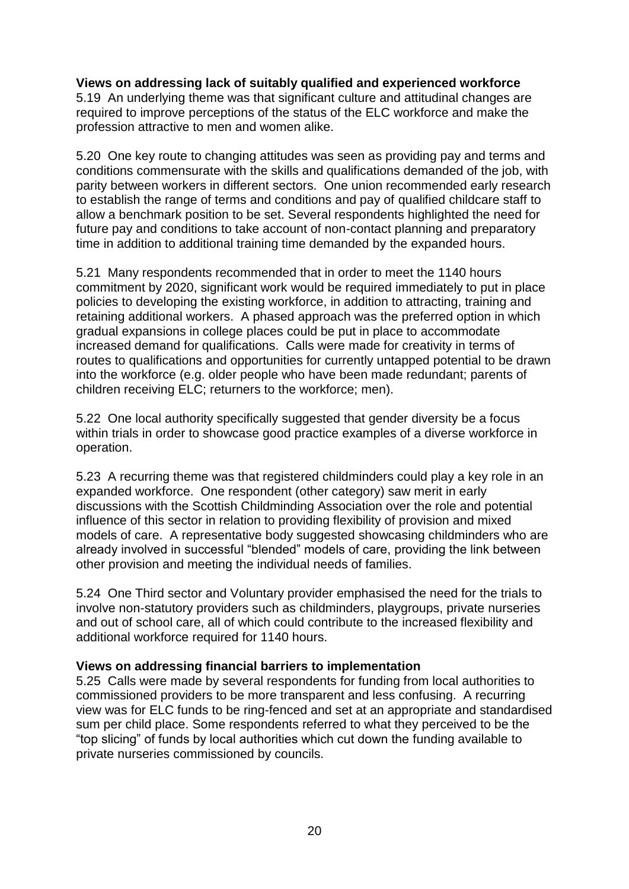**Views on addressing lack of suitably qualified and experienced workforce**

5.19 An underlying theme was that significant culture and attitudinal changes are required to improve perceptions of the status of the ELC workforce and make the profession attractive to men and women alike.

5.20 One key route to changing attitudes was seen as providing pay and terms and conditions commensurate with the skills and qualifications demanded of the job, with parity between workers in different sectors. One union recommended early research to establish the range of terms and conditions and pay of qualified childcare staff to allow a benchmark position to be set. Several respondents highlighted the need for future pay and conditions to take account of non-contact planning and preparatory time in addition to additional training time demanded by the expanded hours.

5.21 Many respondents recommended that in order to meet the 1140 hours commitment by 2020, significant work would be required immediately to put in place policies to developing the existing workforce, in addition to attracting, training and retaining additional workers. A phased approach was the preferred option in which gradual expansions in college places could be put in place to accommodate increased demand for qualifications. Calls were made for creativity in terms of routes to qualifications and opportunities for currently untapped potential to be drawn into the workforce (e.g. older people who have been made redundant; parents of children receiving ELC; returners to the workforce; men).

5.22 One local authority specifically suggested that gender diversity be a focus within trials in order to showcase good practice examples of a diverse workforce in operation.

5.23 A recurring theme was that registered childminders could play a key role in an expanded workforce. One respondent (other category) saw merit in early discussions with the Scottish Childminding Association over the role and potential influence of this sector in relation to providing flexibility of provision and mixed models of care. A representative body suggested showcasing childminders who are already involved in successful "blended" models of care, providing the link between other provision and meeting the individual needs of families.

5.24 One Third sector and Voluntary provider emphasised the need for the trials to involve non-statutory providers such as childminders, playgroups, private nurseries and out of school care, all of which could contribute to the increased flexibility and additional workforce required for 1140 hours.

**Views on addressing financial barriers to implementation**

5.25 Calls were made by several respondents for funding from local authorities to commissioned providers to be more transparent and less confusing. A recurring view was for ELC funds to be ring-fenced and set at an appropriate and standardised sum per child place. Some respondents referred to what they perceived to be the "top slicing" of funds by local authorities which cut down the funding available to private nurseries commissioned by councils.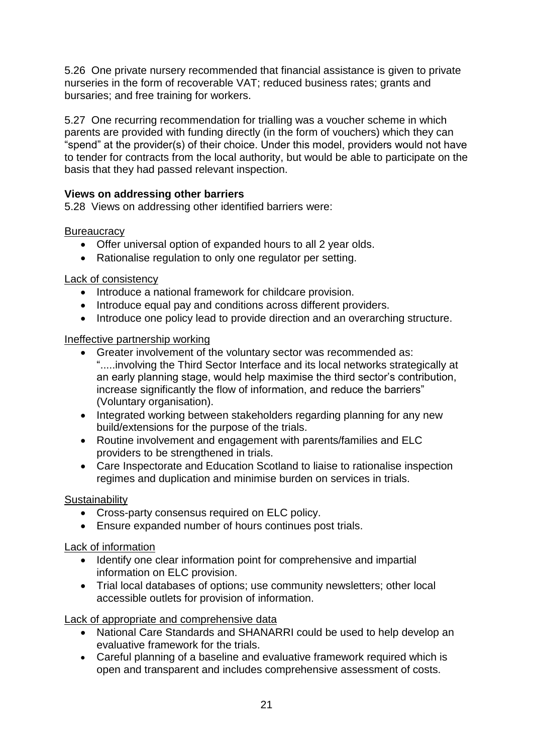5.26 One private nursery recommended that financial assistance is given to private nurseries in the form of recoverable VAT; reduced business rates; grants and bursaries; and free training for workers.

5.27 One recurring recommendation for trialling was a voucher scheme in which parents are provided with funding directly (in the form of vouchers) which they can "spend" at the provider(s) of their choice. Under this model, providers would not have to tender for contracts from the local authority, but would be able to participate on the basis that they had passed relevant inspection.

**Views on addressing other barriers**

5.28 Views on addressing other identified barriers were:

Bureaucracy

- Offer universal option of expanded hours to all 2 year olds.
- Rationalise regulation to only one regulator per setting.

Lack of consistency

- Introduce a national framework for childcare provision.
- Introduce equal pay and conditions across different providers.
- Introduce one policy lead to provide direction and an overarching structure.

Ineffective partnership working

- Greater involvement of the voluntary sector was recommended as: ".....involving the Third Sector Interface and its local networks strategically at an early planning stage, would help maximise the third sector's contribution, increase significantly the flow of information, and reduce the barriers" (Voluntary organisation).
- Integrated working between stakeholders regarding planning for any new build/extensions for the purpose of the trials.
- Routine involvement and engagement with parents/families and ELC providers to be strengthened in trials.
- Care Inspectorate and Education Scotland to liaise to rationalise inspection regimes and duplication and minimise burden on services in trials.

Sustainability

- Cross-party consensus required on ELC policy.
- Ensure expanded number of hours continues post trials.

Lack of information

- Identify one clear information point for comprehensive and impartial information on ELC provision.
- Trial local databases of options; use community newsletters; other local accessible outlets for provision of information.

Lack of appropriate and comprehensive data

- National Care Standards and SHANARRI could be used to help develop an evaluative framework for the trials.
- Careful planning of a baseline and evaluative framework required which is open and transparent and includes comprehensive assessment of costs.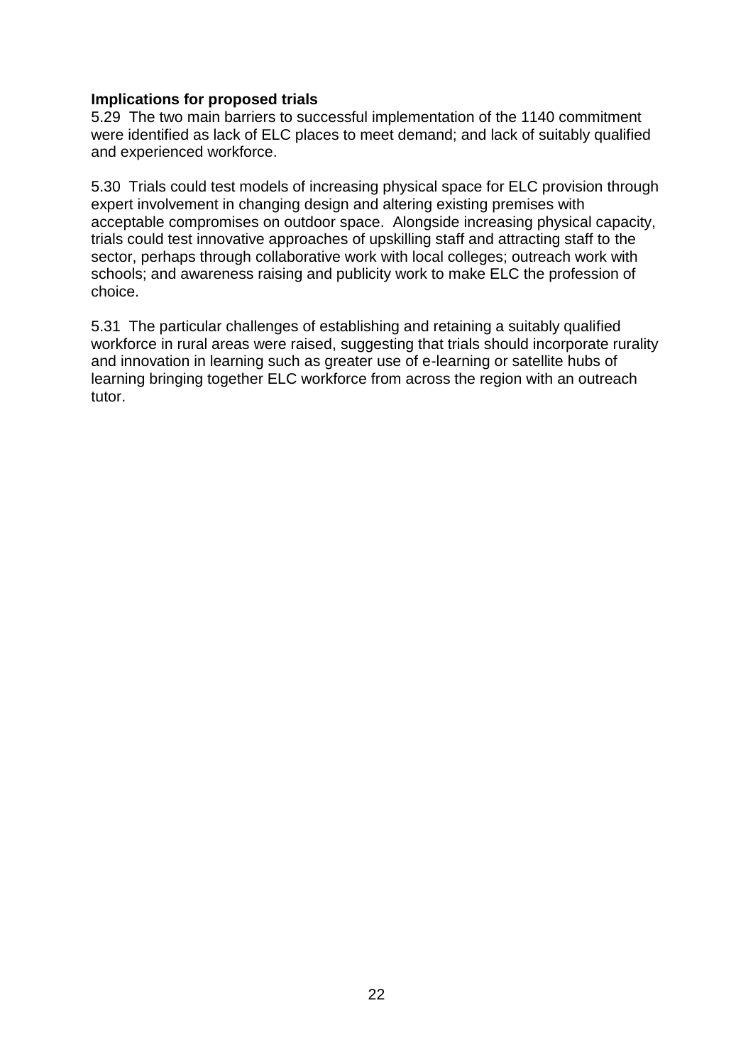**Implications for proposed trials**

5.29 The two main barriers to successful implementation of the 1140 commitment were identified as lack of ELC places to meet demand; and lack of suitably qualified and experienced workforce.

5.30 Trials could test models of increasing physical space for ELC provision through expert involvement in changing design and altering existing premises with acceptable compromises on outdoor space. Alongside increasing physical capacity, trials could test innovative approaches of upskilling staff and attracting staff to the sector, perhaps through collaborative work with local colleges; outreach work with schools; and awareness raising and publicity work to make ELC the profession of choice.

5.31 The particular challenges of establishing and retaining a suitably qualified workforce in rural areas were raised, suggesting that trials should incorporate rurality and innovation in learning such as greater use of e-learning or satellite hubs of learning bringing together ELC workforce from across the region with an outreach tutor.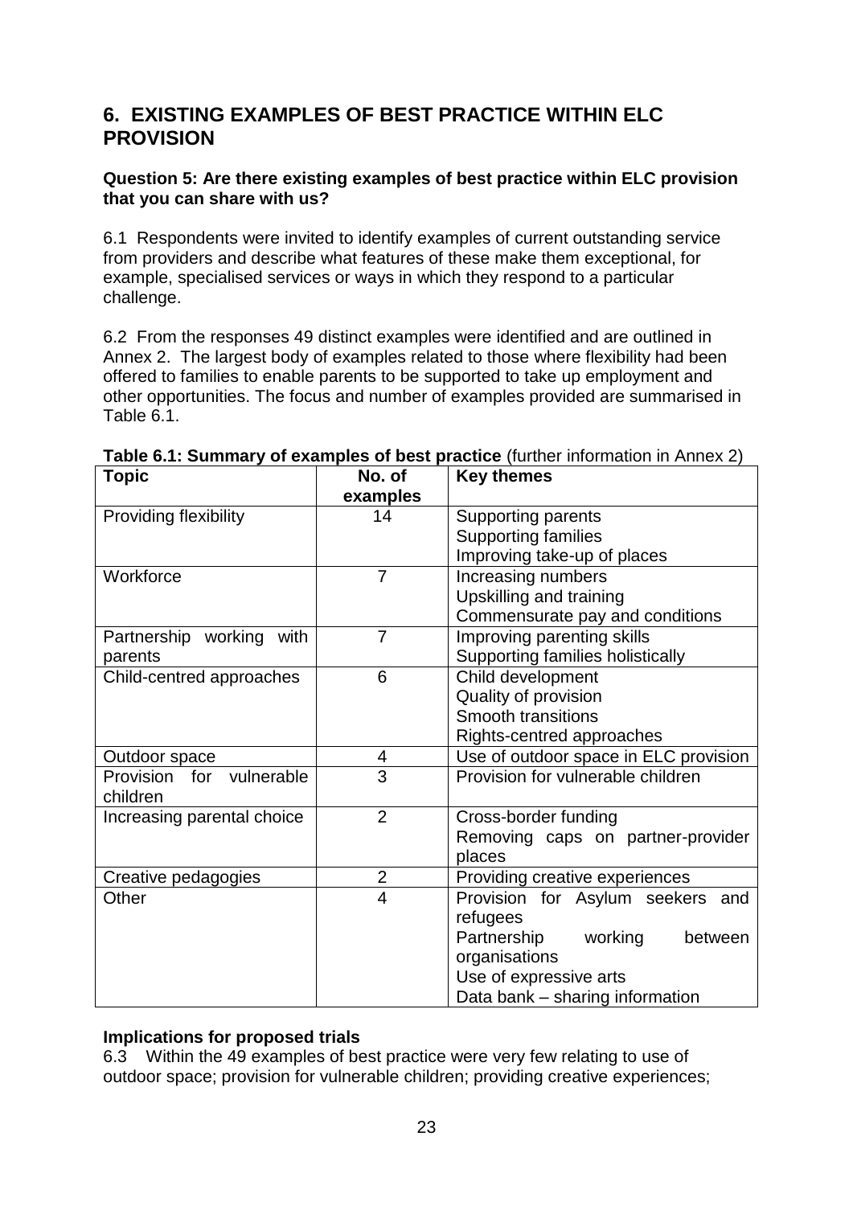## 6. EXISTING EXAMPLES OF BEST PRACTICE WITHIN ELC PROVISION

**Question 5: Are there existing examples of best practice within ELC provision that you can share with us?**

6.1 Respondents were invited to identify examples of current outstanding service from providers and describe what features of these make them exceptional, for example, specialised services or ways in which they respond to a particular challenge.

6.2 From the responses 49 distinct examples were identified and are outlined in Annex 2. The largest body of examples related to those where flexibility had been offered to families to enable parents to be supported to take up employment and other opportunities. The focus and number of examples provided are summarised in Table 6.1.

**Table 6.1: Summary of examples of best practice** (further information in Annex 2)

| Topic | No. of examples | Key themes |
|---|---|---|
| Providing flexibility | 14 | Supporting parents<br>Supporting families<br>Improving take-up of places |
| Workforce | 7 | Increasing numbers<br>Upskilling and training<br>Commensurate pay and conditions |
| Partnership working with parents | 7 | Improving parenting skills<br>Supporting families holistically |
| Child-centred approaches | 6 | Child development<br>Quality of provision<br>Smooth transitions<br>Rights-centred approaches |
| Outdoor space | 4 | Use of outdoor space in ELC provision |
| Provision for vulnerable children | 3 | Provision for vulnerable children |
| Increasing parental choice | 2 | Cross-border funding<br>Removing caps on partner-provider places |
| Creative pedagogies | 2 | Providing creative experiences |
| Other | 4 | Provision for Asylum seekers and refugees<br>Partnership working between organisations<br>Use of expressive arts<br>Data bank – sharing information |

**Implications for proposed trials**

6.3 Within the 49 examples of best practice were very few relating to use of outdoor space; provision for vulnerable children; providing creative experiences;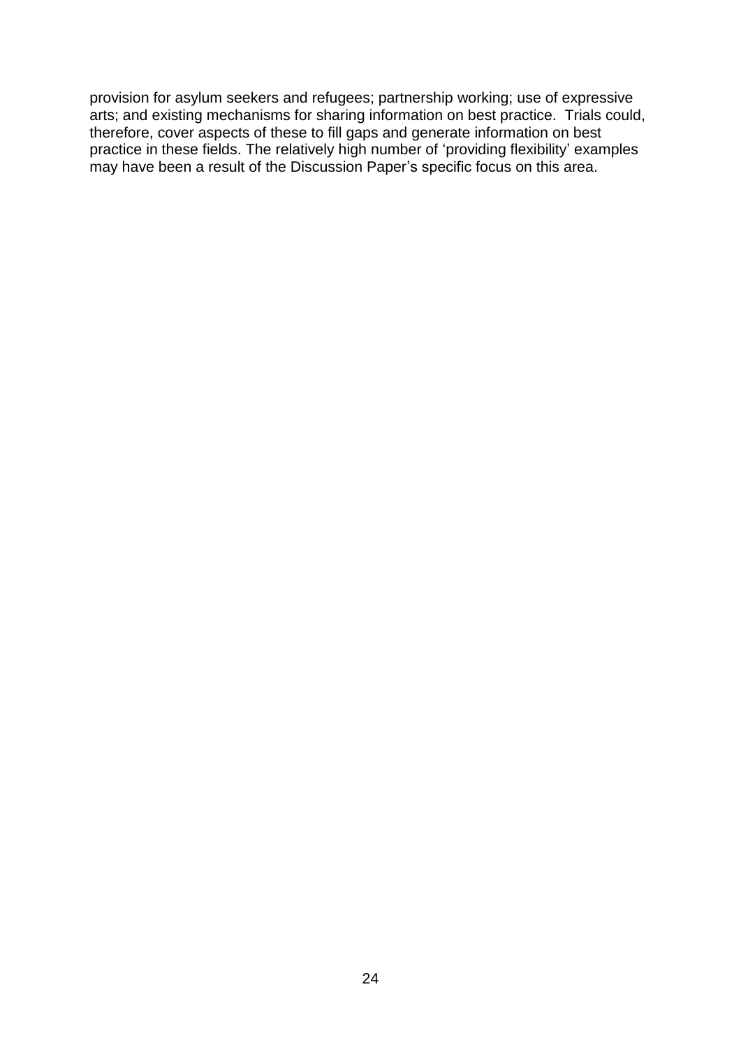provision for asylum seekers and refugees; partnership working; use of expressive arts; and existing mechanisms for sharing information on best practice. Trials could, therefore, cover aspects of these to fill gaps and generate information on best practice in these fields. The relatively high number of 'providing flexibility' examples may have been a result of the Discussion Paper's specific focus on this area.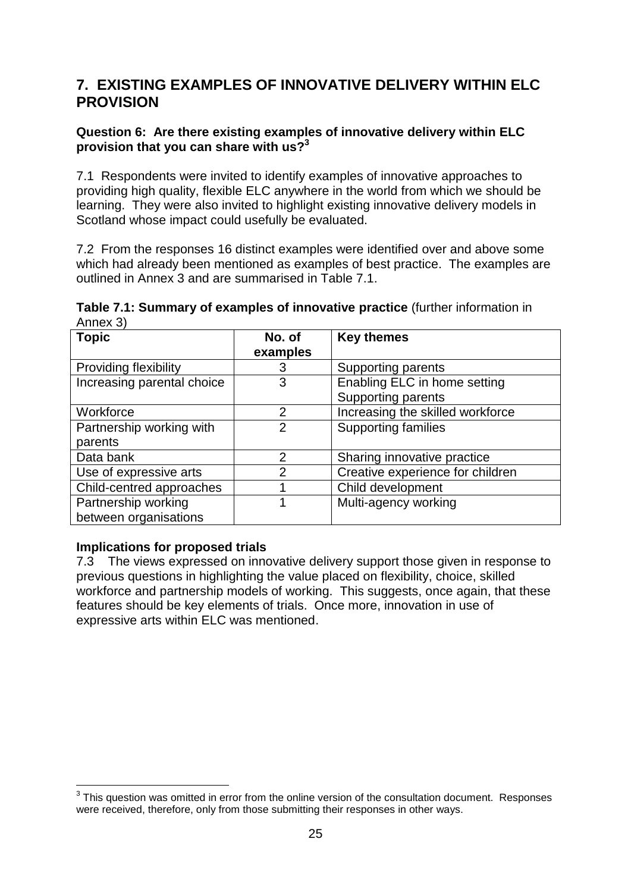## 7. EXISTING EXAMPLES OF INNOVATIVE DELIVERY WITHIN ELC PROVISION

**Question 6: Are there existing examples of innovative delivery within ELC provision that you can share with us?[3]**

7.1 Respondents were invited to identify examples of innovative approaches to providing high quality, flexible ELC anywhere in the world from which we should be learning. They were also invited to highlight existing innovative delivery models in Scotland whose impact could usefully be evaluated.

7.2 From the responses 16 distinct examples were identified over and above some which had already been mentioned as examples of best practice. The examples are outlined in Annex 3 and are summarised in Table 7.1.

**Table 7.1: Summary of examples of innovative practice** (further information in Annex 3)

| Topic | No. of examples | Key themes |
|---|---|---|
| Providing flexibility | 3 | Supporting parents |
| Increasing parental choice | 3 | Enabling ELC in home setting<br>Supporting parents |
| Workforce | 2 | Increasing the skilled workforce |
| Partnership working with parents | 2 | Supporting families |
| Data bank | 2 | Sharing innovative practice |
| Use of expressive arts | 2 | Creative experience for children |
| Child-centred approaches | 1 | Child development |
| Partnership working between organisations | 1 | Multi-agency working |

**Implications for proposed trials**

7.3 The views expressed on innovative delivery support those given in response to previous questions in highlighting the value placed on flexibility, choice, skilled workforce and partnership models of working. This suggests, once again, that these features should be key elements of trials. Once more, innovation in use of expressive arts within ELC was mentioned.

[3] This question was omitted in error from the online version of the consultation document. Responses were received, therefore, only from those submitting their responses in other ways.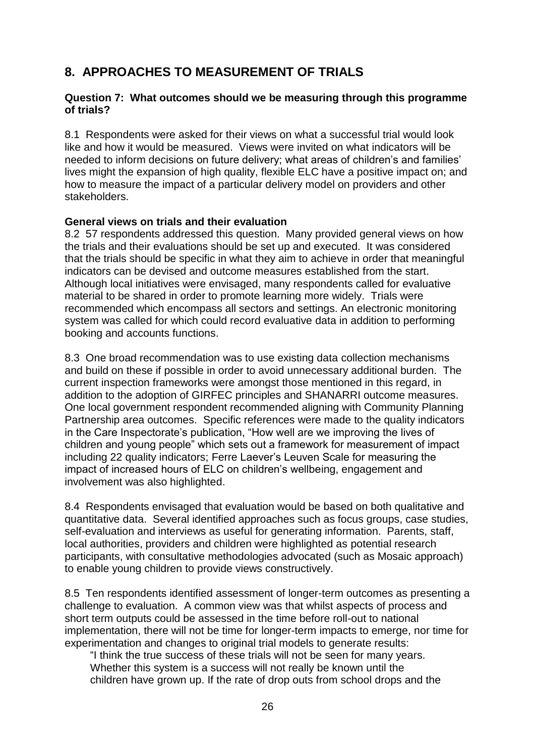## 8. APPROACHES TO MEASUREMENT OF TRIALS

**Question 7: What outcomes should we be measuring through this programme of trials?**

8.1 Respondents were asked for their views on what a successful trial would look like and how it would be measured. Views were invited on what indicators will be needed to inform decisions on future delivery; what areas of children's and families' lives might the expansion of high quality, flexible ELC have a positive impact on; and how to measure the impact of a particular delivery model on providers and other stakeholders.

**General views on trials and their evaluation**

8.2 57 respondents addressed this question. Many provided general views on how the trials and their evaluations should be set up and executed. It was considered that the trials should be specific in what they aim to achieve in order that meaningful indicators can be devised and outcome measures established from the start. Although local initiatives were envisaged, many respondents called for evaluative material to be shared in order to promote learning more widely. Trials were recommended which encompass all sectors and settings. An electronic monitoring system was called for which could record evaluative data in addition to performing booking and accounts functions.

8.3 One broad recommendation was to use existing data collection mechanisms and build on these if possible in order to avoid unnecessary additional burden. The current inspection frameworks were amongst those mentioned in this regard, in addition to the adoption of GIRFEC principles and SHANARRI outcome measures. One local government respondent recommended aligning with Community Planning Partnership area outcomes. Specific references were made to the quality indicators in the Care Inspectorate's publication, "How well are we improving the lives of children and young people" which sets out a framework for measurement of impact including 22 quality indicators; Ferre Laever's Leuven Scale for measuring the impact of increased hours of ELC on children's wellbeing, engagement and involvement was also highlighted.

8.4 Respondents envisaged that evaluation would be based on both qualitative and quantitative data. Several identified approaches such as focus groups, case studies, self-evaluation and interviews as useful for generating information. Parents, staff, local authorities, providers and children were highlighted as potential research participants, with consultative methodologies advocated (such as Mosaic approach) to enable young children to provide views constructively.

8.5 Ten respondents identified assessment of longer-term outcomes as presenting a challenge to evaluation. A common view was that whilst aspects of process and short term outputs could be assessed in the time before roll-out to national implementation, there will not be time for longer-term impacts to emerge, nor time for experimentation and changes to original trial models to generate results:

> "I think the true success of these trials will not be seen for many years. Whether this system is a success will not really be known until the children have grown up. If the rate of drop outs from school drops and the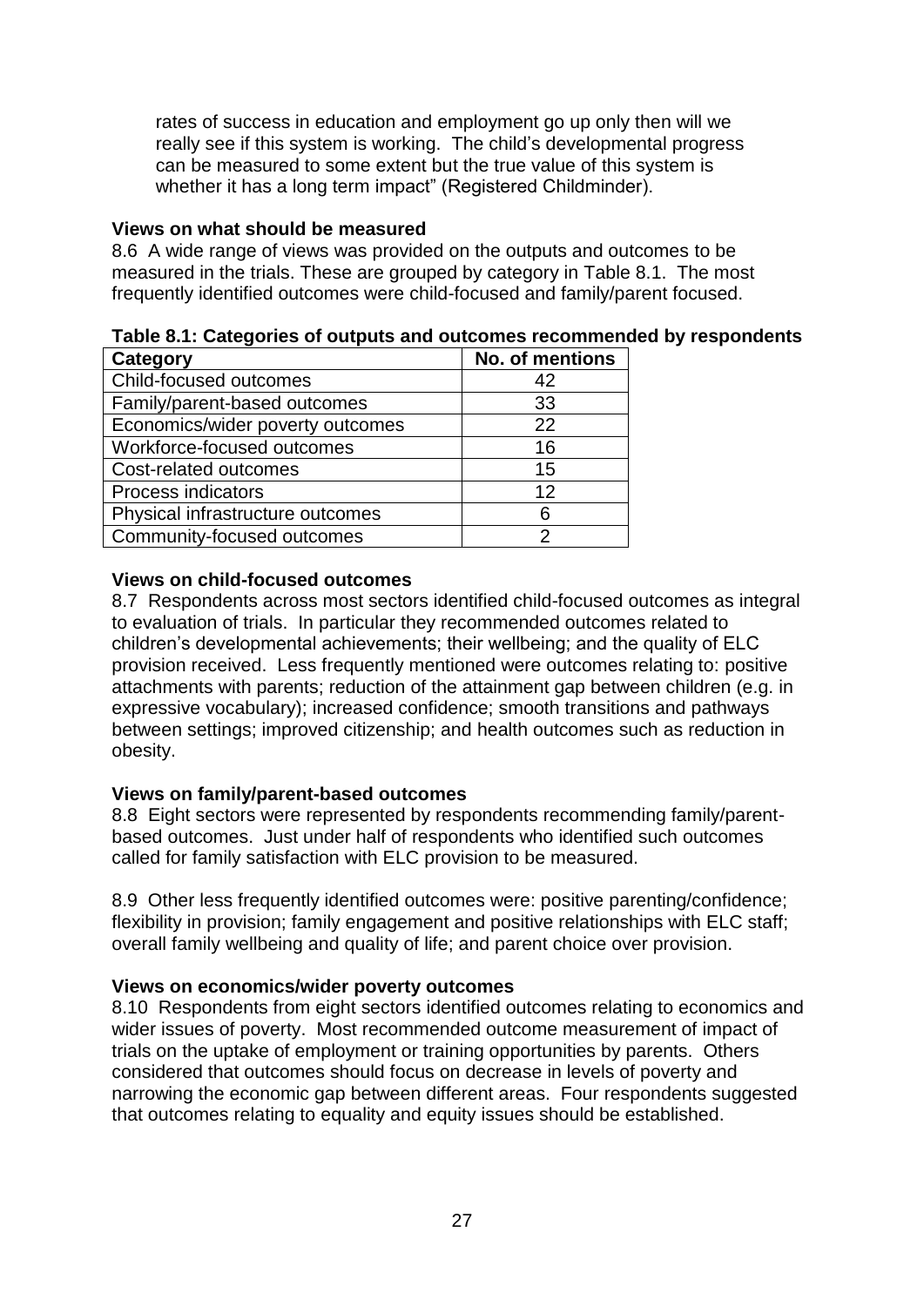rates of success in education and employment go up only then will we really see if this system is working. The child's developmental progress can be measured to some extent but the true value of this system is whether it has a long term impact" (Registered Childminder).

**Views on what should be measured**

8.6 A wide range of views was provided on the outputs and outcomes to be measured in the trials. These are grouped by category in Table 8.1. The most frequently identified outcomes were child-focused and family/parent focused.

**Table 8.1: Categories of outputs and outcomes recommended by respondents**

| Category | No. of mentions |
|---|---|
| Child-focused outcomes | 42 |
| Family/parent-based outcomes | 33 |
| Economics/wider poverty outcomes | 22 |
| Workforce-focused outcomes | 16 |
| Cost-related outcomes | 15 |
| Process indicators | 12 |
| Physical infrastructure outcomes | 6 |
| Community-focused outcomes | 2 |

**Views on child-focused outcomes**

8.7 Respondents across most sectors identified child-focused outcomes as integral to evaluation of trials. In particular they recommended outcomes related to children's developmental achievements; their wellbeing; and the quality of ELC provision received. Less frequently mentioned were outcomes relating to: positive attachments with parents; reduction of the attainment gap between children (e.g. in expressive vocabulary); increased confidence; smooth transitions and pathways between settings; improved citizenship; and health outcomes such as reduction in obesity.

**Views on family/parent-based outcomes**

8.8 Eight sectors were represented by respondents recommending family/parent-based outcomes. Just under half of respondents who identified such outcomes called for family satisfaction with ELC provision to be measured.

8.9 Other less frequently identified outcomes were: positive parenting/confidence; flexibility in provision; family engagement and positive relationships with ELC staff; overall family wellbeing and quality of life; and parent choice over provision.

**Views on economics/wider poverty outcomes**

8.10 Respondents from eight sectors identified outcomes relating to economics and wider issues of poverty. Most recommended outcome measurement of impact of trials on the uptake of employment or training opportunities by parents. Others considered that outcomes should focus on decrease in levels of poverty and narrowing the economic gap between different areas. Four respondents suggested that outcomes relating to equality and equity issues should be established.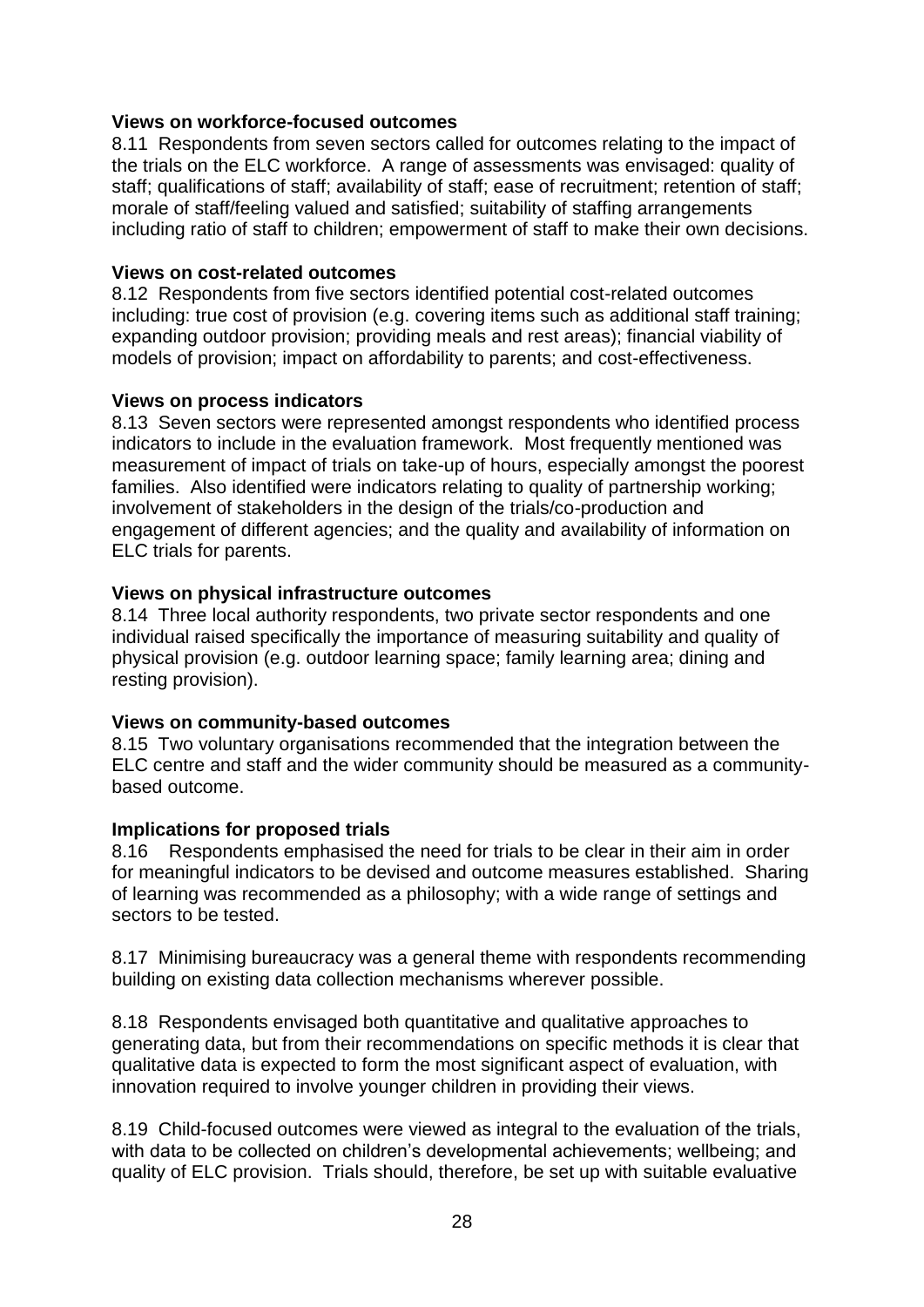**Views on workforce-focused outcomes**

8.11 Respondents from seven sectors called for outcomes relating to the impact of the trials on the ELC workforce. A range of assessments was envisaged: quality of staff; qualifications of staff; availability of staff; ease of recruitment; retention of staff; morale of staff/feeling valued and satisfied; suitability of staffing arrangements including ratio of staff to children; empowerment of staff to make their own decisions.

**Views on cost-related outcomes**

8.12 Respondents from five sectors identified potential cost-related outcomes including: true cost of provision (e.g. covering items such as additional staff training; expanding outdoor provision; providing meals and rest areas); financial viability of models of provision; impact on affordability to parents; and cost-effectiveness.

**Views on process indicators**

8.13 Seven sectors were represented amongst respondents who identified process indicators to include in the evaluation framework. Most frequently mentioned was measurement of impact of trials on take-up of hours, especially amongst the poorest families. Also identified were indicators relating to quality of partnership working; involvement of stakeholders in the design of the trials/co-production and engagement of different agencies; and the quality and availability of information on ELC trials for parents.

**Views on physical infrastructure outcomes**

8.14 Three local authority respondents, two private sector respondents and one individual raised specifically the importance of measuring suitability and quality of physical provision (e.g. outdoor learning space; family learning area; dining and resting provision).

**Views on community-based outcomes**

8.15 Two voluntary organisations recommended that the integration between the ELC centre and staff and the wider community should be measured as a community-based outcome.

**Implications for proposed trials**

8.16 Respondents emphasised the need for trials to be clear in their aim in order for meaningful indicators to be devised and outcome measures established. Sharing of learning was recommended as a philosophy; with a wide range of settings and sectors to be tested.

8.17 Minimising bureaucracy was a general theme with respondents recommending building on existing data collection mechanisms wherever possible.

8.18 Respondents envisaged both quantitative and qualitative approaches to generating data, but from their recommendations on specific methods it is clear that qualitative data is expected to form the most significant aspect of evaluation, with innovation required to involve younger children in providing their views.

8.19 Child-focused outcomes were viewed as integral to the evaluation of the trials, with data to be collected on children's developmental achievements; wellbeing; and quality of ELC provision. Trials should, therefore, be set up with suitable evaluative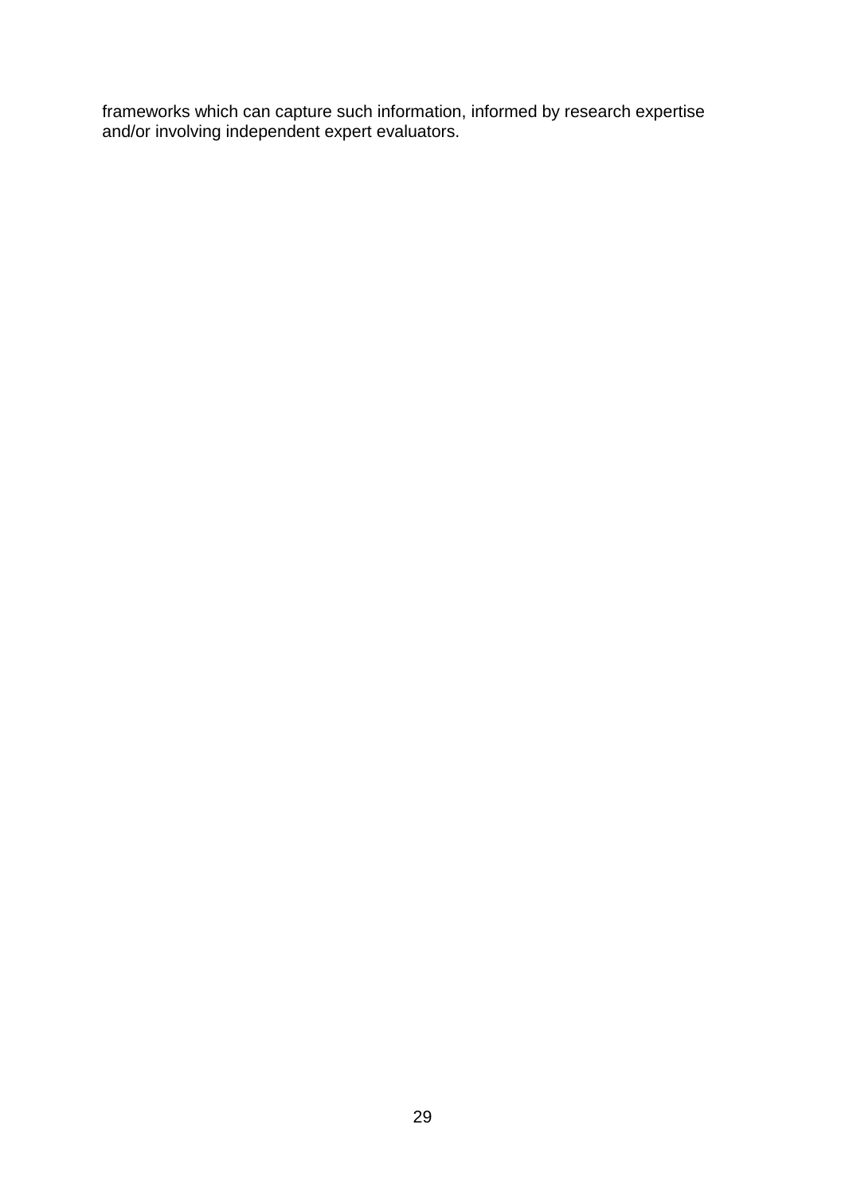frameworks which can capture such information, informed by research expertise and/or involving independent expert evaluators.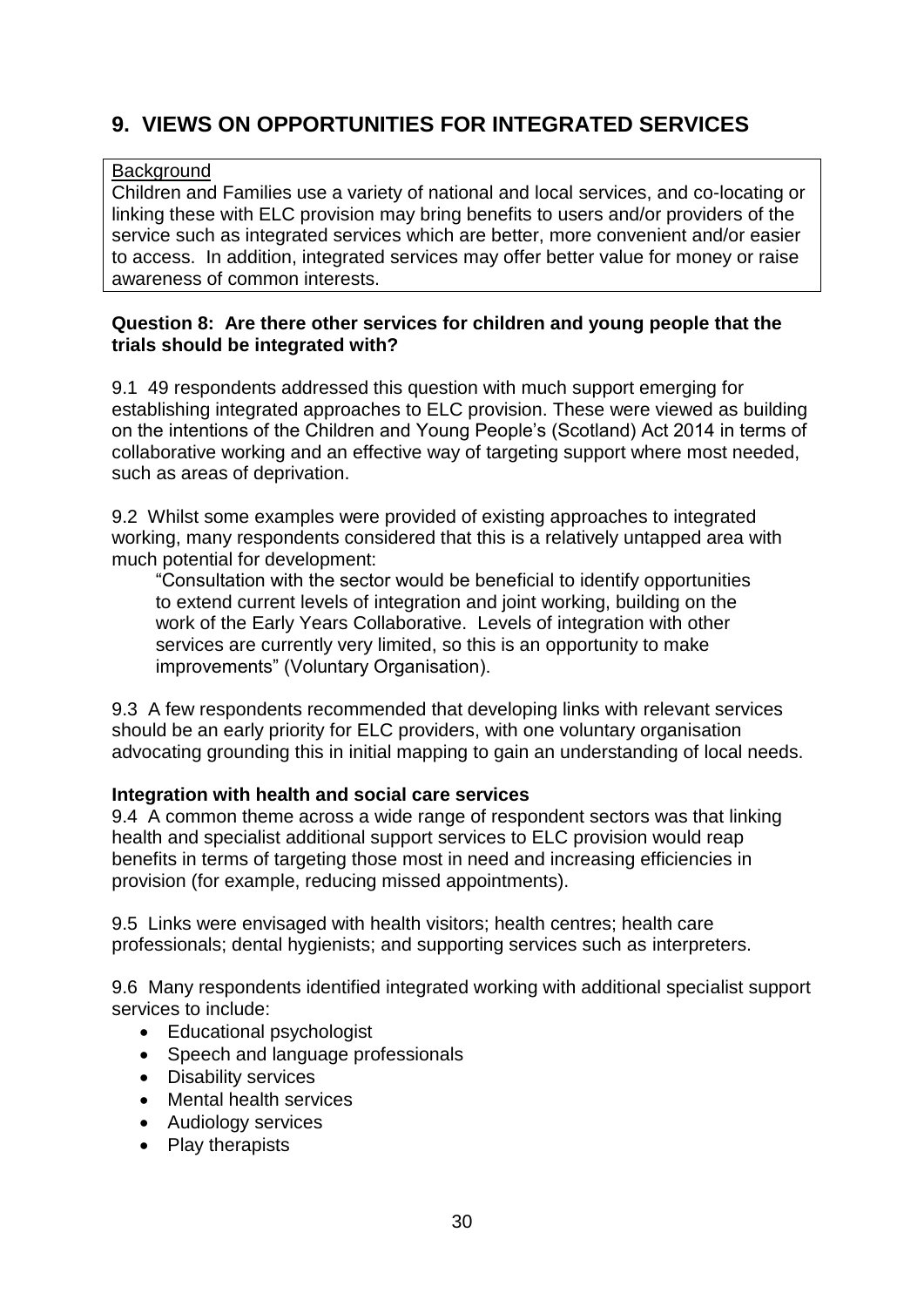## 9. VIEWS ON OPPORTUNITIES FOR INTEGRATED SERVICES

Background

Children and Families use a variety of national and local services, and co-locating or linking these with ELC provision may bring benefits to users and/or providers of the service such as integrated services which are better, more convenient and/or easier to access. In addition, integrated services may offer better value for money or raise awareness of common interests.

**Question 8: Are there other services for children and young people that the trials should be integrated with?**

9.1 49 respondents addressed this question with much support emerging for establishing integrated approaches to ELC provision. These were viewed as building on the intentions of the Children and Young People's (Scotland) Act 2014 in terms of collaborative working and an effective way of targeting support where most needed, such as areas of deprivation.

9.2 Whilst some examples were provided of existing approaches to integrated working, many respondents considered that this is a relatively untapped area with much potential for development:

> "Consultation with the sector would be beneficial to identify opportunities to extend current levels of integration and joint working, building on the work of the Early Years Collaborative. Levels of integration with other services are currently very limited, so this is an opportunity to make improvements" (Voluntary Organisation).

9.3 A few respondents recommended that developing links with relevant services should be an early priority for ELC providers, with one voluntary organisation advocating grounding this in initial mapping to gain an understanding of local needs.

**Integration with health and social care services**

9.4 A common theme across a wide range of respondent sectors was that linking health and specialist additional support services to ELC provision would reap benefits in terms of targeting those most in need and increasing efficiencies in provision (for example, reducing missed appointments).

9.5 Links were envisaged with health visitors; health centres; health care professionals; dental hygienists; and supporting services such as interpreters.

9.6 Many respondents identified integrated working with additional specialist support services to include:

- Educational psychologist
- Speech and language professionals
- Disability services
- Mental health services
- Audiology services
- Play therapists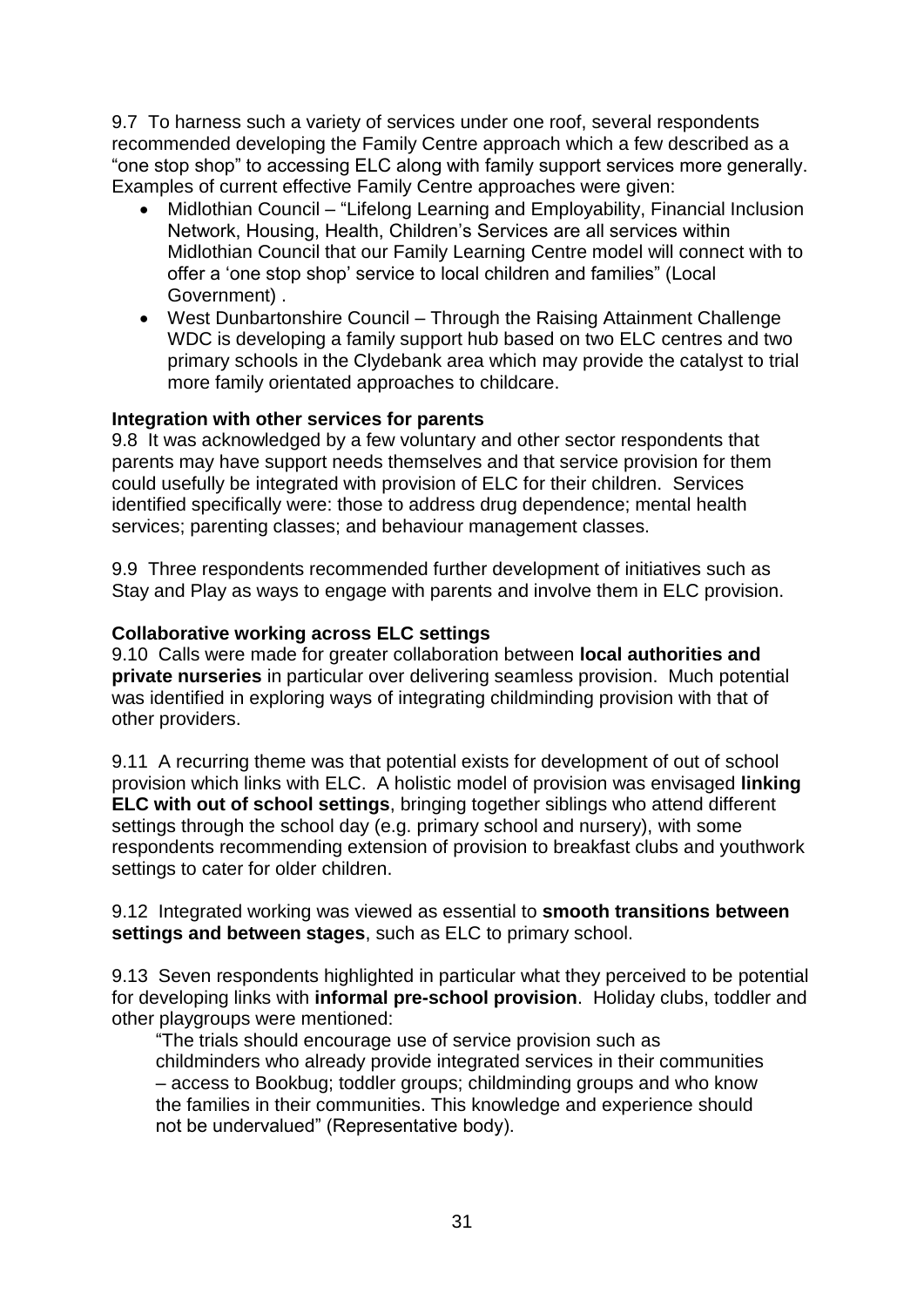9.7 To harness such a variety of services under one roof, several respondents recommended developing the Family Centre approach which a few described as a "one stop shop" to accessing ELC along with family support services more generally. Examples of current effective Family Centre approaches were given:

- Midlothian Council – "Lifelong Learning and Employability, Financial Inclusion Network, Housing, Health, Children's Services are all services within Midlothian Council that our Family Learning Centre model will connect with to offer a 'one stop shop' service to local children and families" (Local Government) .
- West Dunbartonshire Council – Through the Raising Attainment Challenge WDC is developing a family support hub based on two ELC centres and two primary schools in the Clydebank area which may provide the catalyst to trial more family orientated approaches to childcare.

**Integration with other services for parents**

9.8 It was acknowledged by a few voluntary and other sector respondents that parents may have support needs themselves and that service provision for them could usefully be integrated with provision of ELC for their children. Services identified specifically were: those to address drug dependence; mental health services; parenting classes; and behaviour management classes.

9.9 Three respondents recommended further development of initiatives such as Stay and Play as ways to engage with parents and involve them in ELC provision.

**Collaborative working across ELC settings**

9.10 Calls were made for greater collaboration between **local authorities and private nurseries** in particular over delivering seamless provision. Much potential was identified in exploring ways of integrating childminding provision with that of other providers.

9.11 A recurring theme was that potential exists for development of out of school provision which links with ELC. A holistic model of provision was envisaged **linking ELC with out of school settings**, bringing together siblings who attend different settings through the school day (e.g. primary school and nursery), with some respondents recommending extension of provision to breakfast clubs and youthwork settings to cater for older children.

9.12 Integrated working was viewed as essential to **smooth transitions between settings and between stages**, such as ELC to primary school.

9.13 Seven respondents highlighted in particular what they perceived to be potential for developing links with **informal pre-school provision**. Holiday clubs, toddler and other playgroups were mentioned:

> "The trials should encourage use of service provision such as childminders who already provide integrated services in their communities – access to Bookbug; toddler groups; childminding groups and who know the families in their communities. This knowledge and experience should not be undervalued" (Representative body).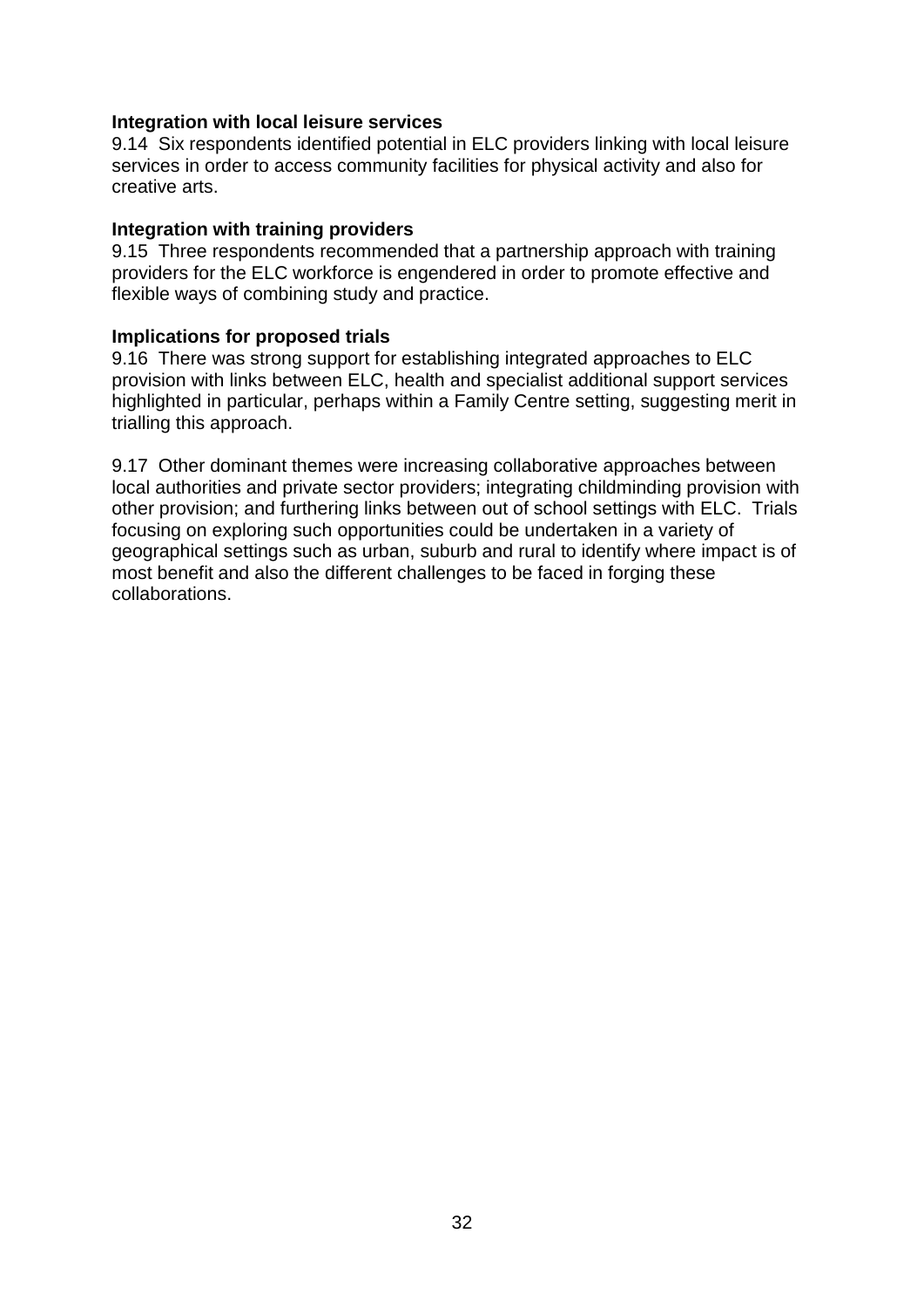**Integration with local leisure services**

9.14 Six respondents identified potential in ELC providers linking with local leisure services in order to access community facilities for physical activity and also for creative arts.

**Integration with training providers**

9.15 Three respondents recommended that a partnership approach with training providers for the ELC workforce is engendered in order to promote effective and flexible ways of combining study and practice.

**Implications for proposed trials**

9.16 There was strong support for establishing integrated approaches to ELC provision with links between ELC, health and specialist additional support services highlighted in particular, perhaps within a Family Centre setting, suggesting merit in trialling this approach.

9.17 Other dominant themes were increasing collaborative approaches between local authorities and private sector providers; integrating childminding provision with other provision; and furthering links between out of school settings with ELC. Trials focusing on exploring such opportunities could be undertaken in a variety of geographical settings such as urban, suburb and rural to identify where impact is of most benefit and also the different challenges to be faced in forging these collaborations.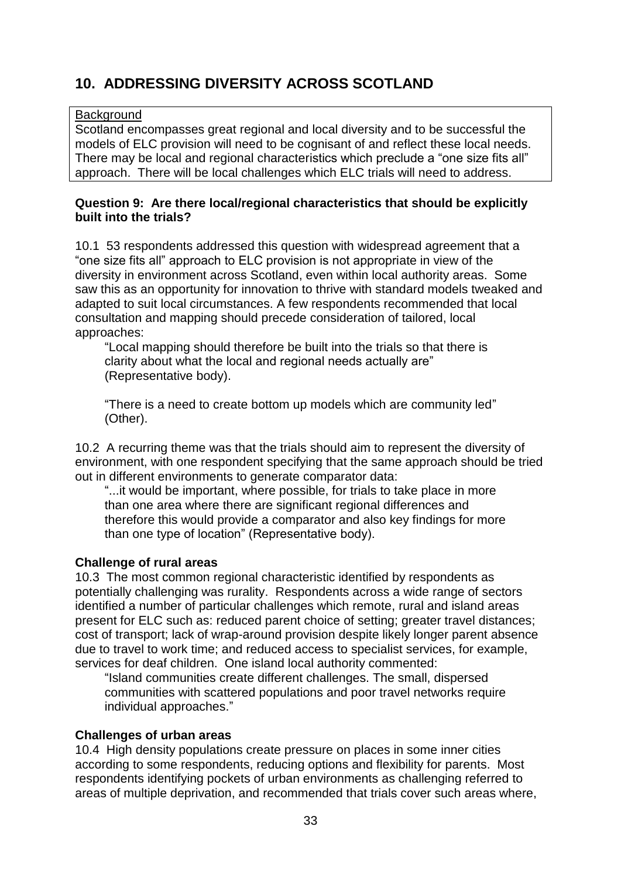## 10. ADDRESSING DIVERSITY ACROSS SCOTLAND

Background

Scotland encompasses great regional and local diversity and to be successful the models of ELC provision will need to be cognisant of and reflect these local needs. There may be local and regional characteristics which preclude a "one size fits all" approach. There will be local challenges which ELC trials will need to address.

**Question 9: Are there local/regional characteristics that should be explicitly built into the trials?**

10.1 53 respondents addressed this question with widespread agreement that a "one size fits all" approach to ELC provision is not appropriate in view of the diversity in environment across Scotland, even within local authority areas. Some saw this as an opportunity for innovation to thrive with standard models tweaked and adapted to suit local circumstances. A few respondents recommended that local consultation and mapping should precede consideration of tailored, local approaches:

> "Local mapping should therefore be built into the trials so that there is clarity about what the local and regional needs actually are" (Representative body).
>
> "There is a need to create bottom up models which are community led" (Other).

10.2 A recurring theme was that the trials should aim to represent the diversity of environment, with one respondent specifying that the same approach should be tried out in different environments to generate comparator data:

> "...it would be important, where possible, for trials to take place in more than one area where there are significant regional differences and therefore this would provide a comparator and also key findings for more than one type of location" (Representative body).

**Challenge of rural areas**

10.3 The most common regional characteristic identified by respondents as potentially challenging was rurality. Respondents across a wide range of sectors identified a number of particular challenges which remote, rural and island areas present for ELC such as: reduced parent choice of setting; greater travel distances; cost of transport; lack of wrap-around provision despite likely longer parent absence due to travel to work time; and reduced access to specialist services, for example, services for deaf children. One island local authority commented:

> "Island communities create different challenges. The small, dispersed communities with scattered populations and poor travel networks require individual approaches."

**Challenges of urban areas**

10.4 High density populations create pressure on places in some inner cities according to some respondents, reducing options and flexibility for parents. Most respondents identifying pockets of urban environments as challenging referred to areas of multiple deprivation, and recommended that trials cover such areas where,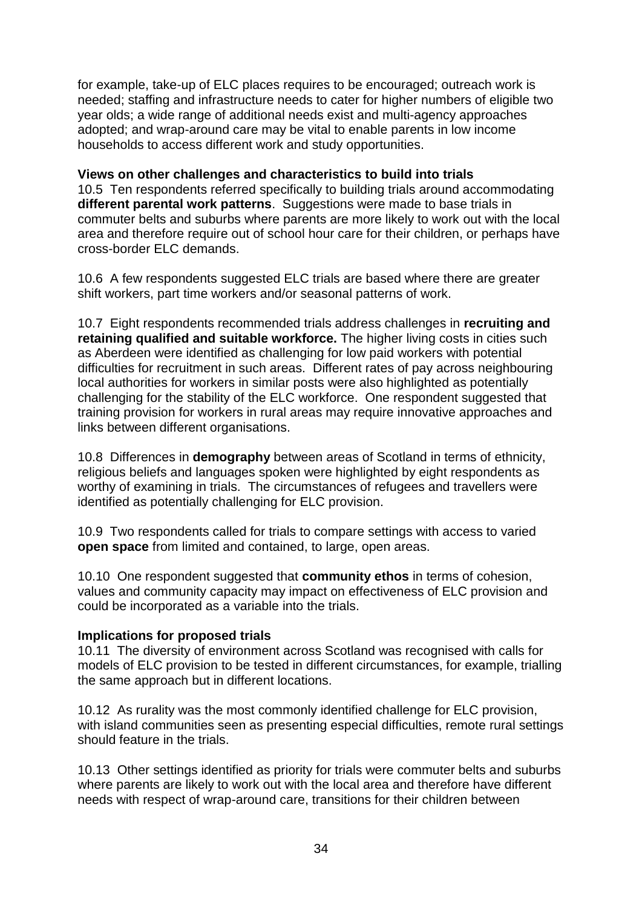for example, take-up of ELC places requires to be encouraged; outreach work is needed; staffing and infrastructure needs to cater for higher numbers of eligible two year olds; a wide range of additional needs exist and multi-agency approaches adopted; and wrap-around care may be vital to enable parents in low income households to access different work and study opportunities.

**Views on other challenges and characteristics to build into trials**

10.5 Ten respondents referred specifically to building trials around accommodating **different parental work patterns**. Suggestions were made to base trials in commuter belts and suburbs where parents are more likely to work out with the local area and therefore require out of school hour care for their children, or perhaps have cross-border ELC demands.

10.6 A few respondents suggested ELC trials are based where there are greater shift workers, part time workers and/or seasonal patterns of work.

10.7 Eight respondents recommended trials address challenges in **recruiting and retaining qualified and suitable workforce.** The higher living costs in cities such as Aberdeen were identified as challenging for low paid workers with potential difficulties for recruitment in such areas. Different rates of pay across neighbouring local authorities for workers in similar posts were also highlighted as potentially challenging for the stability of the ELC workforce. One respondent suggested that training provision for workers in rural areas may require innovative approaches and links between different organisations.

10.8 Differences in **demography** between areas of Scotland in terms of ethnicity, religious beliefs and languages spoken were highlighted by eight respondents as worthy of examining in trials. The circumstances of refugees and travellers were identified as potentially challenging for ELC provision.

10.9 Two respondents called for trials to compare settings with access to varied **open space** from limited and contained, to large, open areas.

10.10 One respondent suggested that **community ethos** in terms of cohesion, values and community capacity may impact on effectiveness of ELC provision and could be incorporated as a variable into the trials.

**Implications for proposed trials**

10.11 The diversity of environment across Scotland was recognised with calls for models of ELC provision to be tested in different circumstances, for example, trialling the same approach but in different locations.

10.12 As rurality was the most commonly identified challenge for ELC provision, with island communities seen as presenting especial difficulties, remote rural settings should feature in the trials.

10.13 Other settings identified as priority for trials were commuter belts and suburbs where parents are likely to work out with the local area and therefore have different needs with respect of wrap-around care, transitions for their children between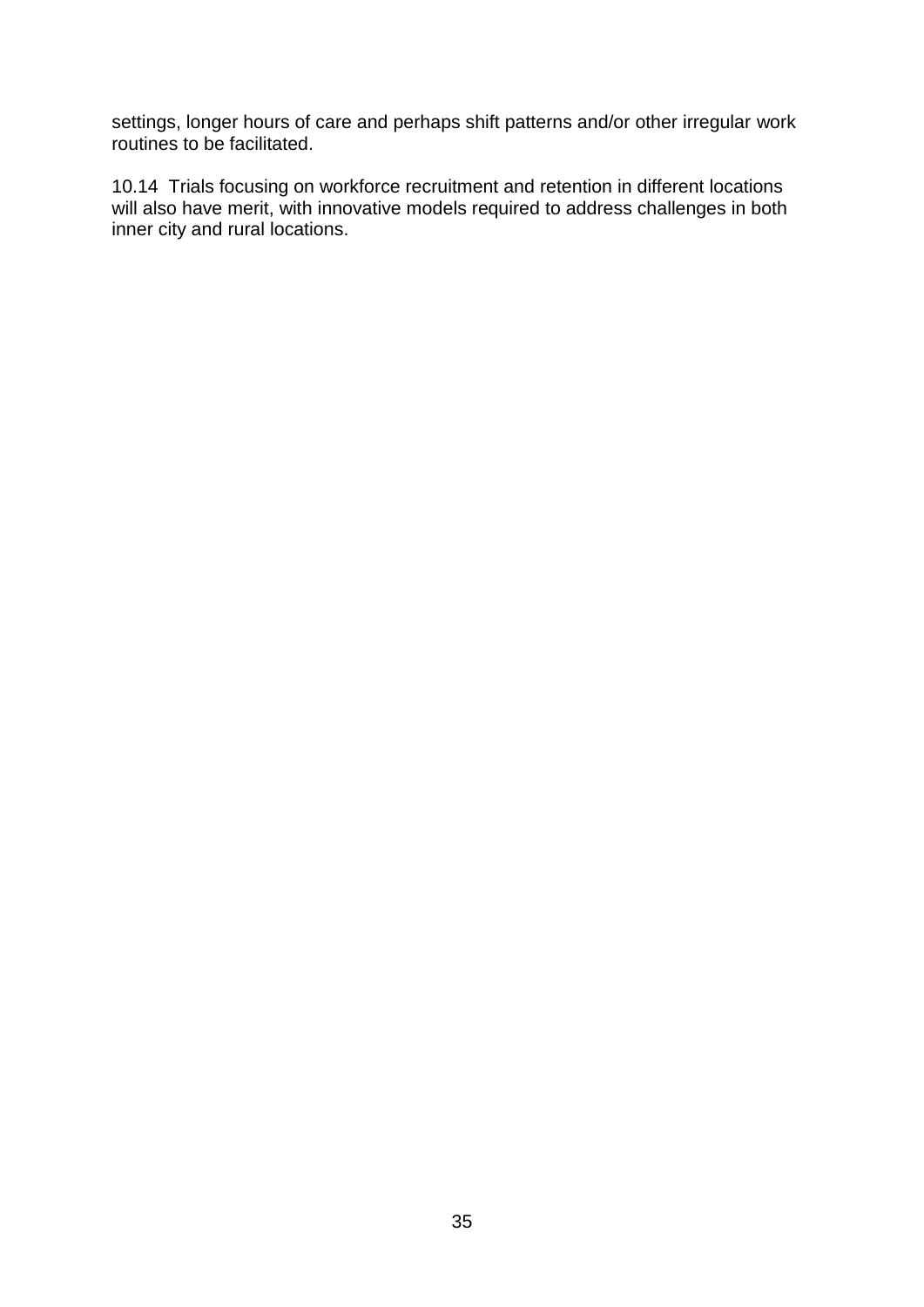settings, longer hours of care and perhaps shift patterns and/or other irregular work routines to be facilitated.

10.14 Trials focusing on workforce recruitment and retention in different locations will also have merit, with innovative models required to address challenges in both inner city and rural locations.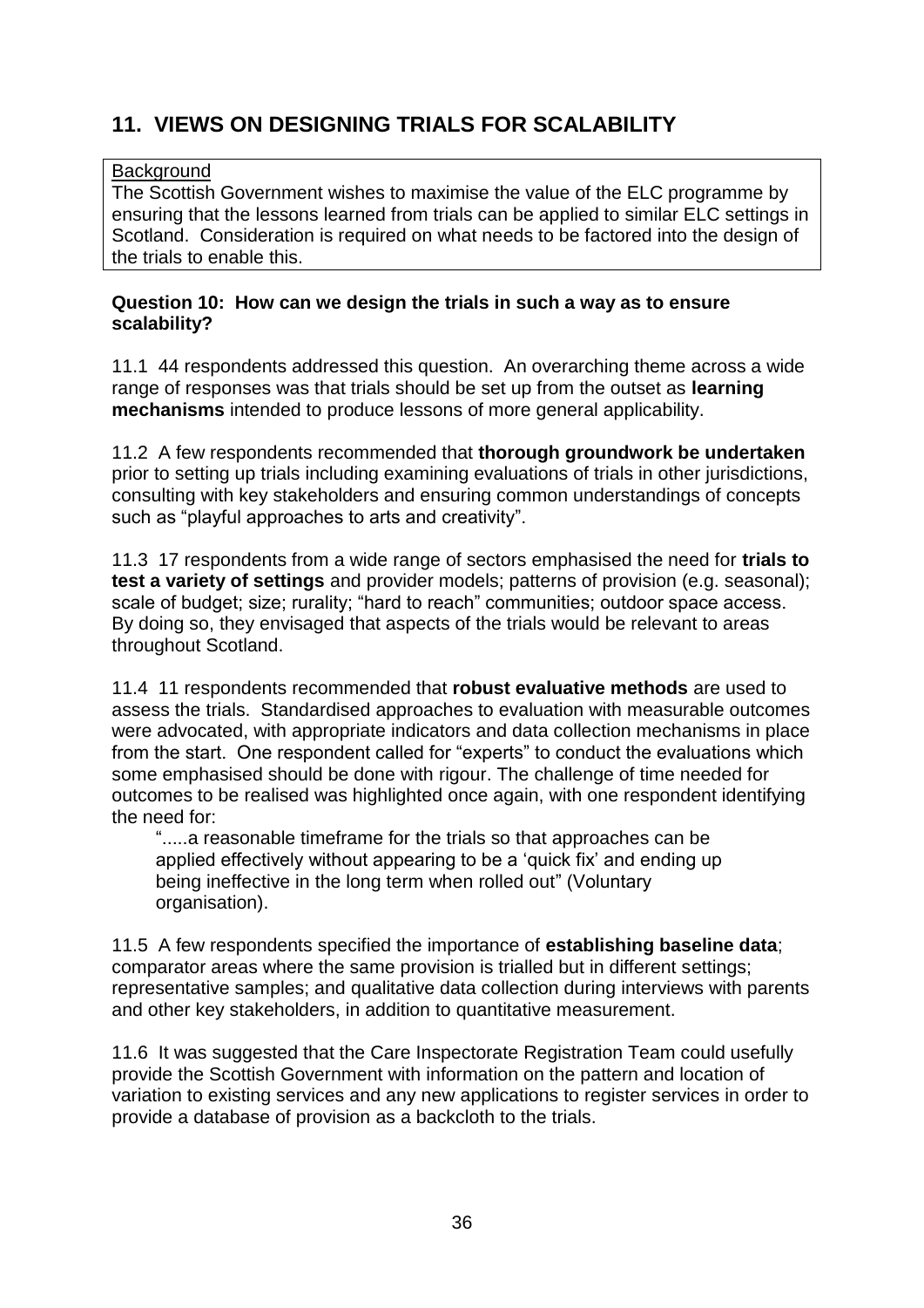## 11. VIEWS ON DESIGNING TRIALS FOR SCALABILITY

Background

The Scottish Government wishes to maximise the value of the ELC programme by ensuring that the lessons learned from trials can be applied to similar ELC settings in Scotland. Consideration is required on what needs to be factored into the design of the trials to enable this.

**Question 10: How can we design the trials in such a way as to ensure scalability?**

11.1 44 respondents addressed this question. An overarching theme across a wide range of responses was that trials should be set up from the outset as **learning mechanisms** intended to produce lessons of more general applicability.

11.2 A few respondents recommended that **thorough groundwork be undertaken** prior to setting up trials including examining evaluations of trials in other jurisdictions, consulting with key stakeholders and ensuring common understandings of concepts such as "playful approaches to arts and creativity".

11.3 17 respondents from a wide range of sectors emphasised the need for **trials to test a variety of settings** and provider models; patterns of provision (e.g. seasonal); scale of budget; size; rurality; "hard to reach" communities; outdoor space access. By doing so, they envisaged that aspects of the trials would be relevant to areas throughout Scotland.

11.4 11 respondents recommended that **robust evaluative methods** are used to assess the trials. Standardised approaches to evaluation with measurable outcomes were advocated, with appropriate indicators and data collection mechanisms in place from the start. One respondent called for "experts" to conduct the evaluations which some emphasised should be done with rigour. The challenge of time needed for outcomes to be realised was highlighted once again, with one respondent identifying the need for:

> ".....a reasonable timeframe for the trials so that approaches can be applied effectively without appearing to be a 'quick fix' and ending up being ineffective in the long term when rolled out" (Voluntary organisation).

11.5 A few respondents specified the importance of **establishing baseline data**; comparator areas where the same provision is trialled but in different settings; representative samples; and qualitative data collection during interviews with parents and other key stakeholders, in addition to quantitative measurement.

11.6 It was suggested that the Care Inspectorate Registration Team could usefully provide the Scottish Government with information on the pattern and location of variation to existing services and any new applications to register services in order to provide a database of provision as a backcloth to the trials.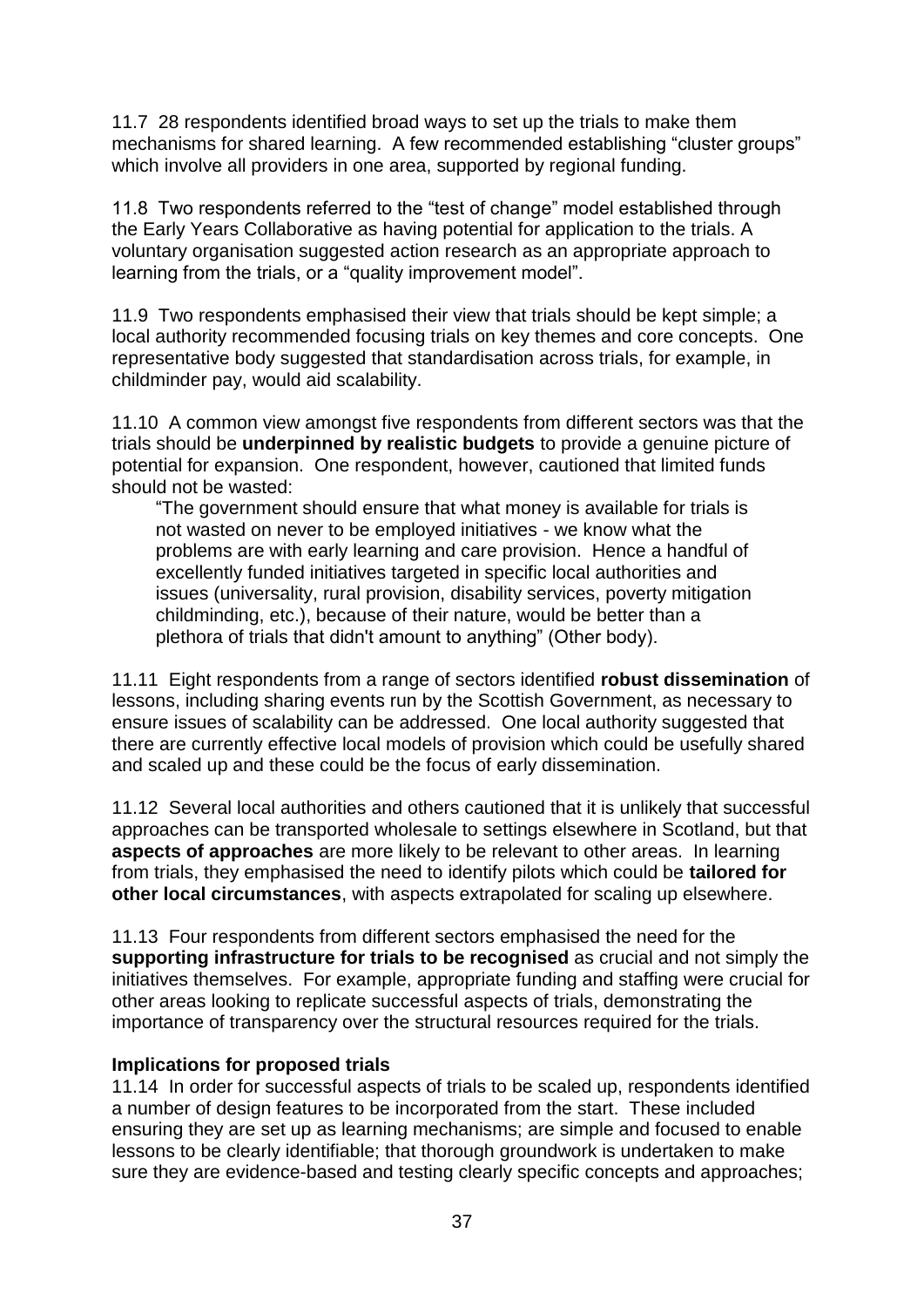11.7 28 respondents identified broad ways to set up the trials to make them mechanisms for shared learning. A few recommended establishing "cluster groups" which involve all providers in one area, supported by regional funding.

11.8 Two respondents referred to the "test of change" model established through the Early Years Collaborative as having potential for application to the trials. A voluntary organisation suggested action research as an appropriate approach to learning from the trials, or a "quality improvement model".

11.9 Two respondents emphasised their view that trials should be kept simple; a local authority recommended focusing trials on key themes and core concepts. One representative body suggested that standardisation across trials, for example, in childminder pay, would aid scalability.

11.10 A common view amongst five respondents from different sectors was that the trials should be **underpinned by realistic budgets** to provide a genuine picture of potential for expansion. One respondent, however, cautioned that limited funds should not be wasted:

> "The government should ensure that what money is available for trials is not wasted on never to be employed initiatives - we know what the problems are with early learning and care provision. Hence a handful of excellently funded initiatives targeted in specific local authorities and issues (universality, rural provision, disability services, poverty mitigation childminding, etc.), because of their nature, would be better than a plethora of trials that didn't amount to anything" (Other body).

11.11 Eight respondents from a range of sectors identified **robust dissemination** of lessons, including sharing events run by the Scottish Government, as necessary to ensure issues of scalability can be addressed. One local authority suggested that there are currently effective local models of provision which could be usefully shared and scaled up and these could be the focus of early dissemination.

11.12 Several local authorities and others cautioned that it is unlikely that successful approaches can be transported wholesale to settings elsewhere in Scotland, but that **aspects of approaches** are more likely to be relevant to other areas. In learning from trials, they emphasised the need to identify pilots which could be **tailored for other local circumstances**, with aspects extrapolated for scaling up elsewhere.

11.13 Four respondents from different sectors emphasised the need for the **supporting infrastructure for trials to be recognised** as crucial and not simply the initiatives themselves. For example, appropriate funding and staffing were crucial for other areas looking to replicate successful aspects of trials, demonstrating the importance of transparency over the structural resources required for the trials.

**Implications for proposed trials**

11.14 In order for successful aspects of trials to be scaled up, respondents identified a number of design features to be incorporated from the start. These included ensuring they are set up as learning mechanisms; are simple and focused to enable lessons to be clearly identifiable; that thorough groundwork is undertaken to make sure they are evidence-based and testing clearly specific concepts and approaches;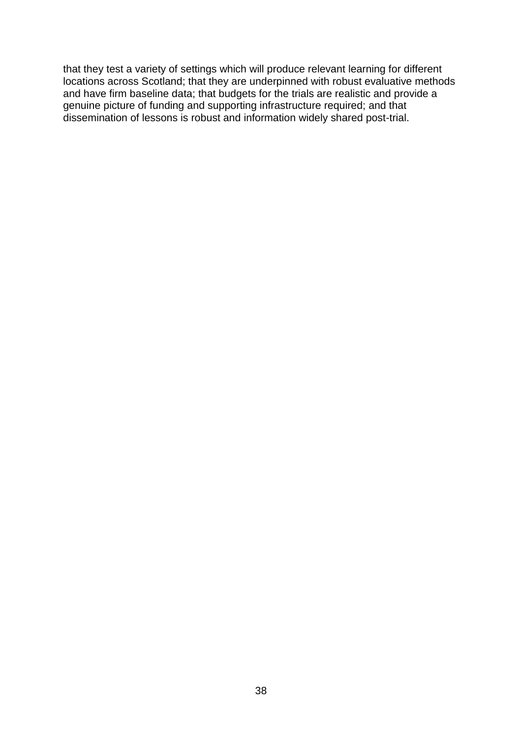that they test a variety of settings which will produce relevant learning for different locations across Scotland; that they are underpinned with robust evaluative methods and have firm baseline data; that budgets for the trials are realistic and provide a genuine picture of funding and supporting infrastructure required; and that dissemination of lessons is robust and information widely shared post-trial.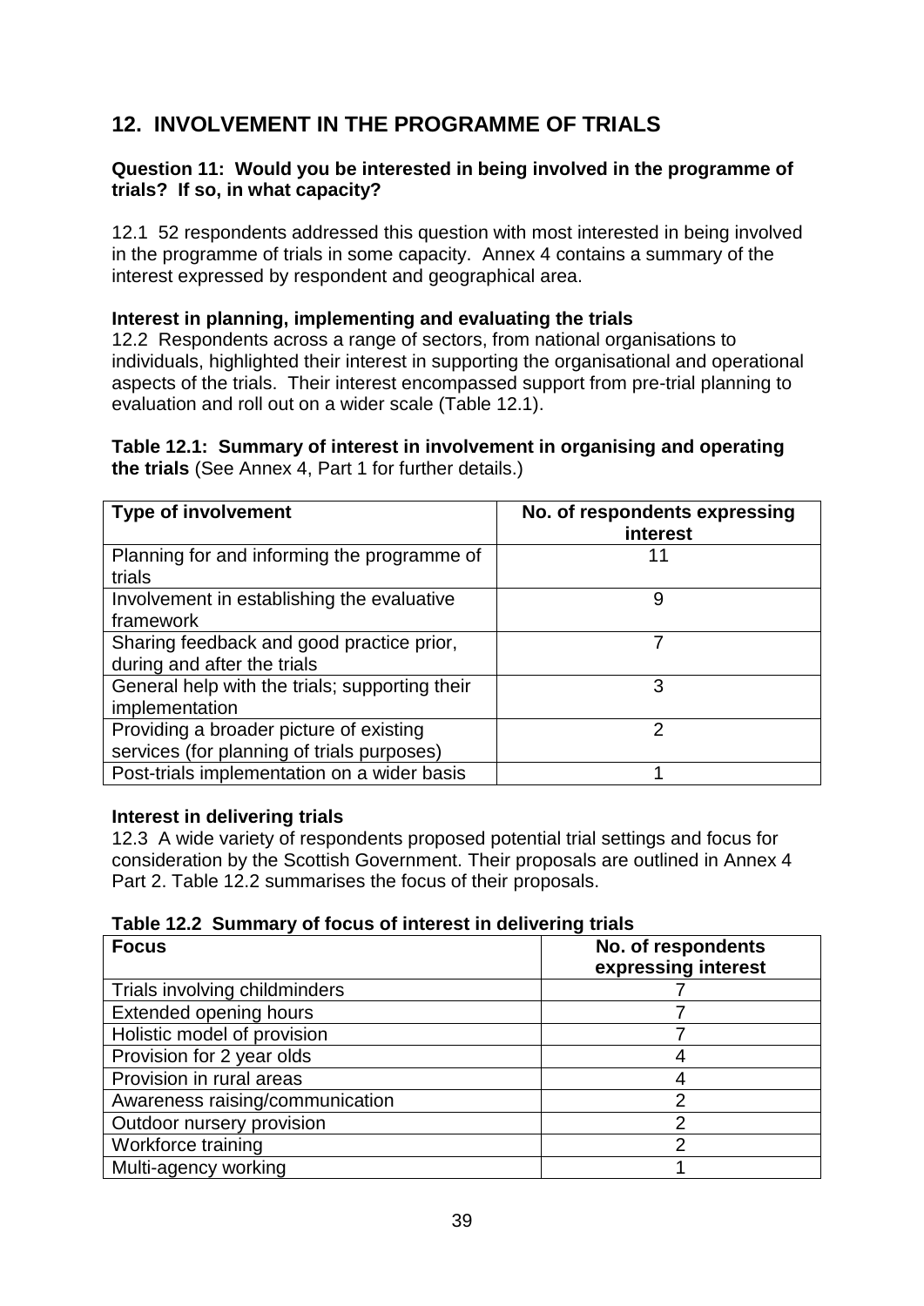## 12. INVOLVEMENT IN THE PROGRAMME OF TRIALS

**Question 11: Would you be interested in being involved in the programme of trials? If so, in what capacity?**

12.1 52 respondents addressed this question with most interested in being involved in the programme of trials in some capacity. Annex 4 contains a summary of the interest expressed by respondent and geographical area.

**Interest in planning, implementing and evaluating the trials**

12.2 Respondents across a range of sectors, from national organisations to individuals, highlighted their interest in supporting the organisational and operational aspects of the trials. Their interest encompassed support from pre-trial planning to evaluation and roll out on a wider scale (Table 12.1).

**Table 12.1: Summary of interest in involvement in organising and operating the trials** (See Annex 4, Part 1 for further details.)

| Type of involvement | No. of respondents expressing interest |
|---|---|
| Planning for and informing the programme of trials | 11 |
| Involvement in establishing the evaluative framework | 9 |
| Sharing feedback and good practice prior, during and after the trials | 7 |
| General help with the trials; supporting their implementation | 3 |
| Providing a broader picture of existing services (for planning of trials purposes) | 2 |
| Post-trials implementation on a wider basis | 1 |

**Interest in delivering trials**

12.3 A wide variety of respondents proposed potential trial settings and focus for consideration by the Scottish Government. Their proposals are outlined in Annex 4 Part 2. Table 12.2 summarises the focus of their proposals.

**Table 12.2 Summary of focus of interest in delivering trials**

| Focus | No. of respondents expressing interest |
|---|---|
| Trials involving childminders | 7 |
| Extended opening hours | 7 |
| Holistic model of provision | 7 |
| Provision for 2 year olds | 4 |
| Provision in rural areas | 4 |
| Awareness raising/communication | 2 |
| Outdoor nursery provision | 2 |
| Workforce training | 2 |
| Multi-agency working | 1 |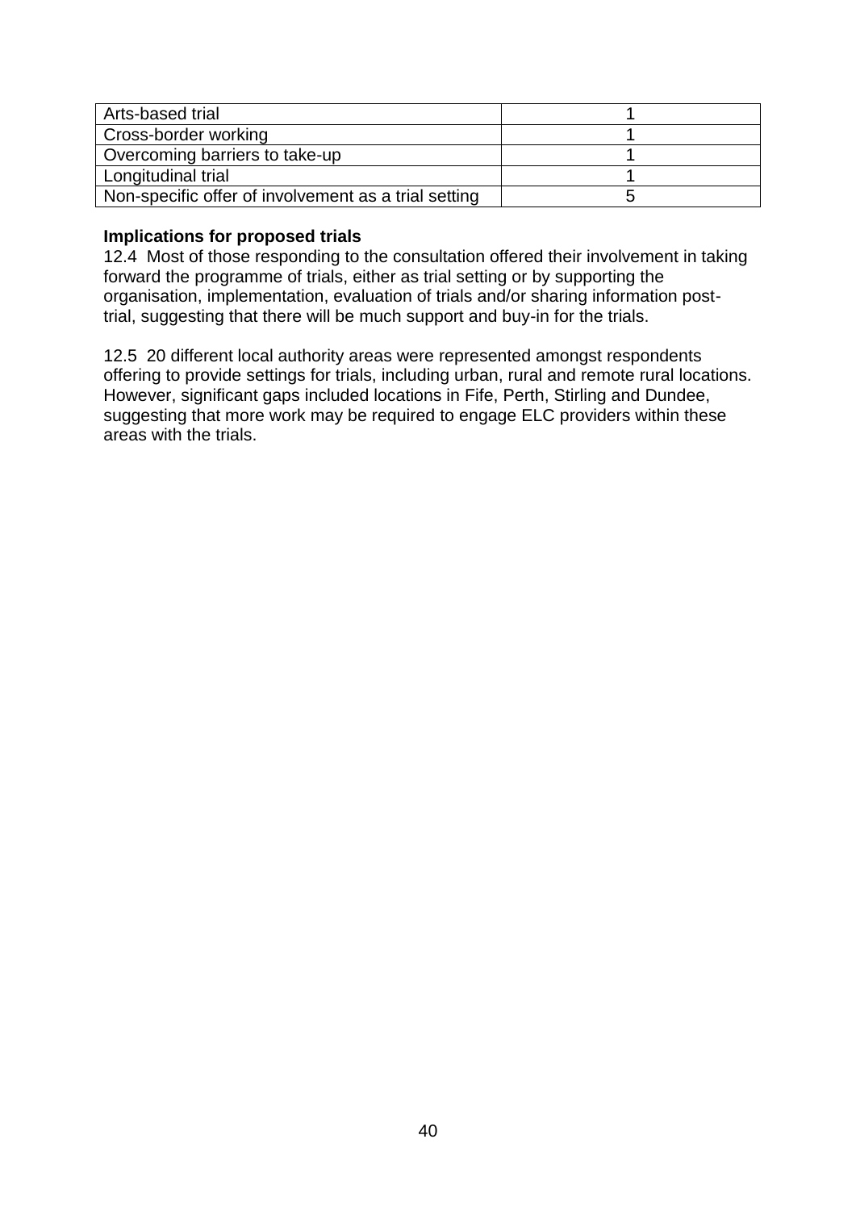| Arts-based trial | 1 |
|---|---|
| Cross-border working | 1 |
| Overcoming barriers to take-up | 1 |
| Longitudinal trial | 1 |
| Non-specific offer of involvement as a trial setting | 5 |

**Implications for proposed trials**

12.4 Most of those responding to the consultation offered their involvement in taking forward the programme of trials, either as trial setting or by supporting the organisation, implementation, evaluation of trials and/or sharing information post-trial, suggesting that there will be much support and buy-in for the trials.

12.5 20 different local authority areas were represented amongst respondents offering to provide settings for trials, including urban, rural and remote rural locations. However, significant gaps included locations in Fife, Perth, Stirling and Dundee, suggesting that more work may be required to engage ELC providers within these areas with the trials.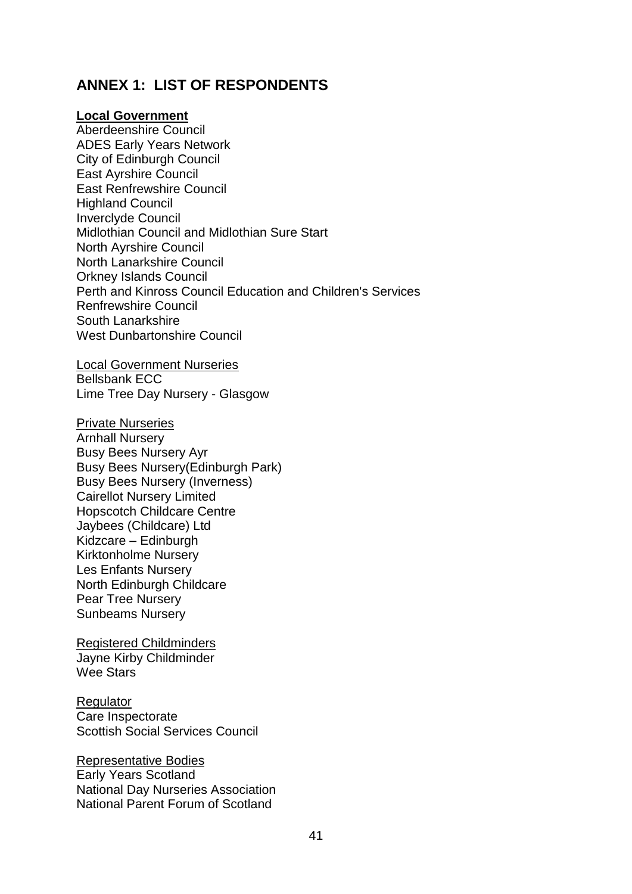## ANNEX 1: LIST OF RESPONDENTS

**Local Government**

Aberdeenshire Council
ADES Early Years Network
City of Edinburgh Council
East Ayrshire Council
East Renfrewshire Council
Highland Council
Inverclyde Council
Midlothian Council and Midlothian Sure Start
North Ayrshire Council
North Lanarkshire Council
Orkney Islands Council
Perth and Kinross Council Education and Children's Services
Renfrewshire Council
South Lanarkshire
West Dunbartonshire Council

Local Government Nurseries

Bellsbank ECC
Lime Tree Day Nursery - Glasgow

Private Nurseries

Arnhall Nursery
Busy Bees Nursery Ayr
Busy Bees Nursery(Edinburgh Park)
Busy Bees Nursery (Inverness)
Cairellot Nursery Limited
Hopscotch Childcare Centre
Jaybees (Childcare) Ltd
Kidzcare – Edinburgh
Kirktonholme Nursery
Les Enfants Nursery
North Edinburgh Childcare
Pear Tree Nursery
Sunbeams Nursery

Registered Childminders

Jayne Kirby Childminder
Wee Stars

Regulator

Care Inspectorate
Scottish Social Services Council

Representative Bodies

Early Years Scotland
National Day Nurseries Association
National Parent Forum of Scotland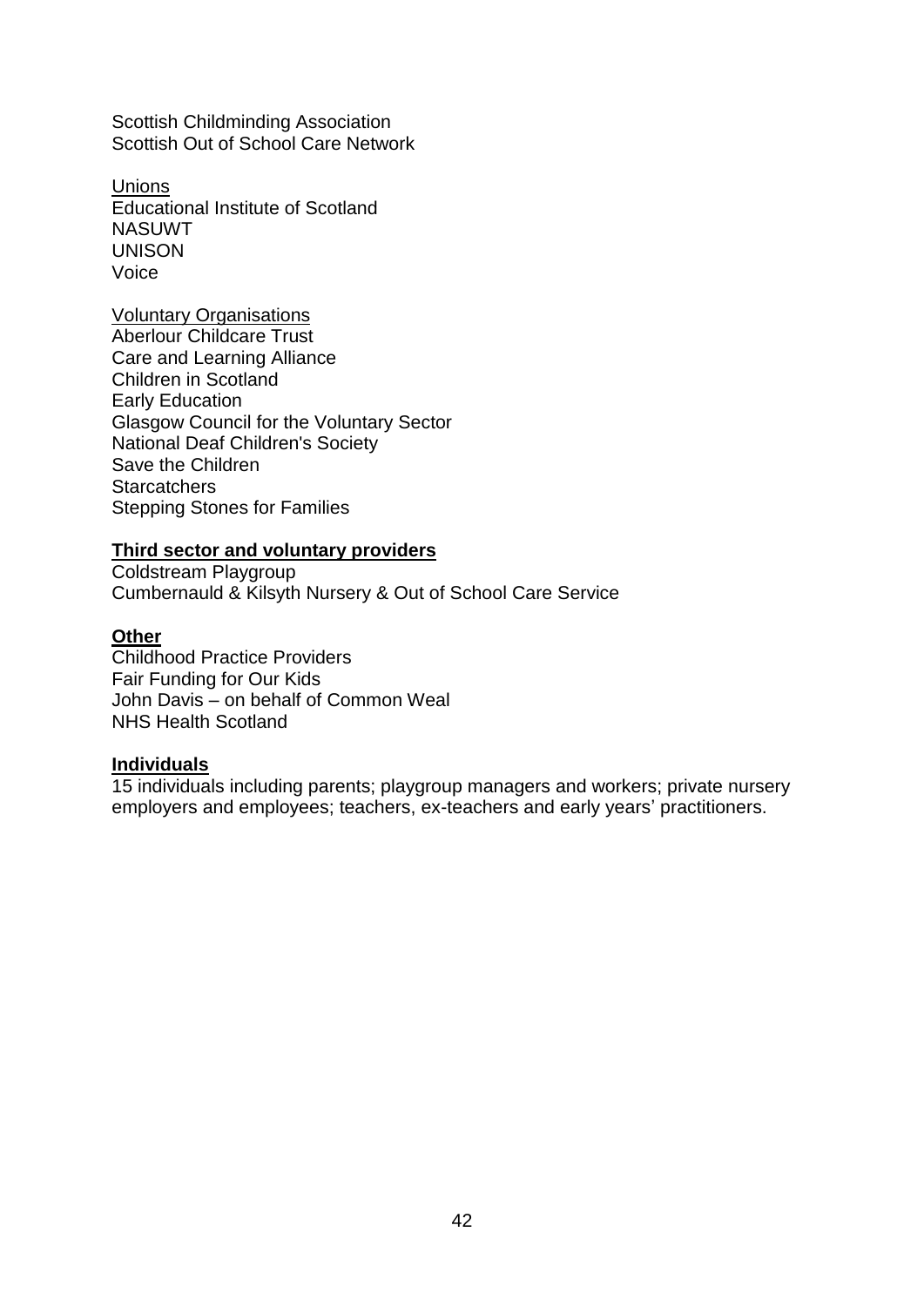Scottish Childminding Association
Scottish Out of School Care Network

Unions
Educational Institute of Scotland
NASUWT
UNISON
Voice

Voluntary Organisations
Aberlour Childcare Trust
Care and Learning Alliance
Children in Scotland
Early Education
Glasgow Council for the Voluntary Sector
National Deaf Children's Society
Save the Children
Starcatchers
Stepping Stones for Families

**Third sector and voluntary providers**
Coldstream Playgroup
Cumbernauld & Kilsyth Nursery & Out of School Care Service

**Other**
Childhood Practice Providers
Fair Funding for Our Kids
John Davis – on behalf of Common Weal
NHS Health Scotland

**Individuals**
15 individuals including parents; playgroup managers and workers; private nursery employers and employees; teachers, ex-teachers and early years' practitioners.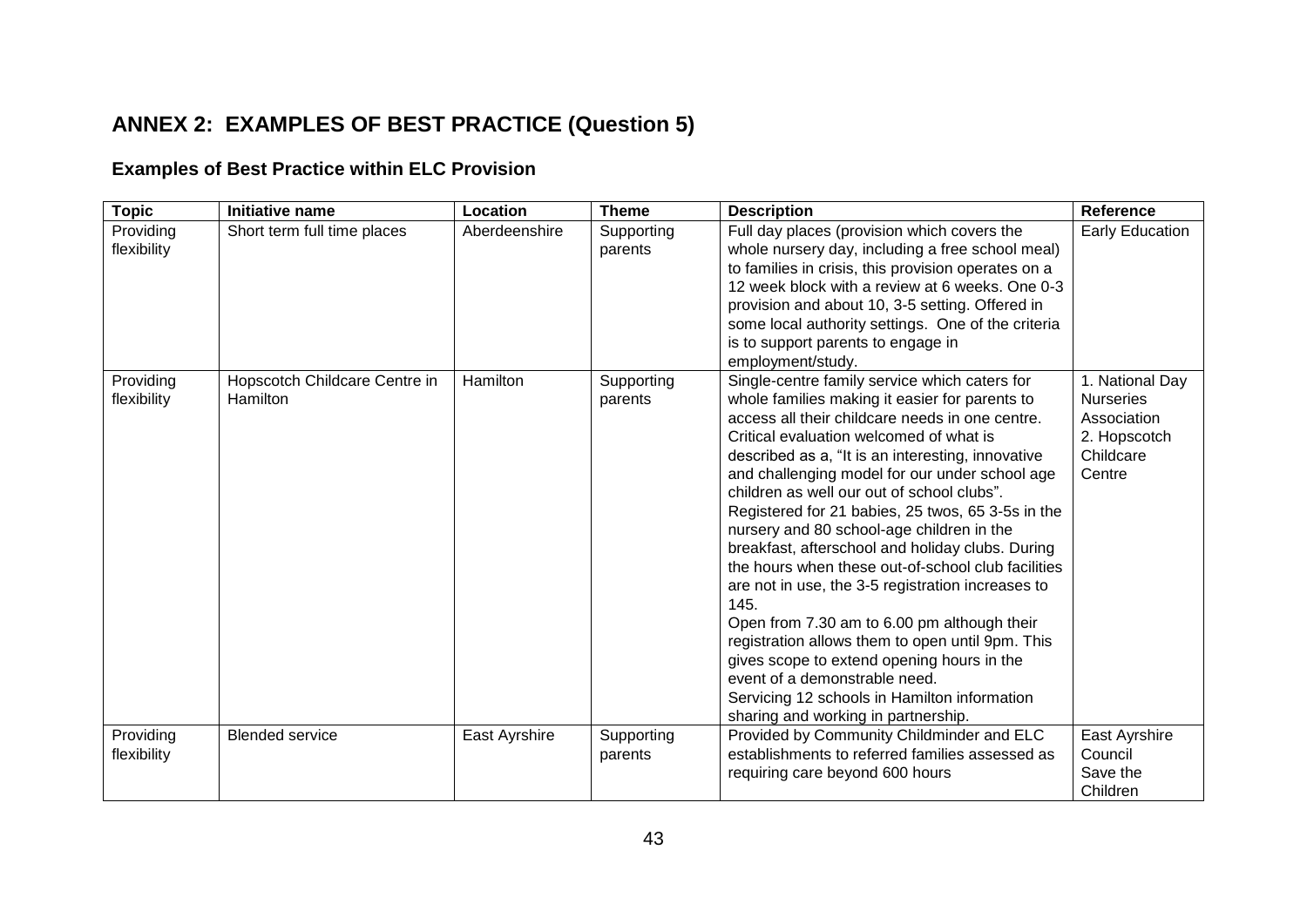## ANNEX 2: EXAMPLES OF BEST PRACTICE (Question 5)

### Examples of Best Practice within ELC Provision

| Topic | Initiative name | Location | Theme | Description | Reference |
|---|---|---|---|---|---|
| Providing flexibility | Short term full time places | Aberdeenshire | Supporting parents | Full day places (provision which covers the whole nursery day, including a free school meal) to families in crisis, this provision operates on a 12 week block with a review at 6 weeks. One 0-3 provision and about 10, 3-5 setting. Offered in some local authority settings. One of the criteria is to support parents to engage in employment/study. | Early Education |
| Providing flexibility | Hopscotch Childcare Centre in Hamilton | Hamilton | Supporting parents | Single-centre family service which caters for whole families making it easier for parents to access all their childcare needs in one centre. Critical evaluation welcomed of what is described as a, "It is an interesting, innovative and challenging model for our under school age children as well our out of school clubs". Registered for 21 babies, 25 twos, 65 3-5s in the nursery and 80 school-age children in the breakfast, afterschool and holiday clubs. During the hours when these out-of-school club facilities are not in use, the 3-5 registration increases to 145. Open from 7.30 am to 6.00 pm although their registration allows them to open until 9pm. This gives scope to extend opening hours in the event of a demonstrable need. Servicing 12 schools in Hamilton information sharing and working in partnership. | 1. National Day Nurseries Association 2. Hopscotch Childcare Centre |
| Providing flexibility | Blended service | East Ayrshire | Supporting parents | Provided by Community Childminder and ELC establishments to referred families assessed as requiring care beyond 600 hours | East Ayrshire Council Save the Children |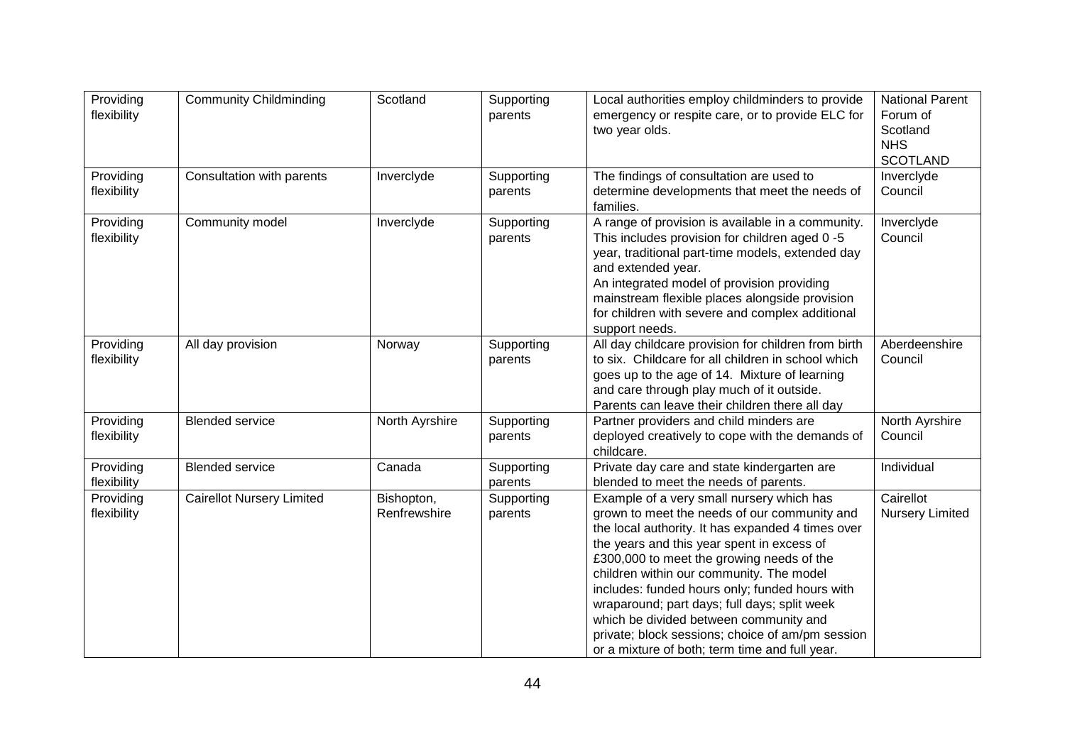| Providing flexibility | Community Childminding | Scotland | Supporting parents | Local authorities employ childminders to provide emergency or respite care, or to provide ELC for two year olds. | National Parent Forum of Scotland<br>NHS SCOTLAND |
|---|---|---|---|---|---|
| Providing flexibility | Consultation with parents | Inverclyde | Supporting parents | The findings of consultation are used to determine developments that meet the needs of families. | Inverclyde Council |
| Providing flexibility | Community model | Inverclyde | Supporting parents | A range of provision is available in a community. This includes provision for children aged 0 -5 year, traditional part-time models, extended day and extended year.<br>An integrated model of provision providing mainstream flexible places alongside provision for children with severe and complex additional support needs. | Inverclyde Council |
| Providing flexibility | All day provision | Norway | Supporting parents | All day childcare provision for children from birth to six. Childcare for all children in school which goes up to the age of 14. Mixture of learning and care through play much of it outside. Parents can leave their children there all day | Aberdeenshire Council |
| Providing flexibility | Blended service | North Ayrshire | Supporting parents | Partner providers and child minders are deployed creatively to cope with the demands of childcare. | North Ayrshire Council |
| Providing flexibility | Blended service | Canada | Supporting parents | Private day care and state kindergarten are blended to meet the needs of parents. | Individual |
| Providing flexibility | Cairellot Nursery Limited | Bishopton, Renfrewshire | Supporting parents | Example of a very small nursery which has grown to meet the needs of our community and the local authority. It has expanded 4 times over the years and this year spent in excess of £300,000 to meet the growing needs of the children within our community. The model includes: funded hours only; funded hours with wraparound; part days; full days; split week which be divided between community and private; block sessions; choice of am/pm session or a mixture of both; term time and full year. | Cairellot Nursery Limited |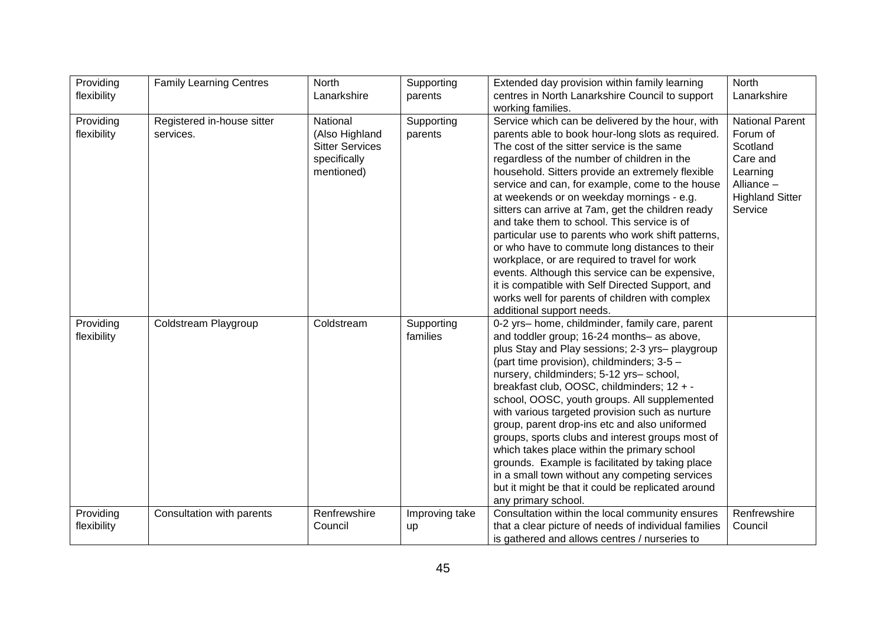| Providing flexibility | Family Learning Centres | North Lanarkshire | Supporting parents | Extended day provision within family learning centres in North Lanarkshire Council to support working families. | North Lanarkshire |
|---|---|---|---|---|---|
| Providing flexibility | Registered in-house sitter services. | National (Also Highland Sitter Services specifically mentioned) | Supporting parents | Service which can be delivered by the hour, with parents able to book hour-long slots as required. The cost of the sitter service is the same regardless of the number of children in the household. Sitters provide an extremely flexible service and can, for example, come to the house at weekends or on weekday mornings - e.g. sitters can arrive at 7am, get the children ready and take them to school. This service is of particular use to parents who work shift patterns, or who have to commute long distances to their workplace, or are required to travel for work events. Although this service can be expensive, it is compatible with Self Directed Support, and works well for parents of children with complex additional support needs. | National Parent Forum of Scotland Care and Learning Alliance – Highland Sitter Service |
| Providing flexibility | Coldstream Playgroup | Coldstream | Supporting families | 0-2 yrs– home, childminder, family care, parent and toddler group; 16-24 months– as above, plus Stay and Play sessions; 2-3 yrs– playgroup (part time provision), childminders; 3-5 – nursery, childminders; 5-12 yrs– school, breakfast club, OOSC, childminders; 12 + - school, OOSC, youth groups. All supplemented with various targeted provision such as nurture group, parent drop-ins etc and also uniformed groups, sports clubs and interest groups most of which takes place within the primary school grounds. Example is facilitated by taking place in a small town without any competing services but it might be that it could be replicated around any primary school. | |
| Providing flexibility | Consultation with parents | Renfrewshire Council | Improving take up | Consultation within the local community ensures that a clear picture of needs of individual families is gathered and allows centres / nurseries to | Renfrewshire Council |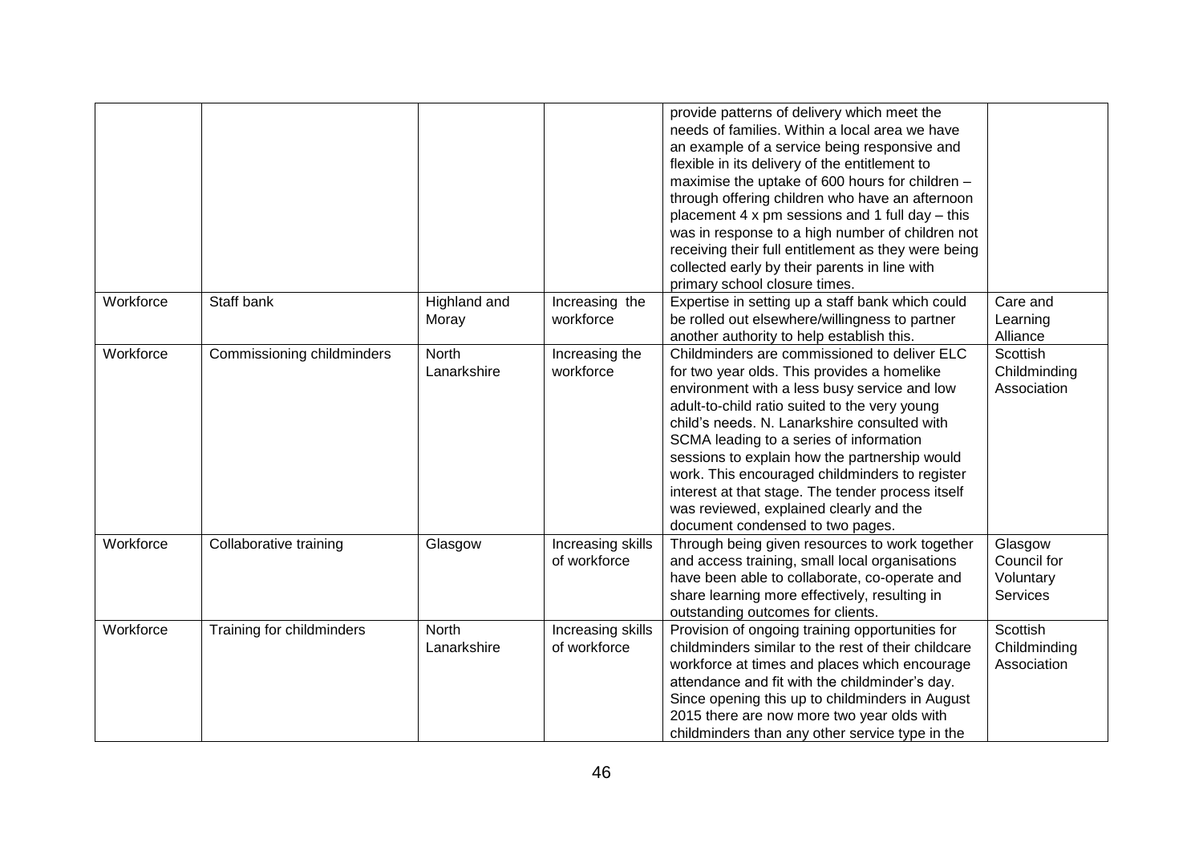| | | | | provide patterns of delivery which meet the needs of families. Within a local area we have an example of a service being responsive and flexible in its delivery of the entitlement to maximise the uptake of 600 hours for children – through offering children who have an afternoon placement 4 x pm sessions and 1 full day – this was in response to a high number of children not receiving their full entitlement as they were being collected early by their parents in line with primary school closure times. | |
|---|---|---|---|---|---|
| Workforce | Staff bank | Highland and Moray | Increasing the workforce | Expertise in setting up a staff bank which could be rolled out elsewhere/willingness to partner another authority to help establish this. | Care and Learning Alliance |
| Workforce | Commissioning childminders | North Lanarkshire | Increasing the workforce | Childminders are commissioned to deliver ELC for two year olds. This provides a homelike environment with a less busy service and low adult-to-child ratio suited to the very young child's needs. N. Lanarkshire consulted with SCMA leading to a series of information sessions to explain how the partnership would work. This encouraged childminders to register interest at that stage. The tender process itself was reviewed, explained clearly and the document condensed to two pages. | Scottish Childminding Association |
| Workforce | Collaborative training | Glasgow | Increasing skills of workforce | Through being given resources to work together and access training, small local organisations have been able to collaborate, co-operate and share learning more effectively, resulting in outstanding outcomes for clients. | Glasgow Council for Voluntary Services |
| Workforce | Training for childminders | North Lanarkshire | Increasing skills of workforce | Provision of ongoing training opportunities for childminders similar to the rest of their childcare workforce at times and places which encourage attendance and fit with the childminder's day. Since opening this up to childminders in August 2015 there are now more two year olds with childminders than any other service type in the | Scottish Childminding Association |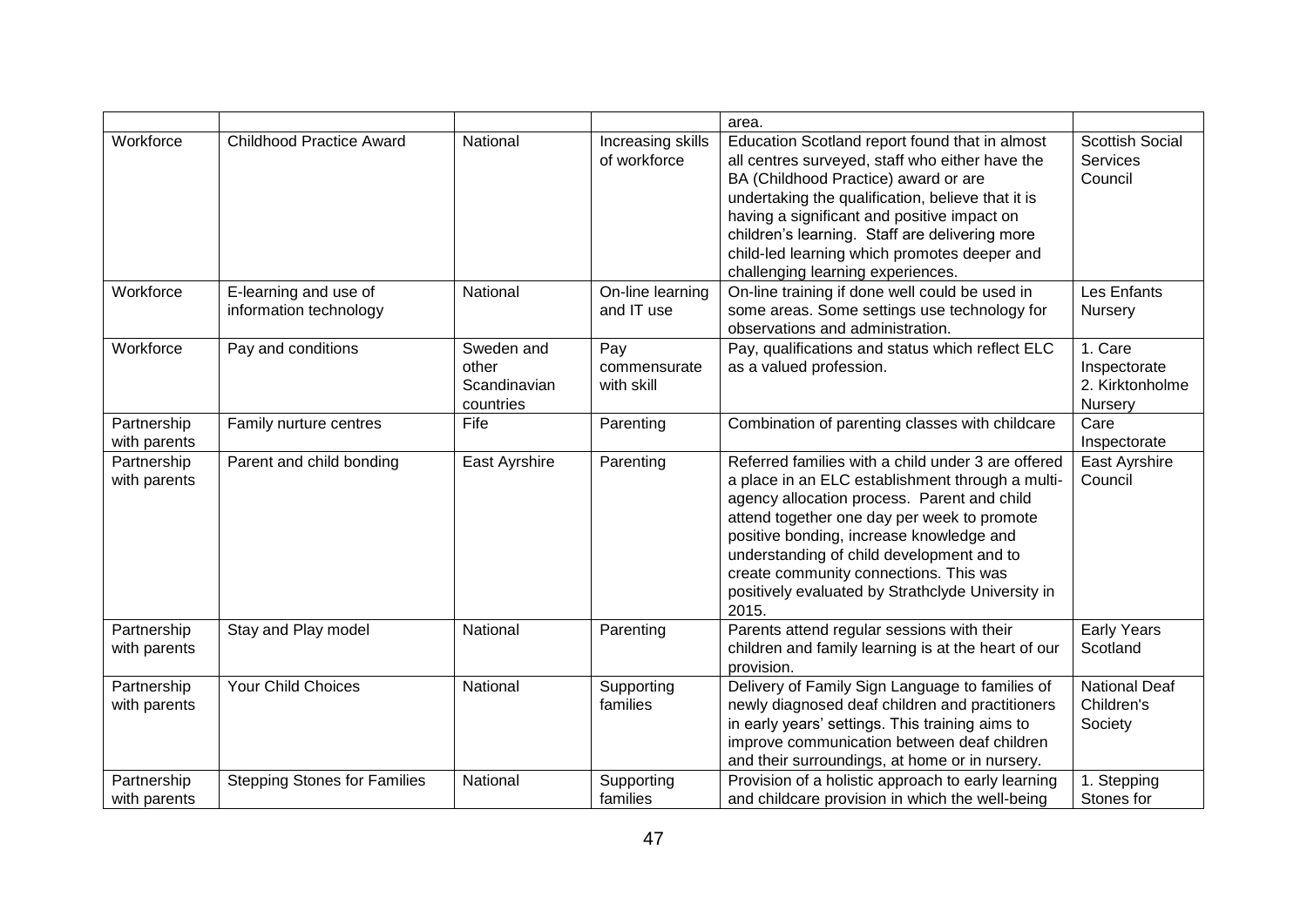| | | | | area. | |
|---|---|---|---|---|---|
| Workforce | Childhood Practice Award | National | Increasing skills of workforce | Education Scotland report found that in almost all centres surveyed, staff who either have the BA (Childhood Practice) award or are undertaking the qualification, believe that it is having a significant and positive impact on children's learning. Staff are delivering more child-led learning which promotes deeper and challenging learning experiences. | Scottish Social Services Council |
| Workforce | E-learning and use of information technology | National | On-line learning and IT use | On-line training if done well could be used in some areas. Some settings use technology for observations and administration. | Les Enfants Nursery |
| Workforce | Pay and conditions | Sweden and other Scandinavian countries | Pay commensurate with skill | Pay, qualifications and status which reflect ELC as a valued profession. | 1. Care Inspectorate 2. Kirktonholme Nursery |
| Partnership with parents | Family nurture centres | Fife | Parenting | Combination of parenting classes with childcare | Care Inspectorate |
| Partnership with parents | Parent and child bonding | East Ayrshire | Parenting | Referred families with a child under 3 are offered a place in an ELC establishment through a multi-agency allocation process. Parent and child attend together one day per week to promote positive bonding, increase knowledge and understanding of child development and to create community connections. This was positively evaluated by Strathclyde University in 2015. | East Ayrshire Council |
| Partnership with parents | Stay and Play model | National | Parenting | Parents attend regular sessions with their children and family learning is at the heart of our provision. | Early Years Scotland |
| Partnership with parents | Your Child Choices | National | Supporting families | Delivery of Family Sign Language to families of newly diagnosed deaf children and practitioners in early years' settings. This training aims to improve communication between deaf children and their surroundings, at home or in nursery. | National Deaf Children's Society |
| Partnership with parents | Stepping Stones for Families | National | Supporting families | Provision of a holistic approach to early learning and childcare provision in which the well-being | 1. Stepping Stones for |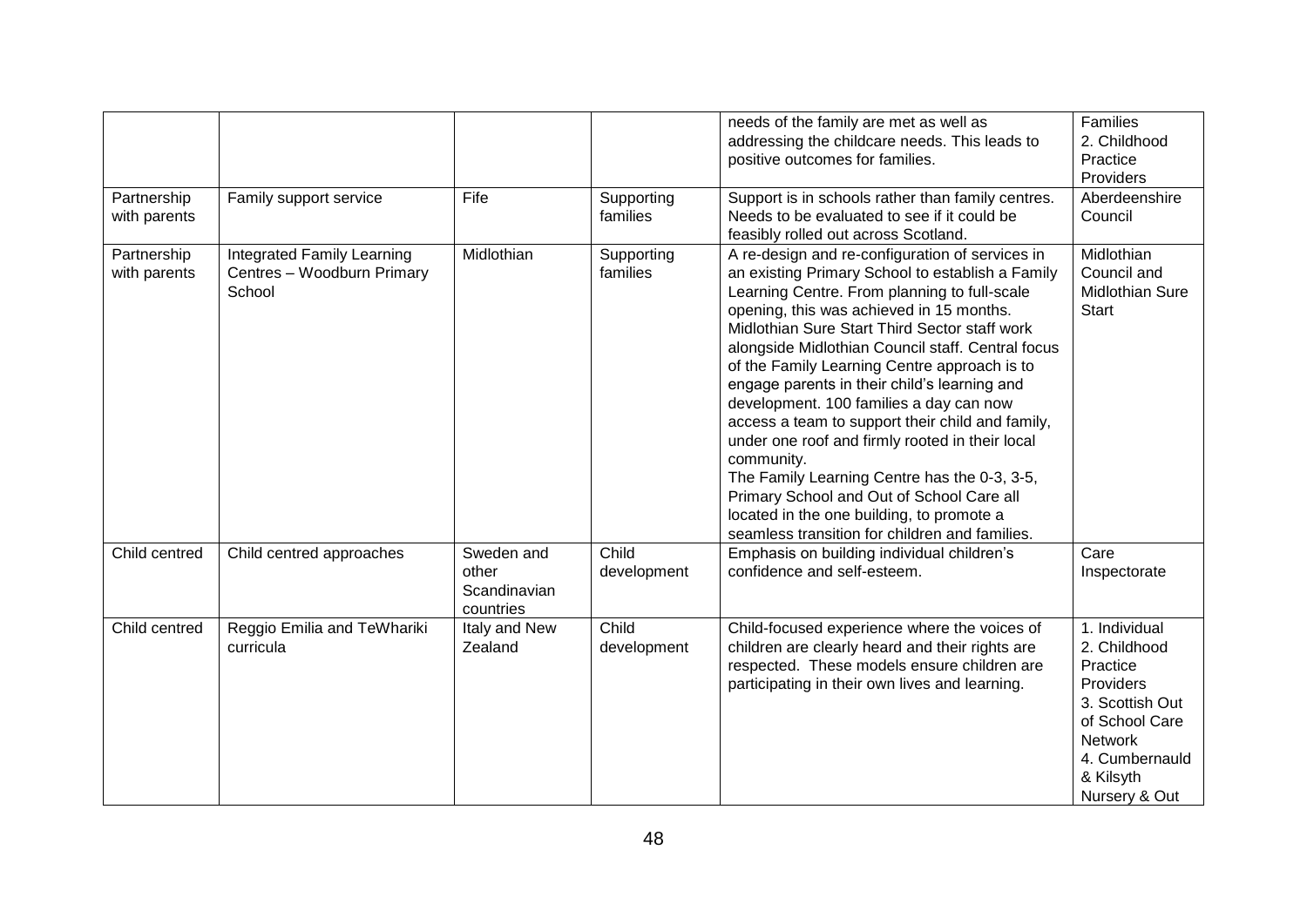| | | | | needs of the family are met as well as addressing the childcare needs. This leads to positive outcomes for families. | Families 2. Childhood Practice Providers |
|---|---|---|---|---|---|
| Partnership with parents | Family support service | Fife | Supporting families | Support is in schools rather than family centres. Needs to be evaluated to see if it could be feasibly rolled out across Scotland. | Aberdeenshire Council |
| Partnership with parents | Integrated Family Learning Centres – Woodburn Primary School | Midlothian | Supporting families | A re-design and re-configuration of services in an existing Primary School to establish a Family Learning Centre. From planning to full-scale opening, this was achieved in 15 months. Midlothian Sure Start Third Sector staff work alongside Midlothian Council staff. Central focus of the Family Learning Centre approach is to engage parents in their child's learning and development. 100 families a day can now access a team to support their child and family, under one roof and firmly rooted in their local community. The Family Learning Centre has the 0-3, 3-5, Primary School and Out of School Care all located in the one building, to promote a seamless transition for children and families. | Midlothian Council and Midlothian Sure Start |
| Child centred | Child centred approaches | Sweden and other Scandinavian countries | Child development | Emphasis on building individual children's confidence and self-esteem. | Care Inspectorate |
| Child centred | Reggio Emilia and TeWhariki curricula | Italy and New Zealand | Child development | Child-focused experience where the voices of children are clearly heard and their rights are respected. These models ensure children are participating in their own lives and learning. | 1. Individual 2. Childhood Practice Providers 3. Scottish Out of School Care Network 4. Cumbernauld & Kilsyth Nursery & Out |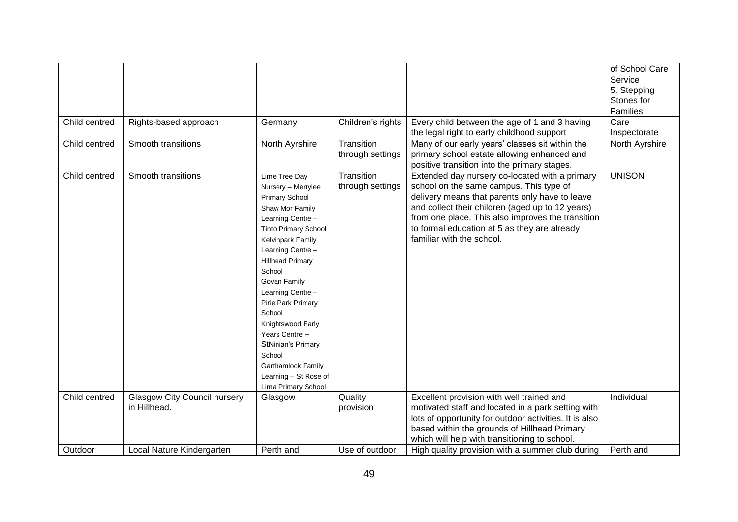|  |  |  |  |  | of School Care Service 5. Stepping Stones for Families |
|---|---|---|---|---|---|
| Child centred | Rights-based approach | Germany | Children's rights | Every child between the age of 1 and 3 having the legal right to early childhood support | Care Inspectorate |
| Child centred | Smooth transitions | North Ayrshire | Transition through settings | Many of our early years' classes sit within the primary school estate allowing enhanced and positive transition into the primary stages. | North Ayrshire |
| Child centred | Smooth transitions | Lime Tree Day Nursery – Merrylee Primary School Shaw Mor Family Learning Centre – Tinto Primary School Kelvinpark Family Learning Centre – Hillhead Primary School Govan Family Learning Centre – Pirie Park Primary School Knightswood Early Years Centre – StNinian's Primary School Garthamlock Family Learning – St Rose of Lima Primary School | Transition through settings | Extended day nursery co-located with a primary school on the same campus. This type of delivery means that parents only have to leave and collect their children (aged up to 12 years) from one place. This also improves the transition to formal education at 5 as they are already familiar with the school. | UNISON |
| Child centred | Glasgow City Council nursery in Hillhead. | Glasgow | Quality provision | Excellent provision with well trained and motivated staff and located in a park setting with lots of opportunity for outdoor activities. It is also based within the grounds of Hillhead Primary which will help with transitioning to school. | Individual |
| Outdoor | Local Nature Kindergarten | Perth and | Use of outdoor | High quality provision with a summer club during | Perth and |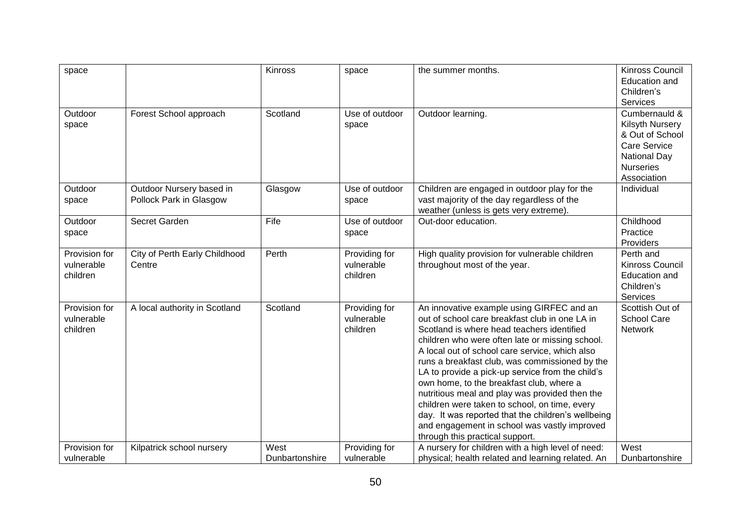| space | | Kinross | space | the summer months. | Kinross Council Education and Children's Services |
|---|---|---|---|---|---|
| Outdoor space | Forest School approach | Scotland | Use of outdoor space | Outdoor learning. | Cumbernauld & Kilsyth Nursery & Out of School Care Service National Day Nurseries Association |
| Outdoor space | Outdoor Nursery based in Pollock Park in Glasgow | Glasgow | Use of outdoor space | Children are engaged in outdoor play for the vast majority of the day regardless of the weather (unless is gets very extreme). | Individual |
| Outdoor space | Secret Garden | Fife | Use of outdoor space | Out-door education. | Childhood Practice Providers |
| Provision for vulnerable children | City of Perth Early Childhood Centre | Perth | Providing for vulnerable children | High quality provision for vulnerable children throughout most of the year. | Perth and Kinross Council Education and Children's Services |
| Provision for vulnerable children | A local authority in Scotland | Scotland | Providing for vulnerable children | An innovative example using GIRFEC and an out of school care breakfast club in one LA in Scotland is where head teachers identified children who were often late or missing school. A local out of school care service, which also runs a breakfast club, was commissioned by the LA to provide a pick-up service from the child's own home, to the breakfast club, where a nutritious meal and play was provided then the children were taken to school, on time, every day. It was reported that the children's wellbeing and engagement in school was vastly improved through this practical support. | Scottish Out of School Care Network |
| Provision for vulnerable | Kilpatrick school nursery | West Dunbartonshire | Providing for vulnerable | A nursery for children with a high level of need: physical; health related and learning related. An | West Dunbartonshire |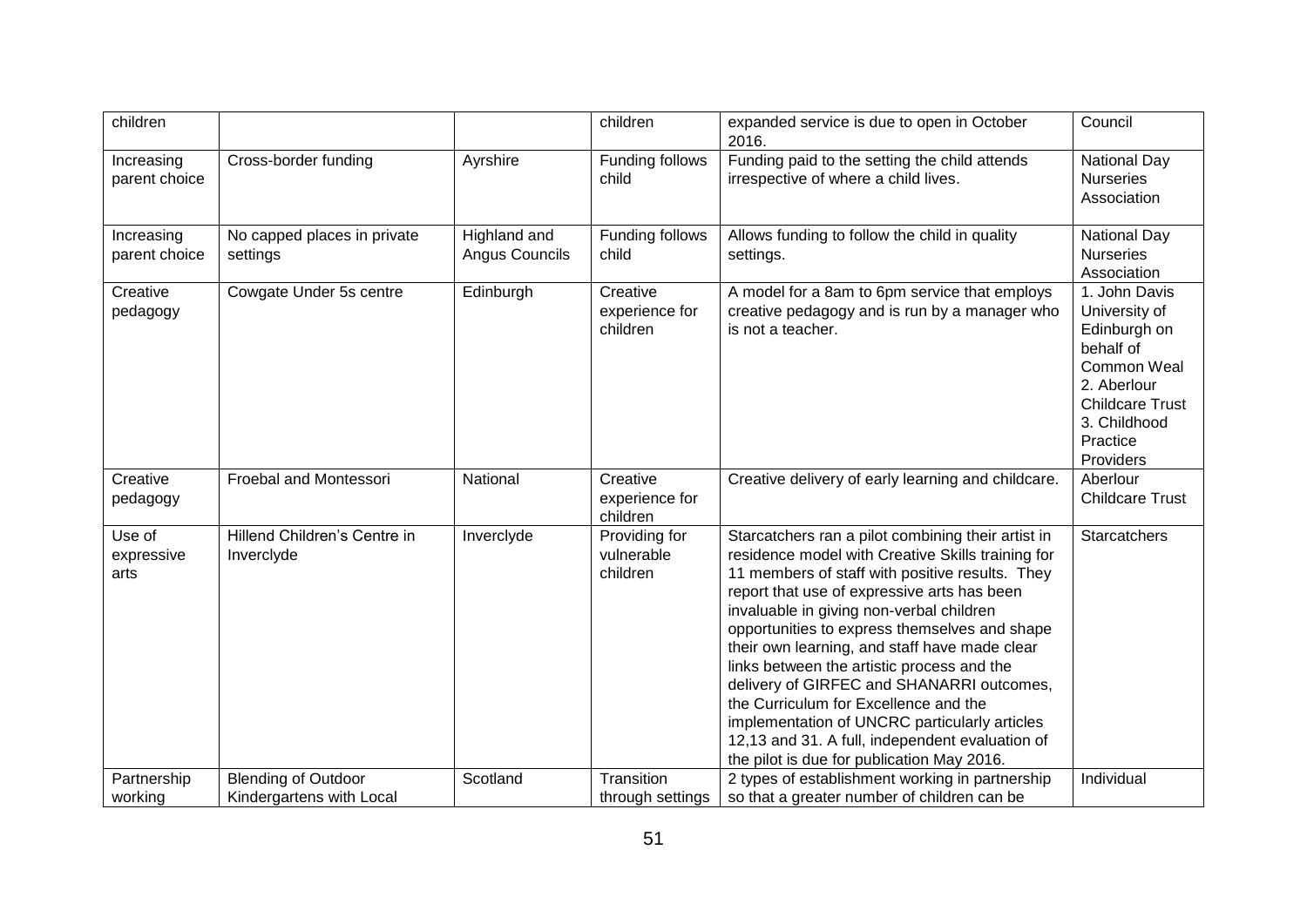| children | | | children | expanded service is due to open in October 2016. | Council |
|---|---|---|---|---|---|
| Increasing parent choice | Cross-border funding | Ayrshire | Funding follows child | Funding paid to the setting the child attends irrespective of where a child lives. | National Day Nurseries Association |
| Increasing parent choice | No capped places in private settings | Highland and Angus Councils | Funding follows child | Allows funding to follow the child in quality settings. | National Day Nurseries Association |
| Creative pedagogy | Cowgate Under 5s centre | Edinburgh | Creative experience for children | A model for a 8am to 6pm service that employs creative pedagogy and is run by a manager who is not a teacher. | 1. John Davis University of Edinburgh on behalf of Common Weal 2. Aberlour Childcare Trust 3. Childhood Practice Providers |
| Creative pedagogy | Froebal and Montessori | National | Creative experience for children | Creative delivery of early learning and childcare. | Aberlour Childcare Trust |
| Use of expressive arts | Hillend Children's Centre in Inverclyde | Inverclyde | Providing for vulnerable children | Starcatchers ran a pilot combining their artist in residence model with Creative Skills training for 11 members of staff with positive results. They report that use of expressive arts has been invaluable in giving non-verbal children opportunities to express themselves and shape their own learning, and staff have made clear links between the artistic process and the delivery of GIRFEC and SHANARRI outcomes, the Curriculum for Excellence and the implementation of UNCRC particularly articles 12,13 and 31. A full, independent evaluation of the pilot is due for publication May 2016. | Starcatchers |
| Partnership working | Blending of Outdoor Kindergartens with Local | Scotland | Transition through settings | 2 types of establishment working in partnership so that a greater number of children can be | Individual |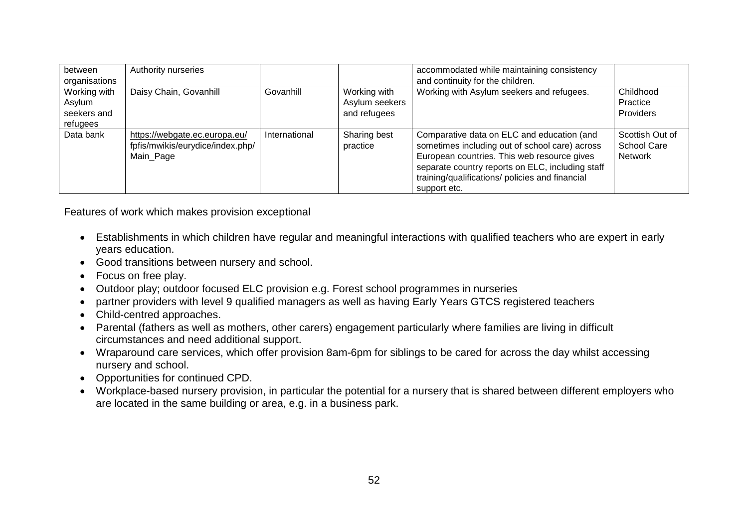| between organisations | Authority nurseries | | | accommodated while maintaining consistency and continuity for the children. | |
|---|---|---|---|---|---|
| Working with Asylum seekers and refugees | Daisy Chain, Govanhill | Govanhill | Working with Asylum seekers and refugees | Working with Asylum seekers and refugees. | Childhood Practice Providers |
| Data bank | https://webgate.ec.europa.eu/fpfis/mwikis/eurydice/index.php/Main_Page | International | Sharing best practice | Comparative data on ELC and education (and sometimes including out of school care) across European countries. This web resource gives separate country reports on ELC, including staff training/qualifications/ policies and financial support etc. | Scottish Out of School Care Network |

Features of work which makes provision exceptional

- Establishments in which children have regular and meaningful interactions with qualified teachers who are expert in early years education.
- Good transitions between nursery and school.
- Focus on free play.
- Outdoor play; outdoor focused ELC provision e.g. Forest school programmes in nurseries
- partner providers with level 9 qualified managers as well as having Early Years GTCS registered teachers
- Child-centred approaches.
- Parental (fathers as well as mothers, other carers) engagement particularly where families are living in difficult circumstances and need additional support.
- Wraparound care services, which offer provision 8am-6pm for siblings to be cared for across the day whilst accessing nursery and school.
- Opportunities for continued CPD.
- Workplace-based nursery provision, in particular the potential for a nursery that is shared between different employers who are located in the same building or area, e.g. in a business park.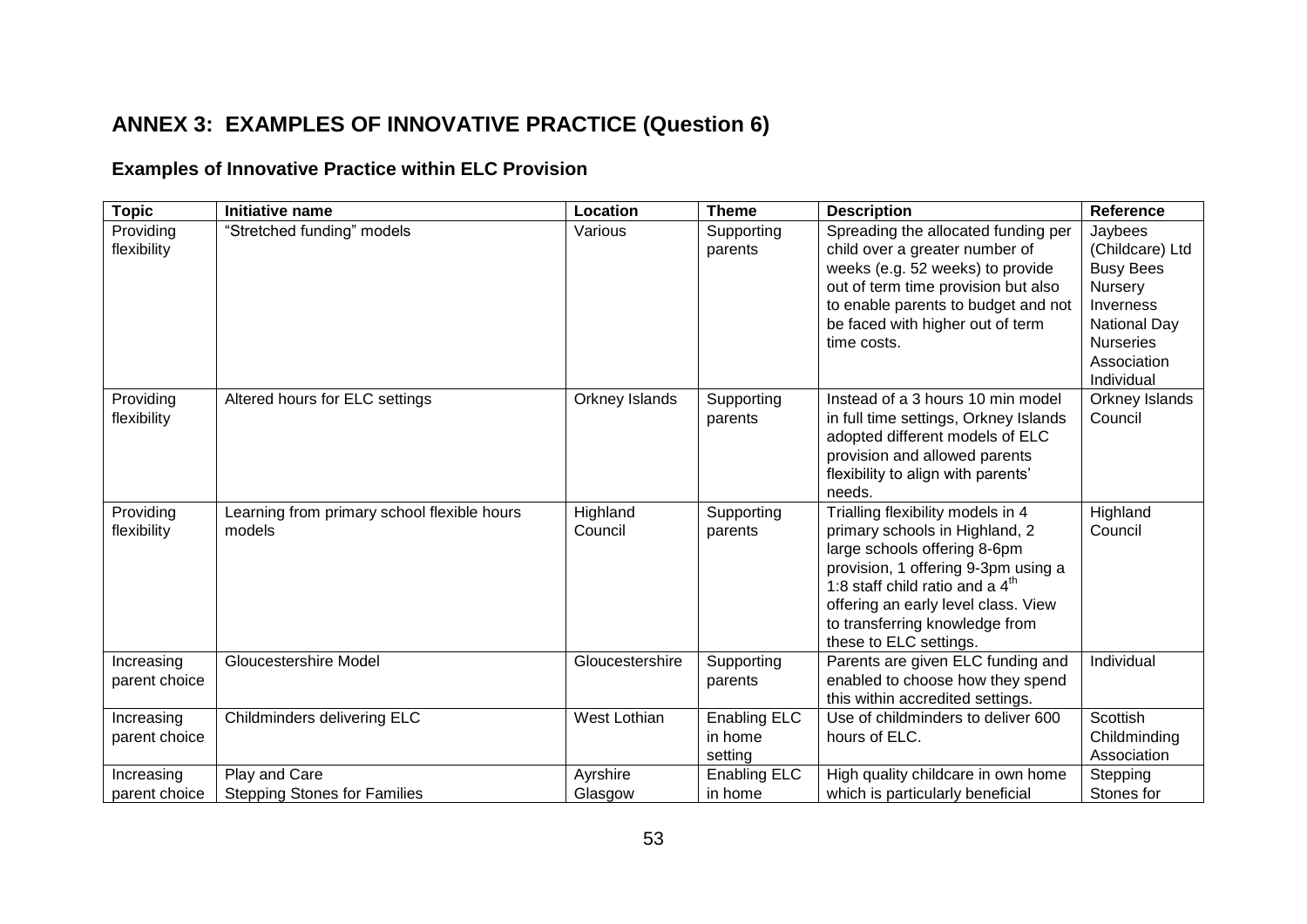## ANNEX 3: EXAMPLES OF INNOVATIVE PRACTICE (Question 6)

### Examples of Innovative Practice within ELC Provision

| Topic | Initiative name | Location | Theme | Description | Reference |
|---|---|---|---|---|---|
| Providing flexibility | "Stretched funding" models | Various | Supporting parents | Spreading the allocated funding per child over a greater number of weeks (e.g. 52 weeks) to provide out of term time provision but also to enable parents to budget and not be faced with higher out of term time costs. | Jaybees (Childcare) Ltd Busy Bees Nursery Inverness National Day Nurseries Association Individual |
| Providing flexibility | Altered hours for ELC settings | Orkney Islands | Supporting parents | Instead of a 3 hours 10 min model in full time settings, Orkney Islands adopted different models of ELC provision and allowed parents flexibility to align with parents' needs. | Orkney Islands Council |
| Providing flexibility | Learning from primary school flexible hours models | Highland Council | Supporting parents | Trialling flexibility models in 4 primary schools in Highland, 2 large schools offering 8-6pm provision, 1 offering 9-3pm using a 1:8 staff child ratio and a 4th offering an early level class. View to transferring knowledge from these to ELC settings. | Highland Council |
| Increasing parent choice | Gloucestershire Model | Gloucestershire | Supporting parents | Parents are given ELC funding and enabled to choose how they spend this within accredited settings. | Individual |
| Increasing parent choice | Childminders delivering ELC | West Lothian | Enabling ELC in home setting | Use of childminders to deliver 600 hours of ELC. | Scottish Childminding Association |
| Increasing parent choice | Play and Care Stepping Stones for Families | Ayrshire Glasgow | Enabling ELC in home | High quality childcare in own home which is particularly beneficial | Stepping Stones for |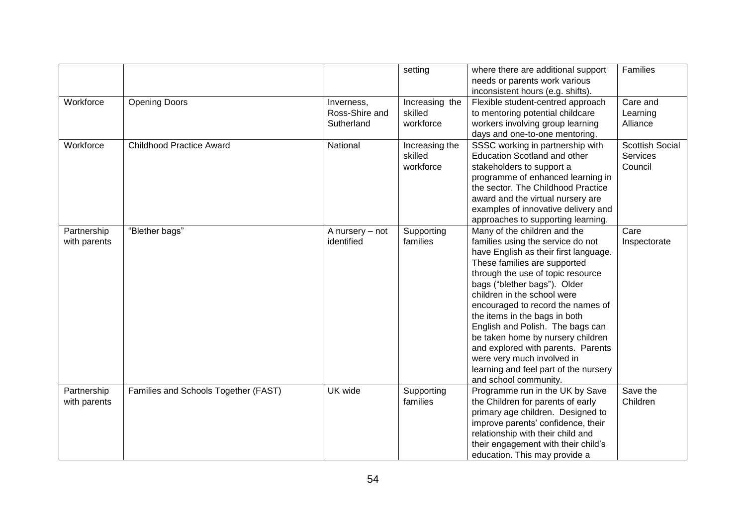| | | | setting | where there are additional support needs or parents work various inconsistent hours (e.g. shifts). | Families |
|---|---|---|---|---|---|
| Workforce | Opening Doors | Inverness, Ross-Shire and Sutherland | Increasing the skilled workforce | Flexible student-centred approach to mentoring potential childcare workers involving group learning days and one-to-one mentoring. | Care and Learning Alliance |
| Workforce | Childhood Practice Award | National | Increasing the skilled workforce | SSSC working in partnership with Education Scotland and other stakeholders to support a programme of enhanced learning in the sector. The Childhood Practice award and the virtual nursery are examples of innovative delivery and approaches to supporting learning. | Scottish Social Services Council |
| Partnership with parents | "Blether bags" | A nursery – not identified | Supporting families | Many of the children and the families using the service do not have English as their first language. These families are supported through the use of topic resource bags ("blether bags"). Older children in the school were encouraged to record the names of the items in the bags in both English and Polish. The bags can be taken home by nursery children and explored with parents. Parents were very much involved in learning and feel part of the nursery and school community. | Care Inspectorate |
| Partnership with parents | Families and Schools Together (FAST) | UK wide | Supporting families | Programme run in the UK by Save the Children for parents of early primary age children. Designed to improve parents' confidence, their relationship with their child and their engagement with their child's education. This may provide a | Save the Children |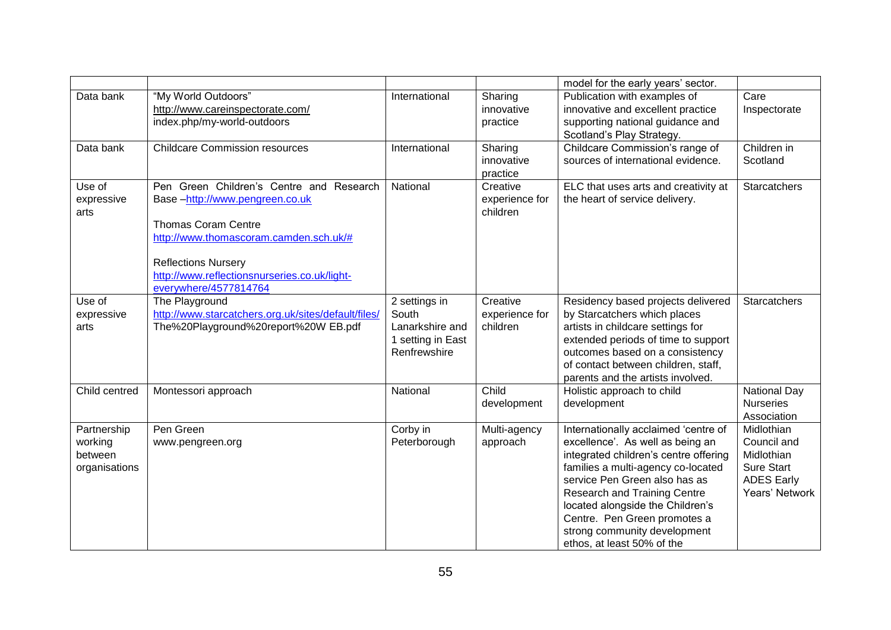| | | | | model for the early years' sector. | |
|---|---|---|---|---|---|
| Data bank | "My World Outdoors" http://www.careinspectorate.com/index.php/my-world-outdoors | International | Sharing innovative practice | Publication with examples of innovative and excellent practice supporting national guidance and Scotland's Play Strategy. | Care Inspectorate |
| Data bank | Childcare Commission resources | International | Sharing innovative practice | Childcare Commission's range of sources of international evidence. | Children in Scotland |
| Use of expressive arts | Pen Green Children's Centre and Research Base –http://www.pengreen.co.uk<br><br>Thomas Coram Centre http://www.thomascoram.camden.sch.uk/#<br><br>Reflections Nursery http://www.reflectionsnurseries.co.uk/light-everywhere/4577814764 | National | Creative experience for children | ELC that uses arts and creativity at the heart of service delivery. | Starcatchers |
| Use of expressive arts | The Playground http://www.starcatchers.org.uk/sites/default/files/The%20Playground%20report%20W EB.pdf | 2 settings in South Lanarkshire and 1 setting in East Renfrewshire | Creative experience for children | Residency based projects delivered by Starcatchers which places artists in childcare settings for extended periods of time to support outcomes based on a consistency of contact between children, staff, parents and the artists involved. | Starcatchers |
| Child centred | Montessori approach | National | Child development | Holistic approach to child development | National Day Nurseries Association |
| Partnership working between organisations | Pen Green www.pengreen.org | Corby in Peterborough | Multi-agency approach | Internationally acclaimed 'centre of excellence'. As well as being an integrated children's centre offering families a multi-agency co-located service Pen Green also has as Research and Training Centre located alongside the Children's Centre. Pen Green promotes a strong community development ethos, at least 50% of the | Midlothian Council and Midlothian Sure Start ADES Early Years' Network |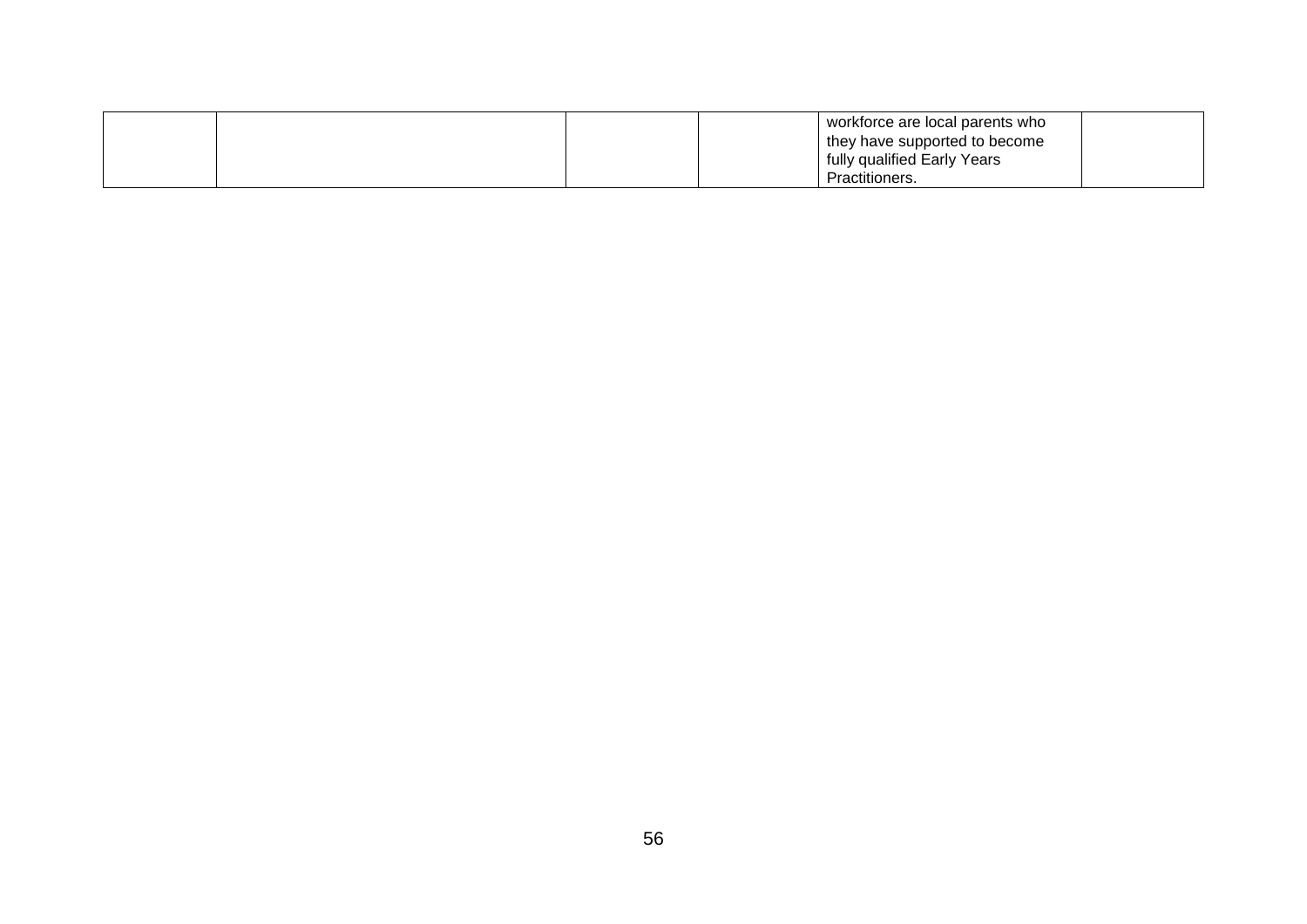| | | | | | |
|---|---|---|---|---|---|
| | | | | workforce are local parents who they have supported to become fully qualified Early Years Practitioners. | |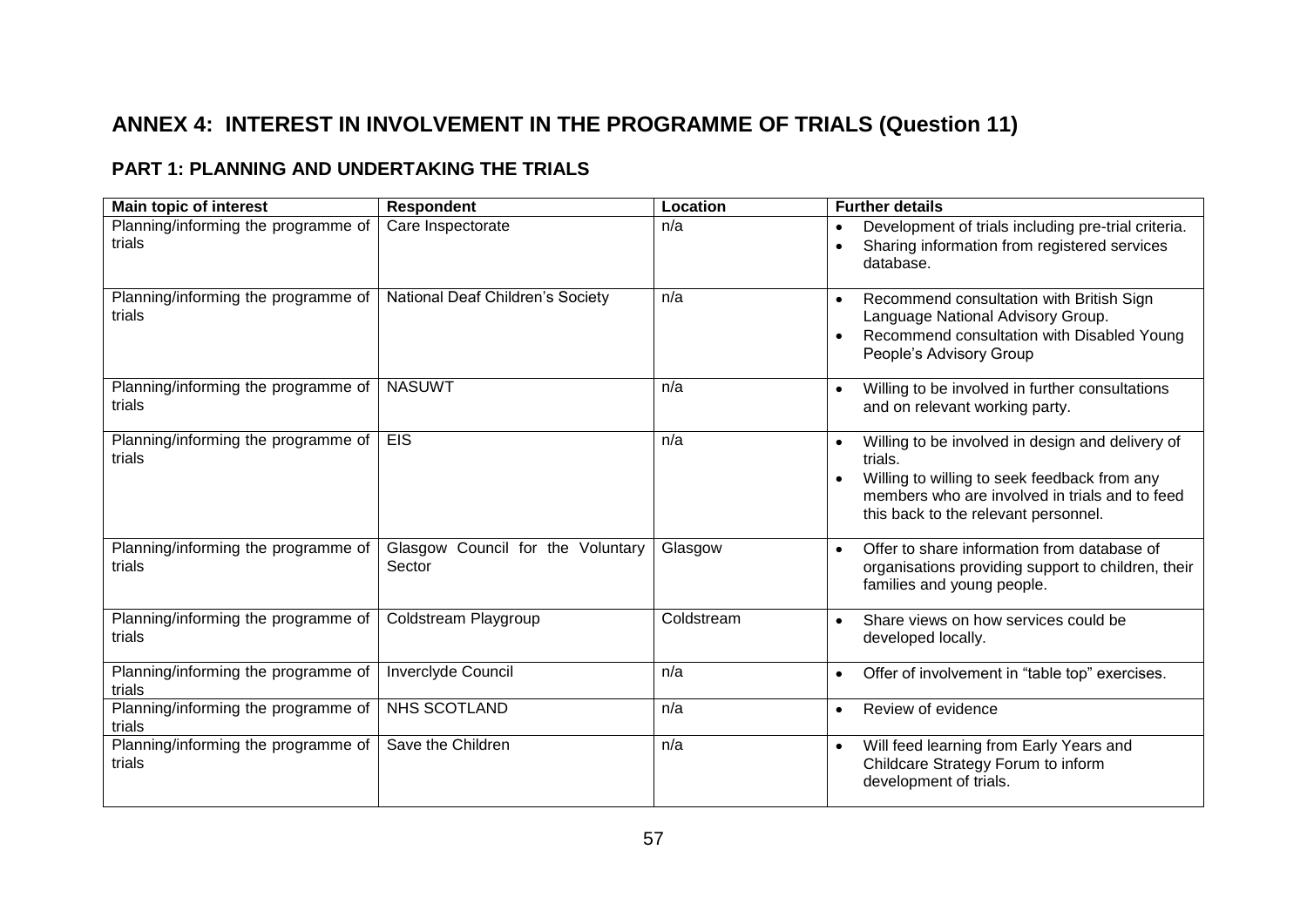# ANNEX 4: INTEREST IN INVOLVEMENT IN THE PROGRAMME OF TRIALS (Question 11)

## PART 1: PLANNING AND UNDERTAKING THE TRIALS

| Main topic of interest | Respondent | Location | Further details |
|---|---|---|---|
| Planning/informing the programme of trials | Care Inspectorate | n/a | • Development of trials including pre-trial criteria.<br>• Sharing information from registered services database. |
| Planning/informing the programme of trials | National Deaf Children's Society | n/a | • Recommend consultation with British Sign Language National Advisory Group.<br>• Recommend consultation with Disabled Young People's Advisory Group |
| Planning/informing the programme of trials | NASUWT | n/a | • Willing to be involved in further consultations and on relevant working party. |
| Planning/informing the programme of trials | EIS | n/a | • Willing to be involved in design and delivery of trials.<br>• Willing to willing to seek feedback from any members who are involved in trials and to feed this back to the relevant personnel. |
| Planning/informing the programme of trials | Glasgow Council for the Voluntary Sector | Glasgow | • Offer to share information from database of organisations providing support to children, their families and young people. |
| Planning/informing the programme of trials | Coldstream Playgroup | Coldstream | • Share views on how services could be developed locally. |
| Planning/informing the programme of trials | Inverclyde Council | n/a | • Offer of involvement in "table top" exercises. |
| Planning/informing the programme of trials | NHS SCOTLAND | n/a | • Review of evidence |
| Planning/informing the programme of trials | Save the Children | n/a | • Will feed learning from Early Years and Childcare Strategy Forum to inform development of trials. |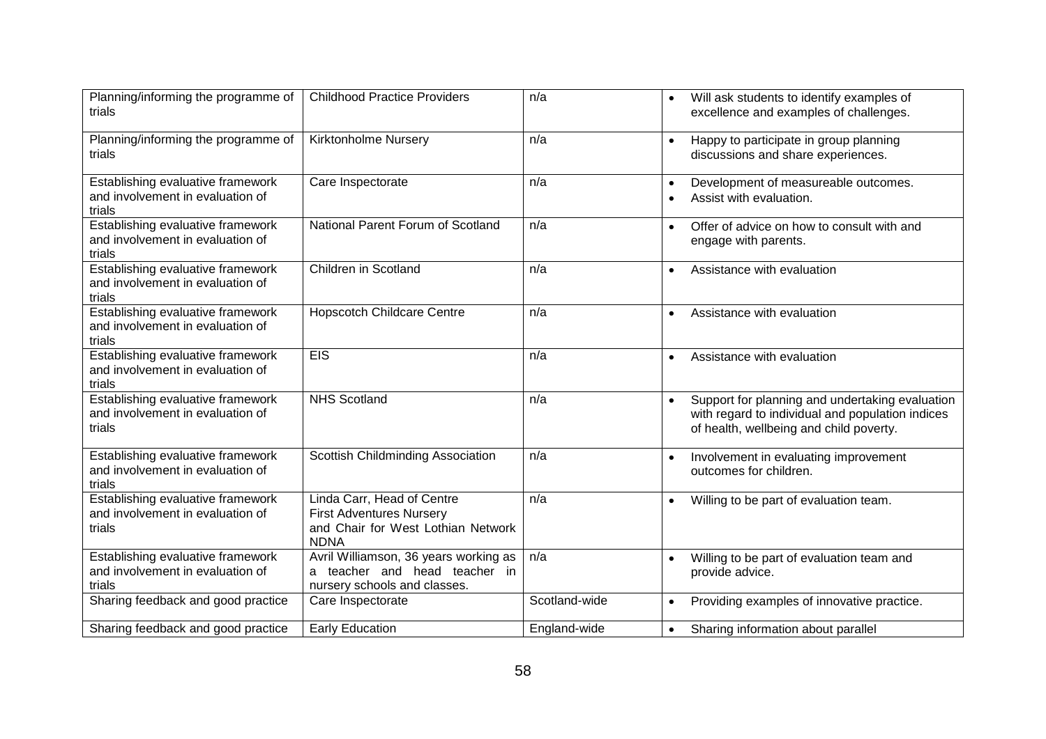| Planning/informing the programme of trials | Childhood Practice Providers | n/a | • Will ask students to identify examples of excellence and examples of challenges. |
|---|---|---|---|
| Planning/informing the programme of trials | Kirktonholme Nursery | n/a | • Happy to participate in group planning discussions and share experiences. |
| Establishing evaluative framework and involvement in evaluation of trials | Care Inspectorate | n/a | • Development of measureable outcomes.<br>• Assist with evaluation. |
| Establishing evaluative framework and involvement in evaluation of trials | National Parent Forum of Scotland | n/a | • Offer of advice on how to consult with and engage with parents. |
| Establishing evaluative framework and involvement in evaluation of trials | Children in Scotland | n/a | • Assistance with evaluation |
| Establishing evaluative framework and involvement in evaluation of trials | Hopscotch Childcare Centre | n/a | • Assistance with evaluation |
| Establishing evaluative framework and involvement in evaluation of trials | EIS | n/a | • Assistance with evaluation |
| Establishing evaluative framework and involvement in evaluation of trials | NHS Scotland | n/a | • Support for planning and undertaking evaluation with regard to individual and population indices of health, wellbeing and child poverty. |
| Establishing evaluative framework and involvement in evaluation of trials | Scottish Childminding Association | n/a | • Involvement in evaluating improvement outcomes for children. |
| Establishing evaluative framework and involvement in evaluation of trials | Linda Carr, Head of Centre First Adventures Nursery and Chair for West Lothian Network NDNA | n/a | • Willing to be part of evaluation team. |
| Establishing evaluative framework and involvement in evaluation of trials | Avril Williamson, 36 years working as a teacher and head teacher in nursery schools and classes. | n/a | • Willing to be part of evaluation team and provide advice. |
| Sharing feedback and good practice | Care Inspectorate | Scotland-wide | • Providing examples of innovative practice. |
| Sharing feedback and good practice | Early Education | England-wide | • Sharing information about parallel |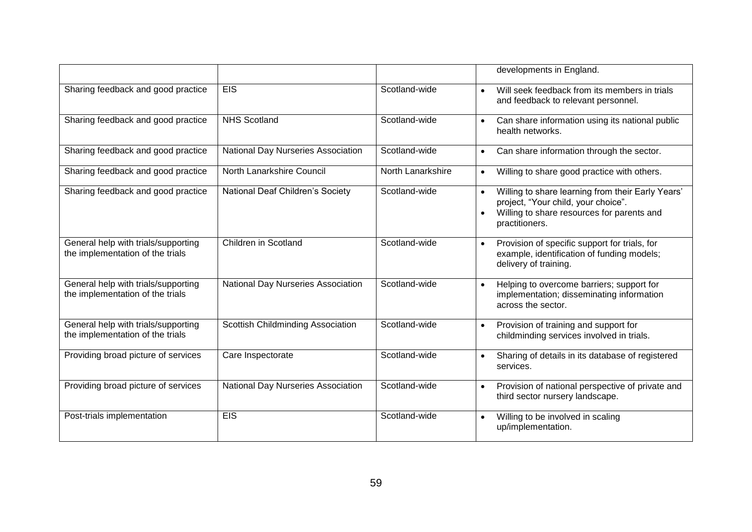| | | | |
|---|---|---|---|
| | | | developments in England. |
| Sharing feedback and good practice | EIS | Scotland-wide | • Will seek feedback from its members in trials and feedback to relevant personnel. |
| Sharing feedback and good practice | NHS Scotland | Scotland-wide | • Can share information using its national public health networks. |
| Sharing feedback and good practice | National Day Nurseries Association | Scotland-wide | • Can share information through the sector. |
| Sharing feedback and good practice | North Lanarkshire Council | North Lanarkshire | • Willing to share good practice with others. |
| Sharing feedback and good practice | National Deaf Children's Society | Scotland-wide | • Willing to share learning from their Early Years' project, "Your child, your choice". <br> • Willing to share resources for parents and practitioners. |
| General help with trials/supporting the implementation of the trials | Children in Scotland | Scotland-wide | • Provision of specific support for trials, for example, identification of funding models; delivery of training. |
| General help with trials/supporting the implementation of the trials | National Day Nurseries Association | Scotland-wide | • Helping to overcome barriers; support for implementation; disseminating information across the sector. |
| General help with trials/supporting the implementation of the trials | Scottish Childminding Association | Scotland-wide | • Provision of training and support for childminding services involved in trials. |
| Providing broad picture of services | Care Inspectorate | Scotland-wide | • Sharing of details in its database of registered services. |
| Providing broad picture of services | National Day Nurseries Association | Scotland-wide | • Provision of national perspective of private and third sector nursery landscape. |
| Post-trials implementation | EIS | Scotland-wide | • Willing to be involved in scaling up/implementation. |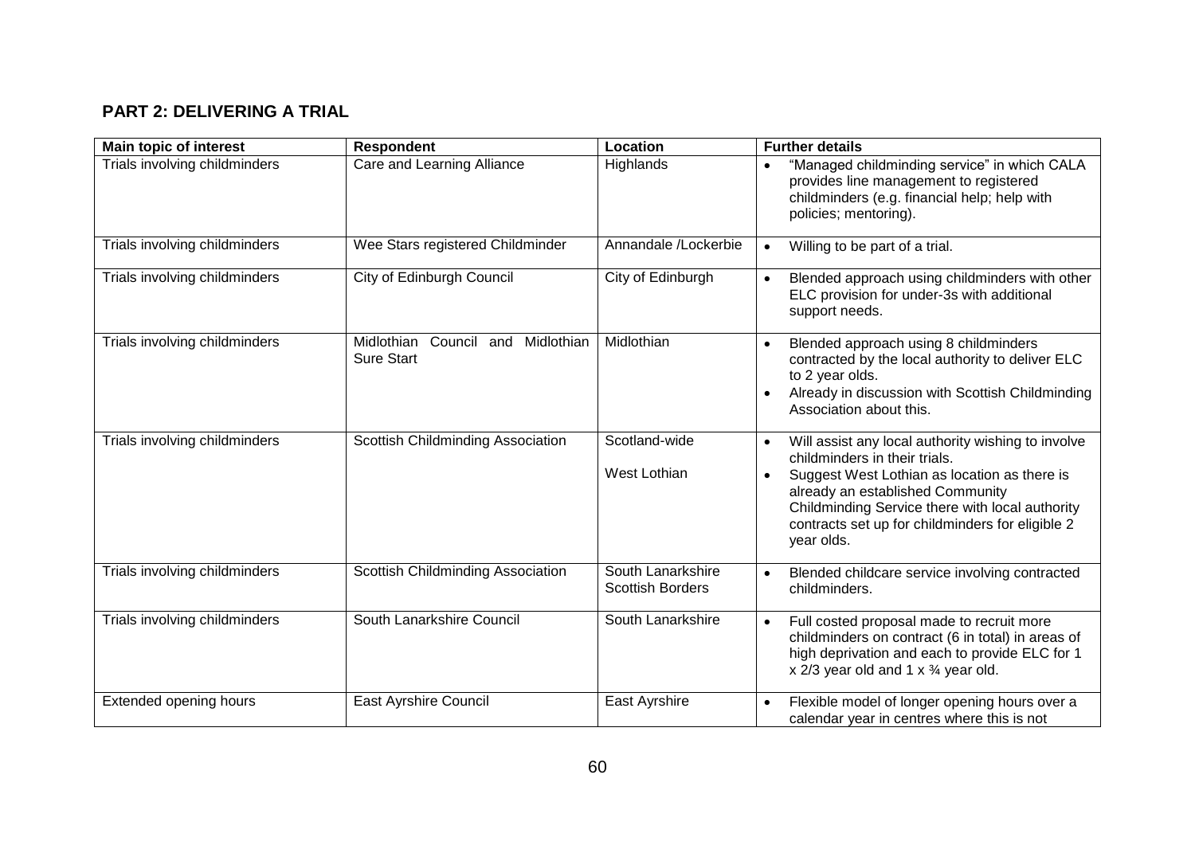## PART 2: DELIVERING A TRIAL

| Main topic of interest | Respondent | Location | Further details |
|---|---|---|---|
| Trials involving childminders | Care and Learning Alliance | Highlands | • "Managed childminding service" in which CALA provides line management to registered childminders (e.g. financial help; help with policies; mentoring). |
| Trials involving childminders | Wee Stars registered Childminder | Annandale /Lockerbie | • Willing to be part of a trial. |
| Trials involving childminders | City of Edinburgh Council | City of Edinburgh | • Blended approach using childminders with other ELC provision for under-3s with additional support needs. |
| Trials involving childminders | Midlothian Council and Midlothian Sure Start | Midlothian | • Blended approach using 8 childminders contracted by the local authority to deliver ELC to 2 year olds.<br>• Already in discussion with Scottish Childminding Association about this. |
| Trials involving childminders | Scottish Childminding Association | Scotland-wide<br><br>West Lothian | • Will assist any local authority wishing to involve childminders in their trials.<br>• Suggest West Lothian as location as there is already an established Community Childminding Service there with local authority contracts set up for childminders for eligible 2 year olds. |
| Trials involving childminders | Scottish Childminding Association | South Lanarkshire<br>Scottish Borders | • Blended childcare service involving contracted childminders. |
| Trials involving childminders | South Lanarkshire Council | South Lanarkshire | • Full costed proposal made to recruit more childminders on contract (6 in total) in areas of high deprivation and each to provide ELC for 1 x 2/3 year old and 1 x ¾ year old. |
| Extended opening hours | East Ayrshire Council | East Ayrshire | • Flexible model of longer opening hours over a calendar year in centres where this is not |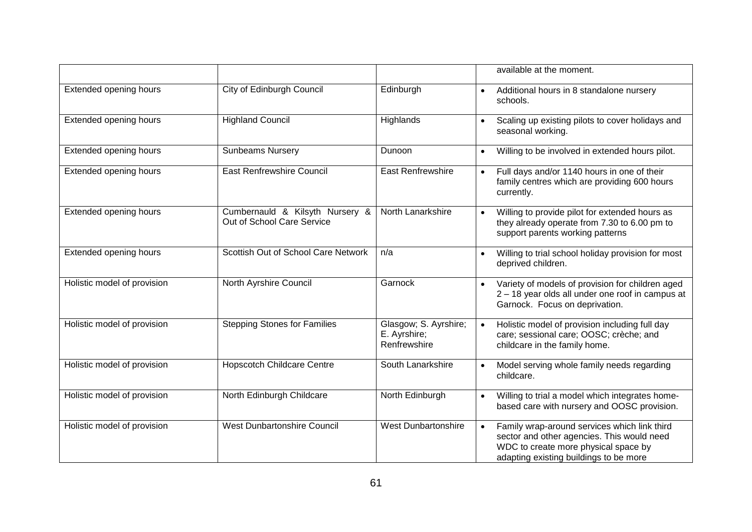| | | | |
|---|---|---|---|
| | | | available at the moment. |
| Extended opening hours | City of Edinburgh Council | Edinburgh | • Additional hours in 8 standalone nursery schools. |
| Extended opening hours | Highland Council | Highlands | • Scaling up existing pilots to cover holidays and seasonal working. |
| Extended opening hours | Sunbeams Nursery | Dunoon | • Willing to be involved in extended hours pilot. |
| Extended opening hours | East Renfrewshire Council | East Renfrewshire | • Full days and/or 1140 hours in one of their family centres which are providing 600 hours currently. |
| Extended opening hours | Cumbernauld & Kilsyth Nursery & Out of School Care Service | North Lanarkshire | • Willing to provide pilot for extended hours as they already operate from 7.30 to 6.00 pm to support parents working patterns |
| Extended opening hours | Scottish Out of School Care Network | n/a | • Willing to trial school holiday provision for most deprived children. |
| Holistic model of provision | North Ayrshire Council | Garnock | • Variety of models of provision for children aged 2 – 18 year olds all under one roof in campus at Garnock. Focus on deprivation. |
| Holistic model of provision | Stepping Stones for Families | Glasgow; S. Ayrshire; E. Ayrshire; Renfrewshire | • Holistic model of provision including full day care; sessional care; OOSC; crèche; and childcare in the family home. |
| Holistic model of provision | Hopscotch Childcare Centre | South Lanarkshire | • Model serving whole family needs regarding childcare. |
| Holistic model of provision | North Edinburgh Childcare | North Edinburgh | • Willing to trial a model which integrates home-based care with nursery and OOSC provision. |
| Holistic model of provision | West Dunbartonshire Council | West Dunbartonshire | • Family wrap-around services which link third sector and other agencies. This would need WDC to create more physical space by adapting existing buildings to be more |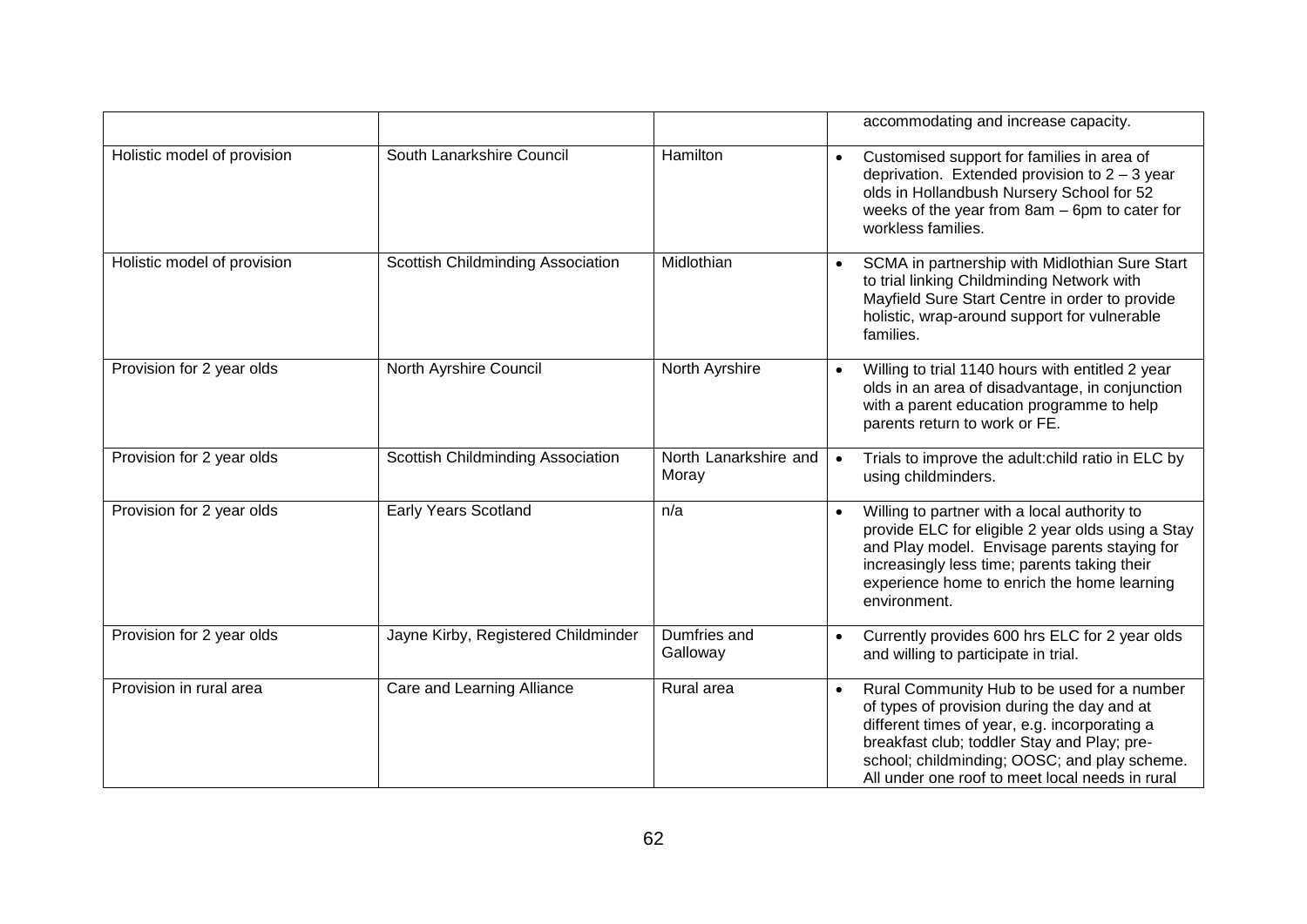| | | | |
|---|---|---|---|
| | | | accommodating and increase capacity. |
| Holistic model of provision | South Lanarkshire Council | Hamilton | • Customised support for families in area of deprivation. Extended provision to 2 – 3 year olds in Hollandbush Nursery School for 52 weeks of the year from 8am – 6pm to cater for workless families. |
| Holistic model of provision | Scottish Childminding Association | Midlothian | • SCMA in partnership with Midlothian Sure Start to trial linking Childminding Network with Mayfield Sure Start Centre in order to provide holistic, wrap-around support for vulnerable families. |
| Provision for 2 year olds | North Ayrshire Council | North Ayrshire | • Willing to trial 1140 hours with entitled 2 year olds in an area of disadvantage, in conjunction with a parent education programme to help parents return to work or FE. |
| Provision for 2 year olds | Scottish Childminding Association | North Lanarkshire and Moray | • Trials to improve the adult:child ratio in ELC by using childminders. |
| Provision for 2 year olds | Early Years Scotland | n/a | • Willing to partner with a local authority to provide ELC for eligible 2 year olds using a Stay and Play model. Envisage parents staying for increasingly less time; parents taking their experience home to enrich the home learning environment. |
| Provision for 2 year olds | Jayne Kirby, Registered Childminder | Dumfries and Galloway | • Currently provides 600 hrs ELC for 2 year olds and willing to participate in trial. |
| Provision in rural area | Care and Learning Alliance | Rural area | • Rural Community Hub to be used for a number of types of provision during the day and at different times of year, e.g. incorporating a breakfast club; toddler Stay and Play; pre-school; childminding; OOSC; and play scheme. All under one roof to meet local needs in rural |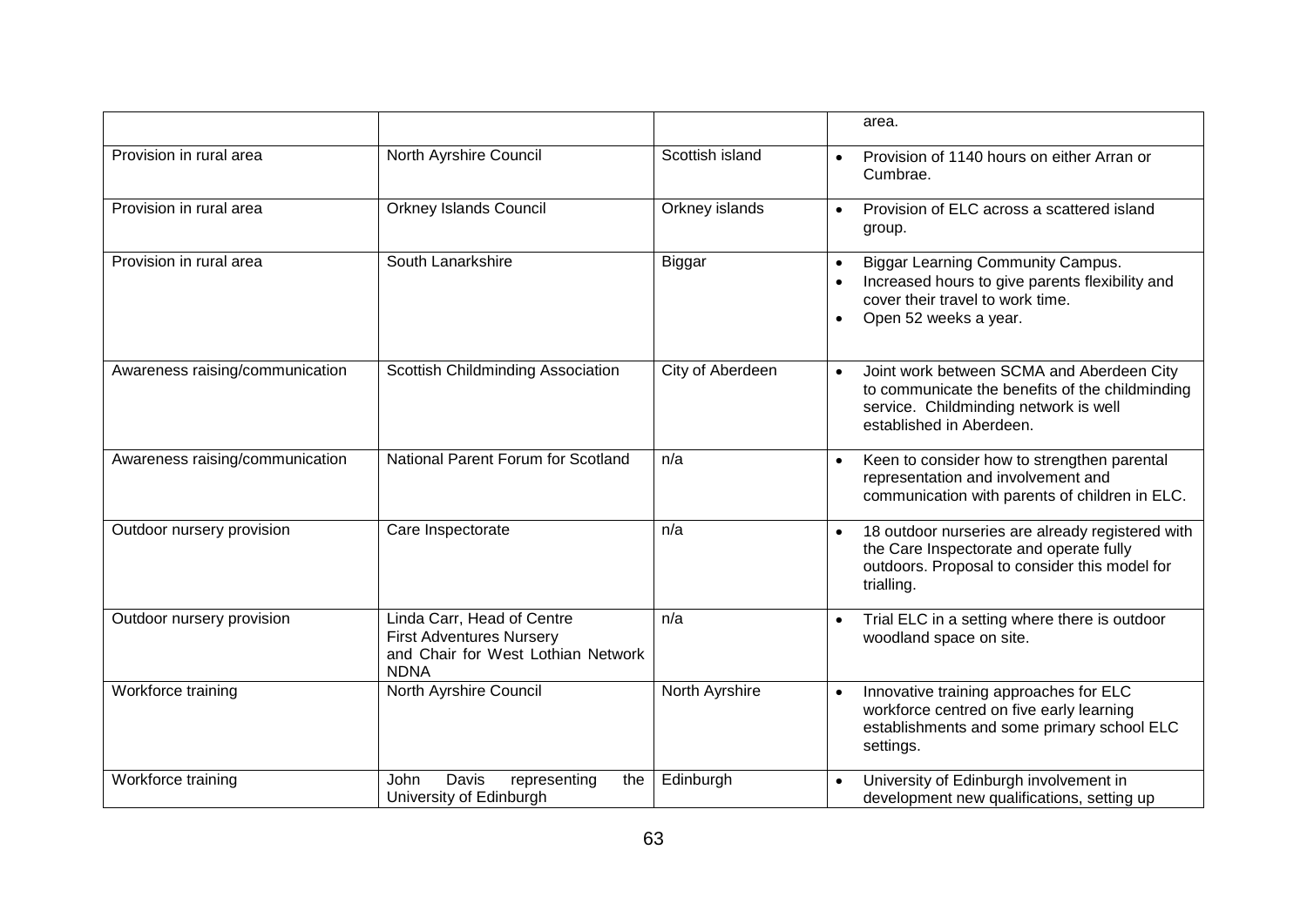| | | | |
|---|---|---|---|
| | | | area. |
| Provision in rural area | North Ayrshire Council | Scottish island | • Provision of 1140 hours on either Arran or Cumbrae. |
| Provision in rural area | Orkney Islands Council | Orkney islands | • Provision of ELC across a scattered island group. |
| Provision in rural area | South Lanarkshire | Biggar | • Biggar Learning Community Campus.<br>• Increased hours to give parents flexibility and cover their travel to work time.<br>• Open 52 weeks a year. |
| Awareness raising/communication | Scottish Childminding Association | City of Aberdeen | • Joint work between SCMA and Aberdeen City to communicate the benefits of the childminding service. Childminding network is well established in Aberdeen. |
| Awareness raising/communication | National Parent Forum for Scotland | n/a | • Keen to consider how to strengthen parental representation and involvement and communication with parents of children in ELC. |
| Outdoor nursery provision | Care Inspectorate | n/a | • 18 outdoor nurseries are already registered with the Care Inspectorate and operate fully outdoors. Proposal to consider this model for trialling. |
| Outdoor nursery provision | Linda Carr, Head of Centre<br>First Adventures Nursery<br>and Chair for West Lothian Network NDNA | n/a | • Trial ELC in a setting where there is outdoor woodland space on site. |
| Workforce training | North Ayrshire Council | North Ayrshire | • Innovative training approaches for ELC workforce centred on five early learning establishments and some primary school ELC settings. |
| Workforce training | John Davis representing the University of Edinburgh | Edinburgh | • University of Edinburgh involvement in development new qualifications, setting up |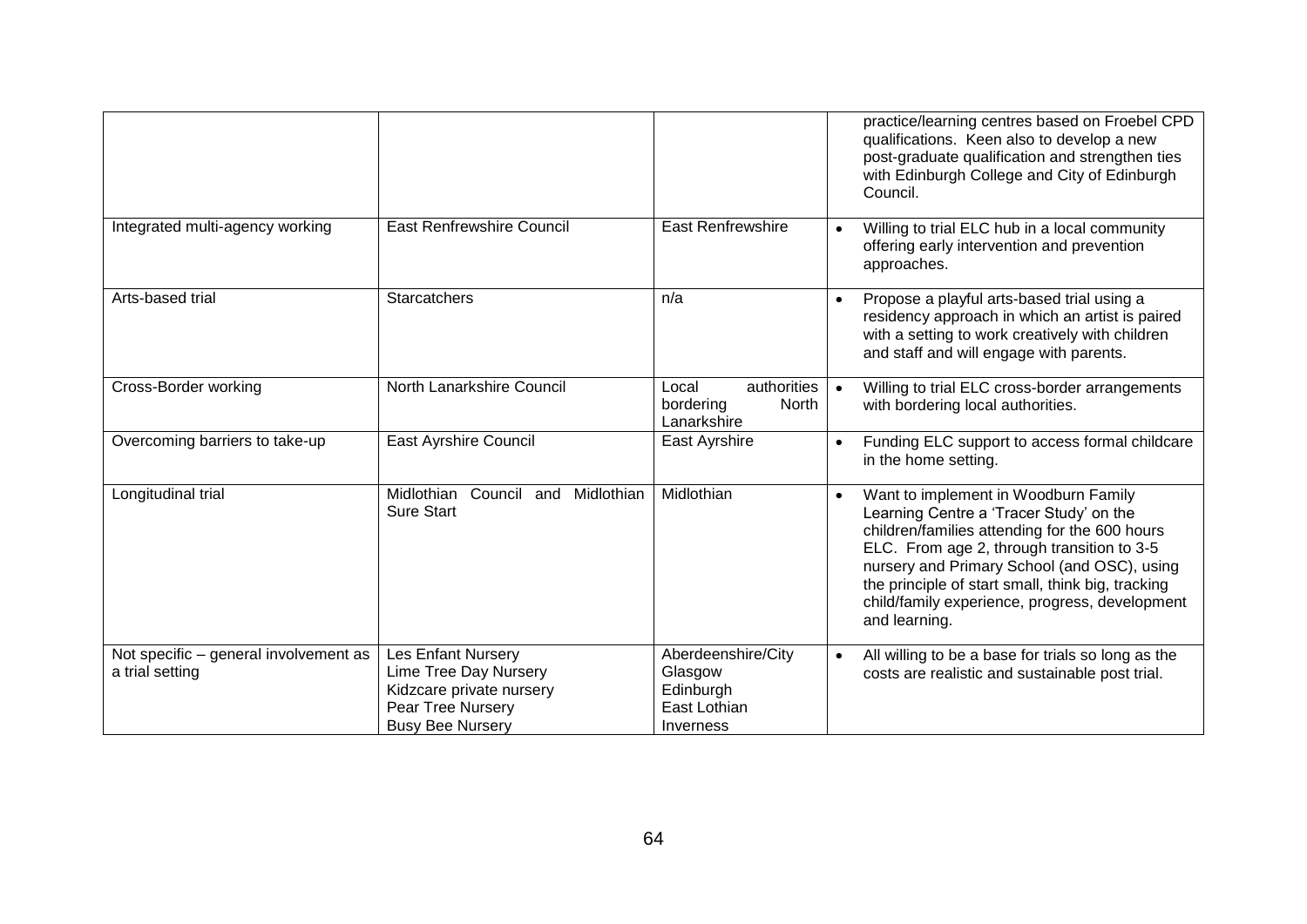| | | | |
|---|---|---|---|
| | | | practice/learning centres based on Froebel CPD qualifications. Keen also to develop a new post-graduate qualification and strengthen ties with Edinburgh College and City of Edinburgh Council. |
| Integrated multi-agency working | East Renfrewshire Council | East Renfrewshire | • Willing to trial ELC hub in a local community offering early intervention and prevention approaches. |
| Arts-based trial | Starcatchers | n/a | • Propose a playful arts-based trial using a residency approach in which an artist is paired with a setting to work creatively with children and staff and will engage with parents. |
| Cross-Border working | North Lanarkshire Council | Local authorities bordering North Lanarkshire | • Willing to trial ELC cross-border arrangements with bordering local authorities. |
| Overcoming barriers to take-up | East Ayrshire Council | East Ayrshire | • Funding ELC support to access formal childcare in the home setting. |
| Longitudinal trial | Midlothian Council and Midlothian Sure Start | Midlothian | • Want to implement in Woodburn Family Learning Centre a 'Tracer Study' on the children/families attending for the 600 hours ELC. From age 2, through transition to 3-5 nursery and Primary School (and OSC), using the principle of start small, think big, tracking child/family experience, progress, development and learning. |
| Not specific – general involvement as a trial setting | Les Enfant Nursery<br>Lime Tree Day Nursery<br>Kidzcare private nursery<br>Pear Tree Nursery<br>Busy Bee Nursery | Aberdeenshire/City Glasgow<br>Edinburgh<br>East Lothian<br>Inverness | • All willing to be a base for trials so long as the costs are realistic and sustainable post trial. |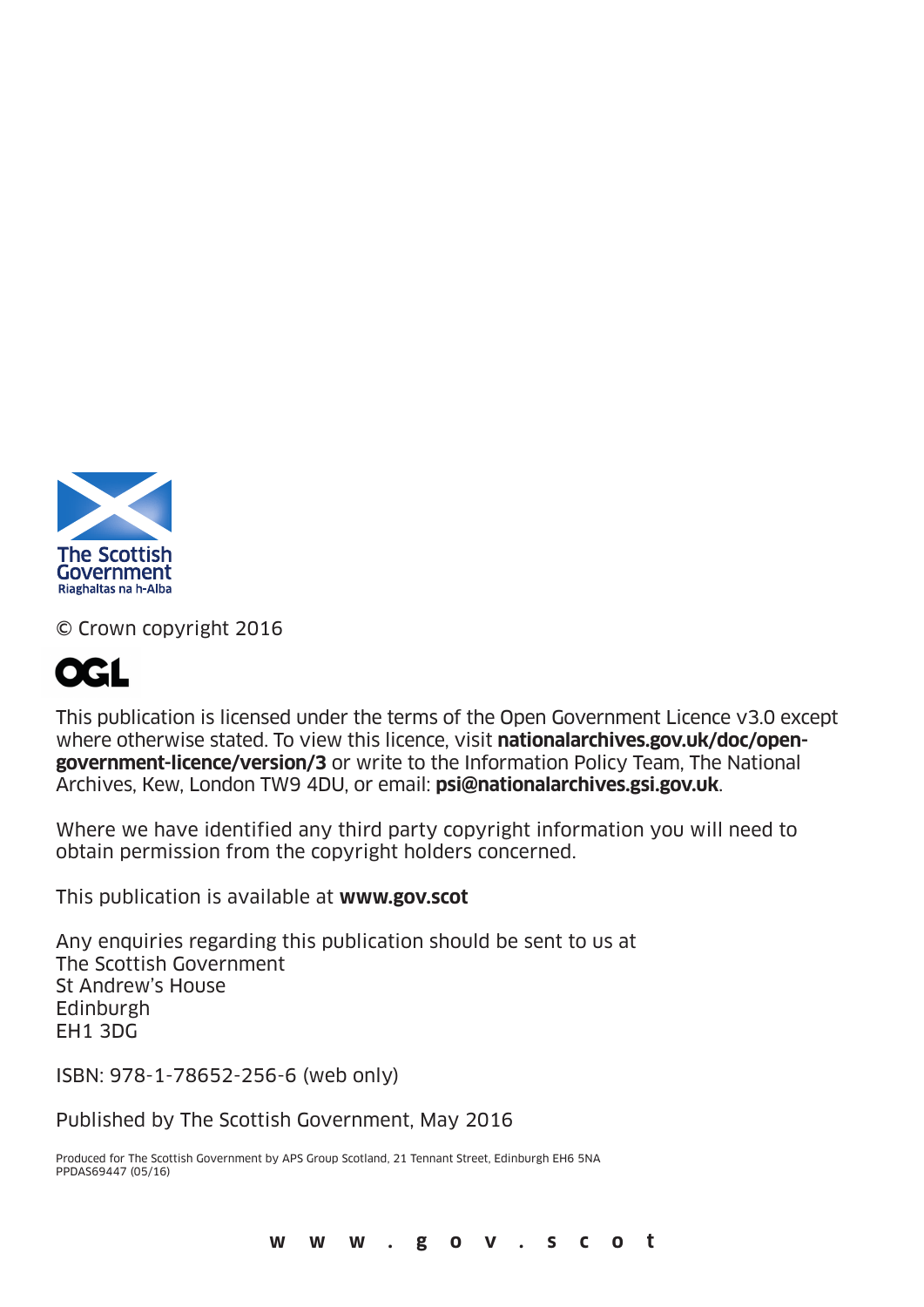The Scottish Government
Riaghaltas na h-Alba

© Crown copyright 2016

OGL

This publication is licensed under the terms of the Open Government Licence v3.0 except where otherwise stated. To view this licence, visit **nationalarchives.gov.uk/doc/open-government-licence/version/3** or write to the Information Policy Team, The National Archives, Kew, London TW9 4DU, or email: **psi@nationalarchives.gsi.gov.uk**.

Where we have identified any third party copyright information you will need to obtain permission from the copyright holders concerned.

This publication is available at **www.gov.scot**

Any enquiries regarding this publication should be sent to us at
The Scottish Government
St Andrew's House
Edinburgh
EH1 3DG

ISBN: 978-1-78652-256-6 (web only)

Published by The Scottish Government, May 2016

Produced for The Scottish Government by APS Group Scotland, 21 Tennant Street, Edinburgh EH6 5NA
PPDAS69447 (05/16)

**w w w . g o v . s c o t**